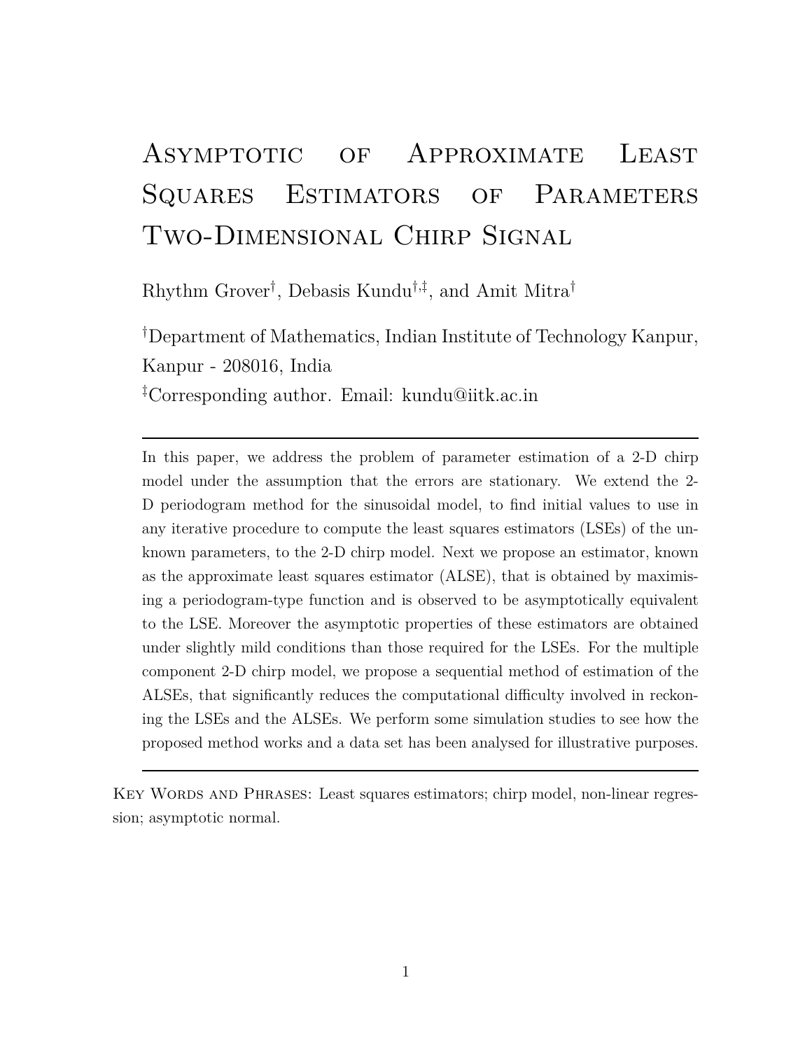# Asymptotic of Approximate Least Squares Estimators of Parameters Two-Dimensional Chirp Signal

Rhythm Grover[†], Debasis Kundu[†,‡], and Amit Mitra[†]

[†]Department of Mathematics, Indian Institute of Technology Kanpur, Kanpur - 208016, India

[‡]Corresponding author. Email: kundu@iitk.ac.in

---

In this paper, we address the problem of parameter estimation of a 2-D chirp model under the assumption that the errors are stationary. We extend the 2-D periodogram method for the sinusoidal model, to find initial values to use in any iterative procedure to compute the least squares estimators (LSEs) of the unknown parameters, to the 2-D chirp model. Next we propose an estimator, known as the approximate least squares estimator (ALSE), that is obtained by maximising a periodogram-type function and is observed to be asymptotically equivalent to the LSE. Moreover the asymptotic properties of these estimators are obtained under slightly mild conditions than those required for the LSEs. For the multiple component 2-D chirp model, we propose a sequential method of estimation of the ALSEs, that significantly reduces the computational difficulty involved in reckoning the LSEs and the ALSEs. We perform some simulation studies to see how the proposed method works and a data set has been analysed for illustrative purposes.

---

Key Words and Phrases: Least squares estimators; chirp model, non-linear regression; asymptotic normal.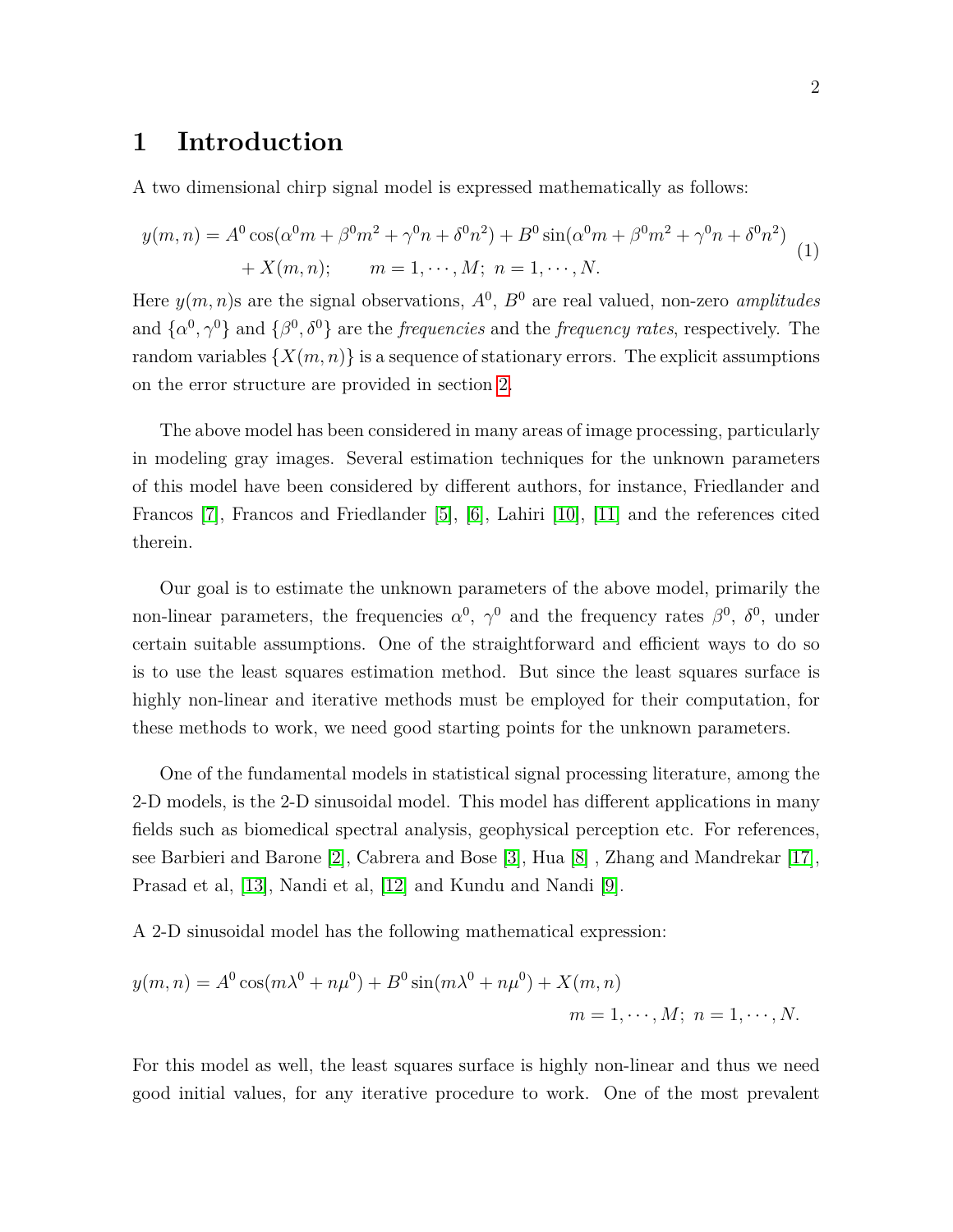# 1 Introduction

A two dimensional chirp signal model is expressed mathematically as follows:

$$
\begin{aligned}
y(m,n) = {} & A^0 \cos(\alpha^0 m + \beta^0 m^2 + \gamma^0 n + \delta^0 n^2) + B^0 \sin(\alpha^0 m + \beta^0 m^2 + \gamma^0 n + \delta^0 n^2) \\
& + X(m,n); \qquad m = 1, \cdots, M;\ n = 1, \cdots, N.
\end{aligned} \tag{1}
$$

Here $y(m,n)$s are the signal observations, $A^0$, $B^0$ are real valued, non-zero *amplitudes* and $\{\alpha^0, \gamma^0\}$ and $\{\beta^0, \delta^0\}$ are the *frequencies* and the *frequency rates*, respectively. The random variables $\{X(m,n)\}$ is a sequence of stationary errors. The explicit assumptions on the error structure are provided in section 2.

The above model has been considered in many areas of image processing, particularly in modeling gray images. Several estimation techniques for the unknown parameters of this model have been considered by different authors, for instance, Friedlander and Francos [7], Francos and Friedlander [5], [6], Lahiri [10], [11] and the references cited therein.

Our goal is to estimate the unknown parameters of the above model, primarily the non-linear parameters, the frequencies $\alpha^0$, $\gamma^0$ and the frequency rates $\beta^0$, $\delta^0$, under certain suitable assumptions. One of the straightforward and efficient ways to do so is to use the least squares estimation method. But since the least squares surface is highly non-linear and iterative methods must be employed for their computation, for these methods to work, we need good starting points for the unknown parameters.

One of the fundamental models in statistical signal processing literature, among the 2-D models, is the 2-D sinusoidal model. This model has different applications in many fields such as biomedical spectral analysis, geophysical perception etc. For references, see Barbieri and Barone [2], Cabrera and Bose [3], Hua [8] , Zhang and Mandrekar [17], Prasad et al, [13], Nandi et al, [12] and Kundu and Nandi [9].

A 2-D sinusoidal model has the following mathematical expression:

$$
\begin{aligned}
y(m,n) = A^0 \cos(m\lambda^0 + n\mu^0) + B^0 \sin(m\lambda^0 + n\mu^0) + X(m,n) \\
m = 1, \cdots, M;\ n = 1, \cdots, N.
\end{aligned}
$$

For this model as well, the least squares surface is highly non-linear and thus we need good initial values, for any iterative procedure to work. One of the most prevalent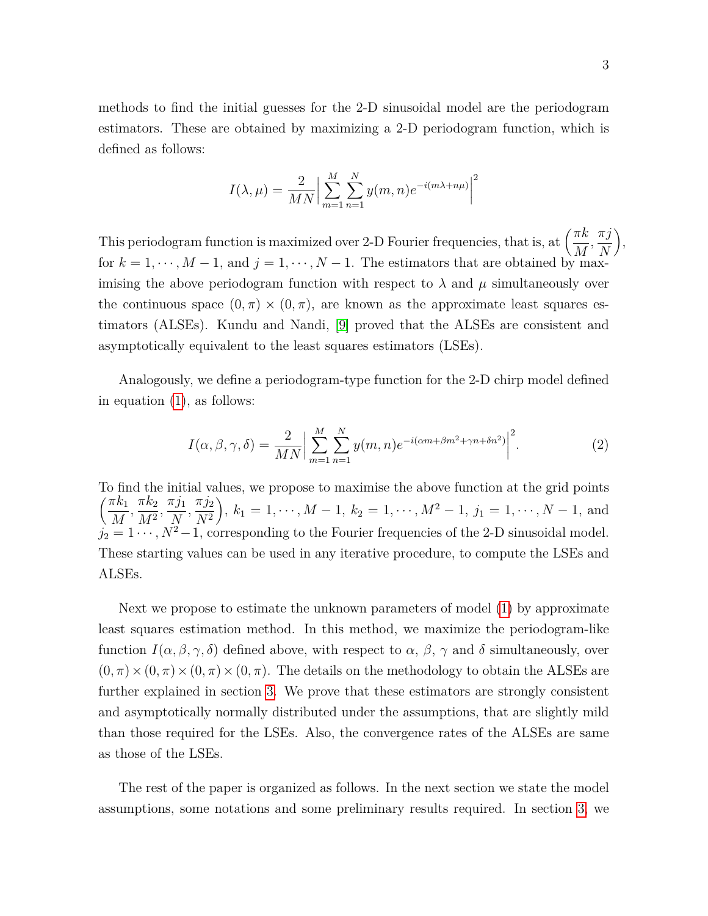methods to find the initial guesses for the 2-D sinusoidal model are the periodogram estimators. These are obtained by maximizing a 2-D periodogram function, which is defined as follows:

$$I(\lambda, \mu) = \frac{2}{MN}\Big|\sum_{m=1}^{M}\sum_{n=1}^{N} y(m,n)e^{-i(m\lambda + n\mu)}\Big|^2$$

This periodogram function is maximized over 2-D Fourier frequencies, that is, at $\left(\frac{\pi k}{M}, \frac{\pi j}{N}\right)$, for $k = 1, \cdots, M-1$, and $j = 1, \cdots, N-1$. The estimators that are obtained by maximising the above periodogram function with respect to $\lambda$ and $\mu$ simultaneously over the continuous space $(0,\pi) \times (0,\pi)$, are known as the approximate least squares estimators (ALSEs). Kundu and Nandi, [9] proved that the ALSEs are consistent and asymptotically equivalent to the least squares estimators (LSEs).

Analogously, we define a periodogram-type function for the 2-D chirp model defined in equation (1), as follows:

$$I(\alpha, \beta, \gamma, \delta) = \frac{2}{MN}\Big|\sum_{m=1}^{M}\sum_{n=1}^{N} y(m,n)e^{-i(\alpha m + \beta m^2 + \gamma n + \delta n^2)}\Big|^2. \tag{2}$$

To find the initial values, we propose to maximise the above function at the grid points $\left(\frac{\pi k_1}{M}, \frac{\pi k_2}{M^2}, \frac{\pi j_1}{N}, \frac{\pi j_2}{N^2}\right)$, $k_1 = 1, \cdots, M-1$, $k_2 = 1, \cdots, M^2-1$, $j_1 = 1, \cdots, N-1$, and $j_2 = 1 \cdots, N^2-1$, corresponding to the Fourier frequencies of the 2-D sinusoidal model. These starting values can be used in any iterative procedure, to compute the LSEs and ALSEs.

Next we propose to estimate the unknown parameters of model (1) by approximate least squares estimation method. In this method, we maximize the periodogram-like function $I(\alpha, \beta, \gamma, \delta)$ defined above, with respect to $\alpha$, $\beta$, $\gamma$ and $\delta$ simultaneously, over $(0,\pi) \times (0,\pi) \times (0,\pi) \times (0,\pi)$. The details on the methodology to obtain the ALSEs are further explained in section 3. We prove that these estimators are strongly consistent and asymptotically normally distributed under the assumptions, that are slightly mild than those required for the LSEs. Also, the convergence rates of the ALSEs are same as those of the LSEs.

The rest of the paper is organized as follows. In the next section we state the model assumptions, some notations and some preliminary results required. In section 3, we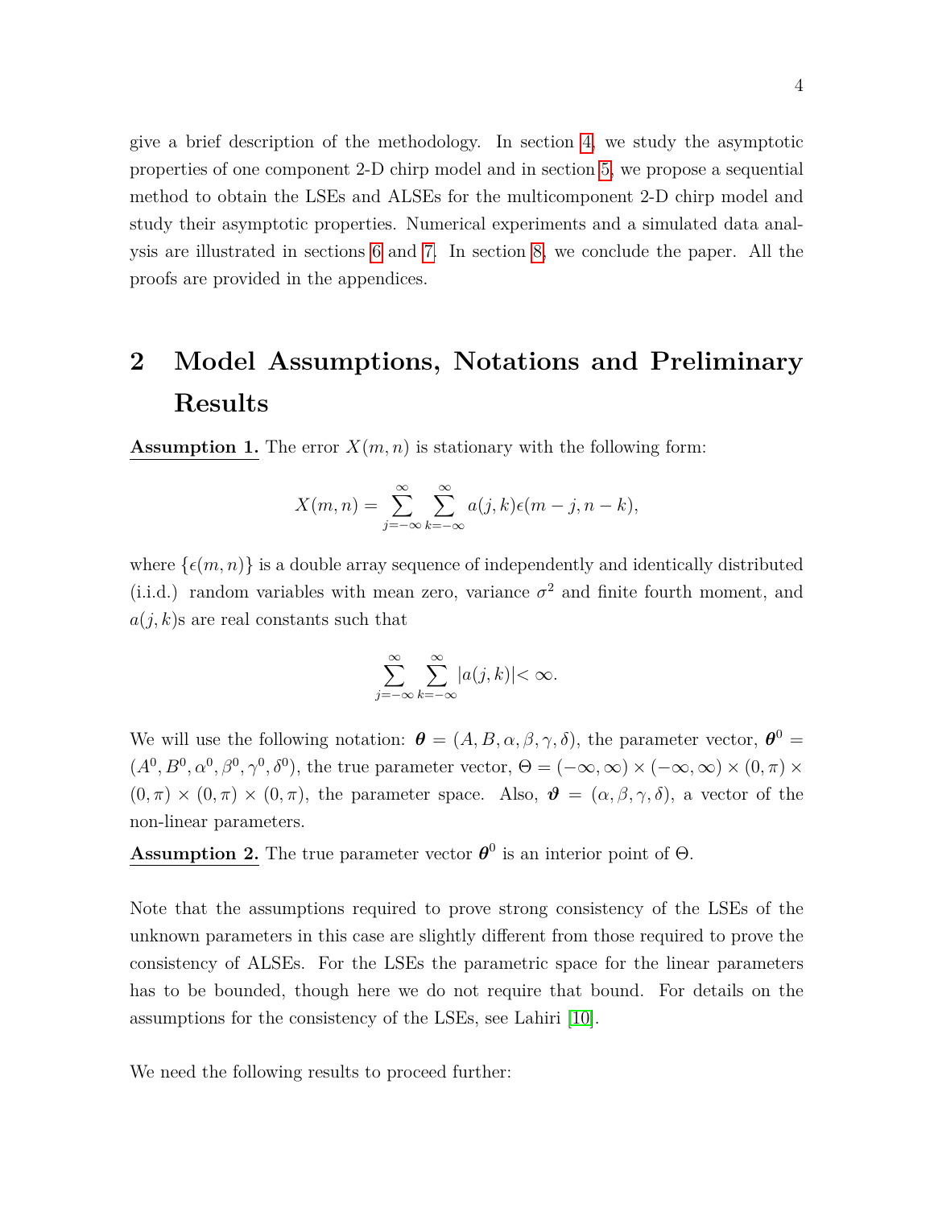give a brief description of the methodology. In section 4, we study the asymptotic properties of one component 2-D chirp model and in section 5, we propose a sequential method to obtain the LSEs and ALSEs for the multicomponent 2-D chirp model and study their asymptotic properties. Numerical experiments and a simulated data analysis are illustrated in sections 6 and 7. In section 8, we conclude the paper. All the proofs are provided in the appendices.

# 2 Model Assumptions, Notations and Preliminary Results

**Assumption 1.** The error $X(m,n)$ is stationary with the following form:

$$X(m,n) = \sum_{j=-\infty}^{\infty} \sum_{k=-\infty}^{\infty} a(j,k)\epsilon(m-j, n-k),$$

where $\{\epsilon(m,n)\}$ is a double array sequence of independently and identically distributed (i.i.d.) random variables with mean zero, variance $\sigma^2$ and finite fourth moment, and $a(j,k)$s are real constants such that

$$\sum_{j=-\infty}^{\infty} \sum_{k=-\infty}^{\infty} |a(j,k)| < \infty.$$

We will use the following notation: $\boldsymbol{\theta} = (A, B, \alpha, \beta, \gamma, \delta)$, the parameter vector, $\boldsymbol{\theta}^0 = (A^0, B^0, \alpha^0, \beta^0, \gamma^0, \delta^0)$, the true parameter vector, $\Theta = (-\infty, \infty) \times (-\infty, \infty) \times (0, \pi) \times (0, \pi) \times (0, \pi) \times (0, \pi)$, the parameter space. Also, $\boldsymbol{\vartheta} = (\alpha, \beta, \gamma, \delta)$, a vector of the non-linear parameters.

**Assumption 2.** The true parameter vector $\boldsymbol{\theta}^0$ is an interior point of $\Theta$.

Note that the assumptions required to prove strong consistency of the LSEs of the unknown parameters in this case are slightly different from those required to prove the consistency of ALSEs. For the LSEs the parametric space for the linear parameters has to be bounded, though here we do not require that bound. For details on the assumptions for the consistency of the LSEs, see Lahiri [10].

We need the following results to proceed further: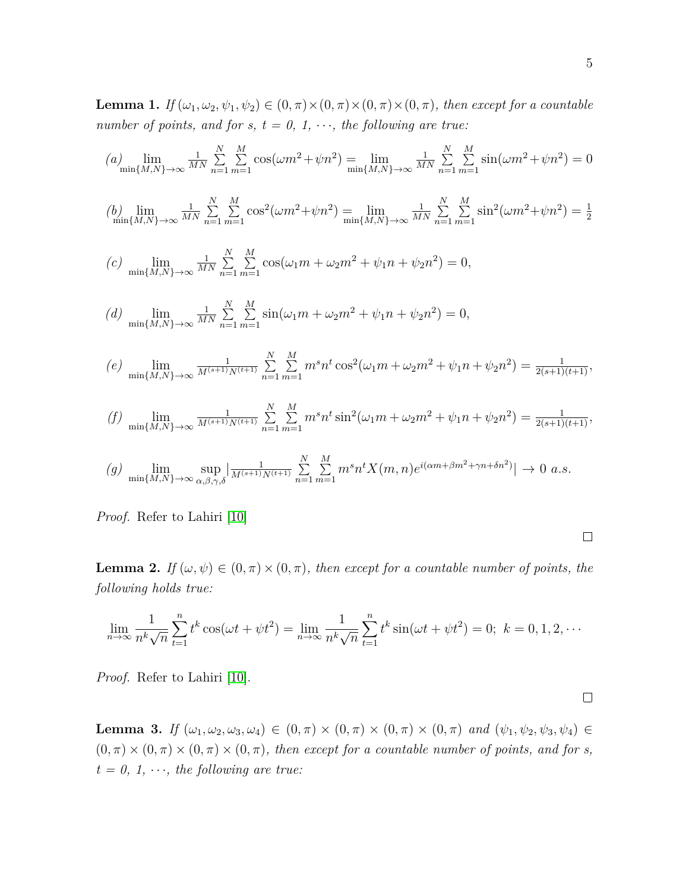**Lemma 1.** *If $(\omega_1, \omega_2, \psi_1, \psi_2) \in (0, \pi)\times(0, \pi)\times(0, \pi)\times(0, \pi)$, then except for a countable number of points, and for s, t = 0, 1, $\cdots$, the following are true:*

(a) $\lim\limits_{\min\{M,N\}\to\infty} \frac{1}{MN} \sum\limits_{n=1}^{N}\sum\limits_{m=1}^{M} \cos(\omega m^2 + \psi n^2) = \lim\limits_{\min\{M,N\}\to\infty} \frac{1}{MN} \sum\limits_{n=1}^{N}\sum\limits_{m=1}^{M} \sin(\omega m^2 + \psi n^2) = 0$

(b) $\lim\limits_{\min\{M,N\}\to\infty} \frac{1}{MN} \sum\limits_{n=1}^{N}\sum\limits_{m=1}^{M} \cos^2(\omega m^2 + \psi n^2) = \lim\limits_{\min\{M,N\}\to\infty} \frac{1}{MN} \sum\limits_{n=1}^{N}\sum\limits_{m=1}^{M} \sin^2(\omega m^2 + \psi n^2) = \frac{1}{2}$

(c) $\lim\limits_{\min\{M,N\}\to\infty} \frac{1}{MN} \sum\limits_{n=1}^{N}\sum\limits_{m=1}^{M} \cos(\omega_1 m + \omega_2 m^2 + \psi_1 n + \psi_2 n^2) = 0,$

(d) $\lim\limits_{\min\{M,N\}\to\infty} \frac{1}{MN} \sum\limits_{n=1}^{N}\sum\limits_{m=1}^{M} \sin(\omega_1 m + \omega_2 m^2 + \psi_1 n + \psi_2 n^2) = 0,$

(e) $\lim\limits_{\min\{M,N\}\to\infty} \frac{1}{M^{(s+1)}N^{(t+1)}} \sum\limits_{n=1}^{N}\sum\limits_{m=1}^{M} m^s n^t \cos^2(\omega_1 m + \omega_2 m^2 + \psi_1 n + \psi_2 n^2) = \frac{1}{2(s+1)(t+1)},$

(f) $\lim\limits_{\min\{M,N\}\to\infty} \frac{1}{M^{(s+1)}N^{(t+1)}} \sum\limits_{n=1}^{N}\sum\limits_{m=1}^{M} m^s n^t \sin^2(\omega_1 m + \omega_2 m^2 + \psi_1 n + \psi_2 n^2) = \frac{1}{2(s+1)(t+1)},$

(g) $\lim\limits_{\min\{M,N\}\to\infty} \sup\limits_{\alpha,\beta,\gamma,\delta} \left|\frac{1}{M^{(s+1)}N^{(t+1)}} \sum\limits_{n=1}^{N}\sum\limits_{m=1}^{M} m^s n^t X(m,n) e^{i(\alpha m + \beta m^2 + \gamma n + \delta n^2)}\right| \to 0$ *a.s.*

*Proof.* Refer to Lahiri [10] □

**Lemma 2.** *If $(\omega, \psi) \in (0, \pi)\times(0, \pi)$, then except for a countable number of points, the following holds true:*

$$\lim_{n\to\infty} \frac{1}{n^k\sqrt{n}} \sum_{t=1}^{n} t^k \cos(\omega t + \psi t^2) = \lim_{n\to\infty} \frac{1}{n^k\sqrt{n}} \sum_{t=1}^{n} t^k \sin(\omega t + \psi t^2) = 0;\ k = 0, 1, 2, \cdots$$

*Proof.* Refer to Lahiri [10]. □

**Lemma 3.** *If $(\omega_1, \omega_2, \omega_3, \omega_4) \in (0, \pi)\times(0, \pi)\times(0, \pi)\times(0, \pi)$ and $(\psi_1, \psi_2, \psi_3, \psi_4) \in (0, \pi)\times(0, \pi)\times(0, \pi)\times(0, \pi)$, then except for a countable number of points, and for s, t = 0, 1, $\cdots$, the following are true:*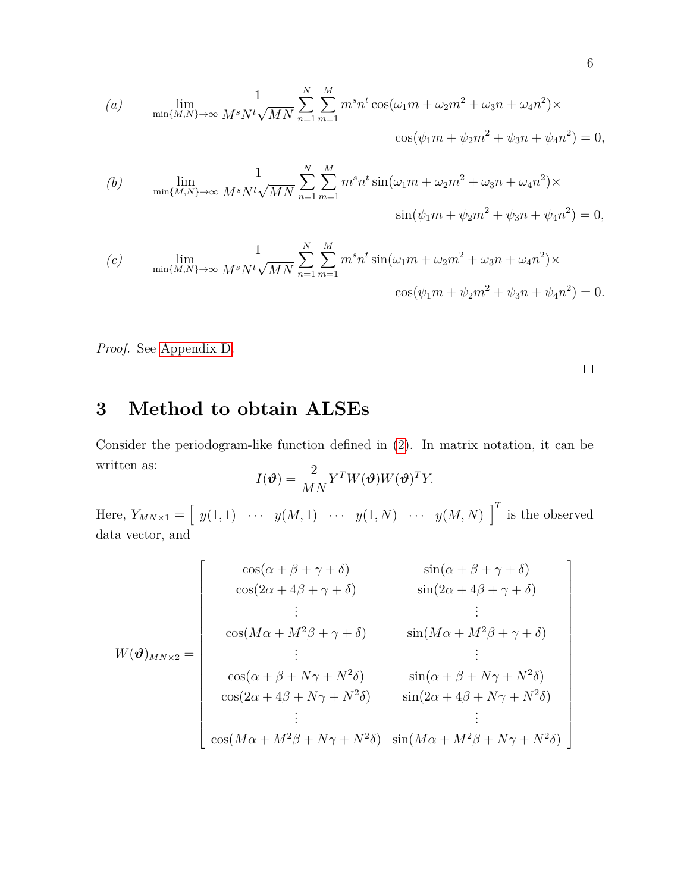(a)
$$\lim_{\min\{M,N\}\to\infty} \frac{1}{M^s N^t \sqrt{MN}} \sum_{n=1}^{N}\sum_{m=1}^{M} m^s n^t \cos(\omega_1 m + \omega_2 m^2 + \omega_3 n + \omega_4 n^2)\times \cos(\psi_1 m + \psi_2 m^2 + \psi_3 n + \psi_4 n^2) = 0,$$

(b)
$$\lim_{\min\{M,N\}\to\infty} \frac{1}{M^s N^t \sqrt{MN}} \sum_{n=1}^{N}\sum_{m=1}^{M} m^s n^t \sin(\omega_1 m + \omega_2 m^2 + \omega_3 n + \omega_4 n^2)\times \sin(\psi_1 m + \psi_2 m^2 + \psi_3 n + \psi_4 n^2) = 0,$$

(c)
$$\lim_{\min\{M,N\}\to\infty} \frac{1}{M^s N^t \sqrt{MN}} \sum_{n=1}^{N}\sum_{m=1}^{M} m^s n^t \sin(\omega_1 m + \omega_2 m^2 + \omega_3 n + \omega_4 n^2)\times \cos(\psi_1 m + \psi_2 m^2 + \psi_3 n + \psi_4 n^2) = 0.$$

*Proof.* See Appendix D. □

# 3 Method to obtain ALSEs

Consider the periodogram-like function defined in (2). In matrix notation, it can be written as:

$$I(\boldsymbol{\vartheta}) = \frac{2}{MN} Y^T W(\boldsymbol{\vartheta}) W(\boldsymbol{\vartheta})^T Y.$$

Here, $Y_{MN\times 1} = \begin{bmatrix} y(1,1) & \cdots & y(M,1) & \cdots & y(1,N) & \cdots & y(M,N) \end{bmatrix}^T$ is the observed data vector, and

$$W(\boldsymbol{\vartheta})_{MN\times 2} = \begin{bmatrix} \cos(\alpha+\beta+\gamma+\delta) & \sin(\alpha+\beta+\gamma+\delta) \\ \cos(2\alpha+4\beta+\gamma+\delta) & \sin(2\alpha+4\beta+\gamma+\delta) \\ \vdots & \vdots \\ \cos(M\alpha+M^2\beta+\gamma+\delta) & \sin(M\alpha+M^2\beta+\gamma+\delta) \\ \vdots & \vdots \\ \cos(\alpha+\beta+N\gamma+N^2\delta) & \sin(\alpha+\beta+N\gamma+N^2\delta) \\ \cos(2\alpha+4\beta+N\gamma+N^2\delta) & \sin(2\alpha+4\beta+N\gamma+N^2\delta) \\ \vdots & \vdots \\ \cos(M\alpha+M^2\beta+N\gamma+N^2\delta) & \sin(M\alpha+M^2\beta+N\gamma+N^2\delta) \end{bmatrix}$$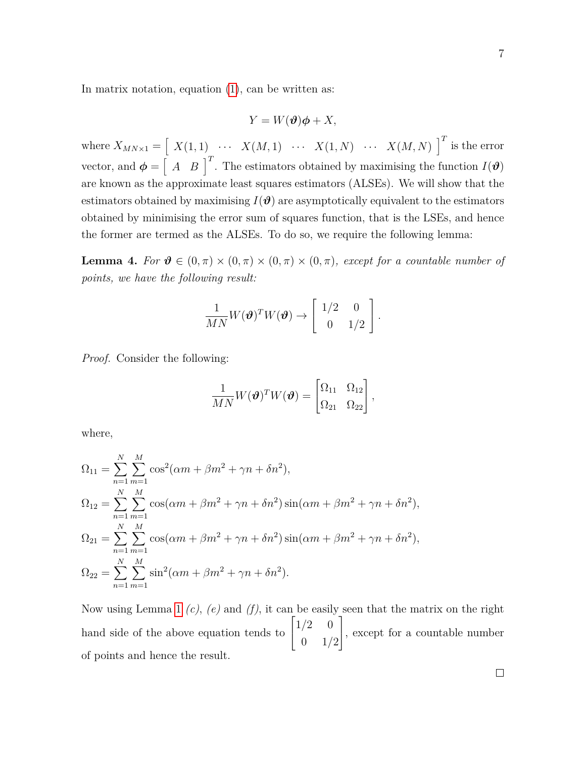In matrix notation, equation (1), can be written as:

$$Y = W(\boldsymbol{\vartheta})\boldsymbol{\phi} + X,$$

where $X_{MN\times 1} = \begin{bmatrix} X(1,1) & \cdots & X(M,1) & \cdots & X(1,N) & \cdots & X(M,N) \end{bmatrix}^T$ is the error vector, and $\boldsymbol{\phi} = \begin{bmatrix} A & B \end{bmatrix}^T$. The estimators obtained by maximising the function $I(\boldsymbol{\vartheta})$ are known as the approximate least squares estimators (ALSEs). We will show that the estimators obtained by maximising $I(\boldsymbol{\vartheta})$ are asymptotically equivalent to the estimators obtained by minimising the error sum of squares function, that is the LSEs, and hence the former are termed as the ALSEs. To do so, we require the following lemma:

**Lemma 4.** *For $\boldsymbol{\vartheta} \in (0,\pi)\times(0,\pi)\times(0,\pi)\times(0,\pi)$, except for a countable number of points, we have the following result:*

$$\frac{1}{MN} W(\boldsymbol{\vartheta})^T W(\boldsymbol{\vartheta}) \to \begin{bmatrix} 1/2 & 0 \\ 0 & 1/2 \end{bmatrix}.$$

*Proof.* Consider the following:

$$\frac{1}{MN} W(\boldsymbol{\vartheta})^T W(\boldsymbol{\vartheta}) = \begin{bmatrix} \Omega_{11} & \Omega_{12} \\ \Omega_{21} & \Omega_{22} \end{bmatrix},$$

where,

$$\Omega_{11} = \sum_{n=1}^{N}\sum_{m=1}^{M} \cos^2(\alpha m + \beta m^2 + \gamma n + \delta n^2),$$

$$\Omega_{12} = \sum_{n=1}^{N}\sum_{m=1}^{M} \cos(\alpha m + \beta m^2 + \gamma n + \delta n^2)\sin(\alpha m + \beta m^2 + \gamma n + \delta n^2),$$

$$\Omega_{21} = \sum_{n=1}^{N}\sum_{m=1}^{M} \cos(\alpha m + \beta m^2 + \gamma n + \delta n^2)\sin(\alpha m + \beta m^2 + \gamma n + \delta n^2),$$

$$\Omega_{22} = \sum_{n=1}^{N}\sum_{m=1}^{M} \sin^2(\alpha m + \beta m^2 + \gamma n + \delta n^2).$$

Now using Lemma 1 *(c)*, *(e)* and *(f)*, it can be easily seen that the matrix on the right hand side of the above equation tends to $\begin{bmatrix} 1/2 & 0 \\ 0 & 1/2 \end{bmatrix}$, except for a countable number of points and hence the result.

□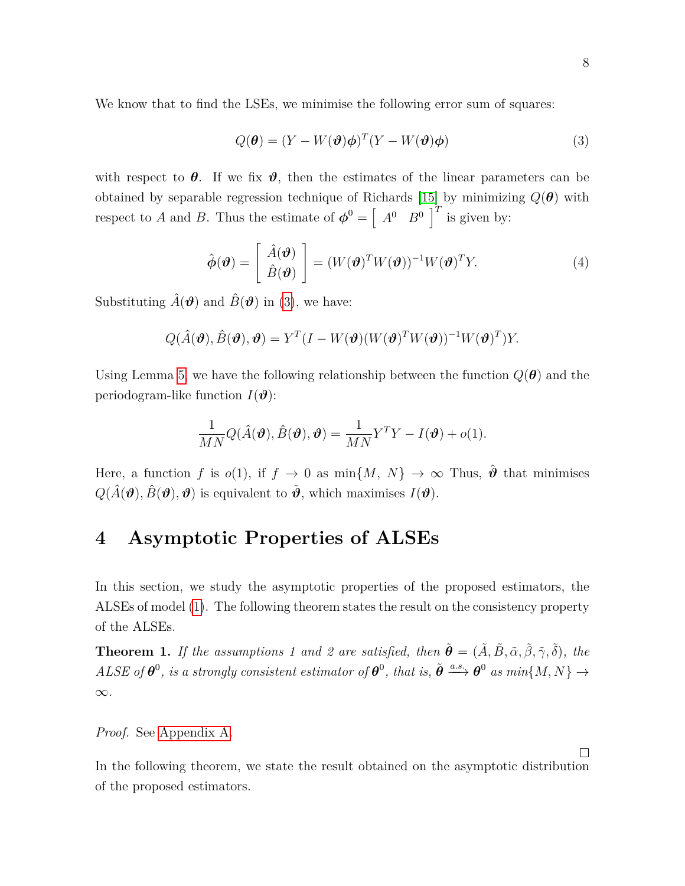We know that to find the LSEs, we minimise the following error sum of squares:

$$Q(\boldsymbol{\theta}) = (Y - W(\boldsymbol{\vartheta})\boldsymbol{\phi})^T(Y - W(\boldsymbol{\vartheta})\boldsymbol{\phi}) \tag{3}$$

with respect to $\boldsymbol{\theta}$. If we fix $\boldsymbol{\vartheta}$, then the estimates of the linear parameters can be obtained by separable regression technique of Richards [15] by minimizing $Q(\boldsymbol{\theta})$ with respect to $A$ and $B$. Thus the estimate of $\boldsymbol{\phi}^0 = \begin{bmatrix} A^0 & B^0 \end{bmatrix}^T$ is given by:

$$\hat{\boldsymbol{\phi}}(\boldsymbol{\vartheta}) = \begin{bmatrix} \hat{A}(\boldsymbol{\vartheta}) \\ \hat{B}(\boldsymbol{\vartheta}) \end{bmatrix} = (W(\boldsymbol{\vartheta})^T W(\boldsymbol{\vartheta}))^{-1} W(\boldsymbol{\vartheta})^T Y. \tag{4}$$

Substituting $\hat{A}(\boldsymbol{\vartheta})$ and $\hat{B}(\boldsymbol{\vartheta})$ in (3), we have:

$$Q(\hat{A}(\boldsymbol{\vartheta}), \hat{B}(\boldsymbol{\vartheta}), \boldsymbol{\vartheta}) = Y^T(I - W(\boldsymbol{\vartheta})(W(\boldsymbol{\vartheta})^T W(\boldsymbol{\vartheta}))^{-1} W(\boldsymbol{\vartheta})^T)Y.$$

Using Lemma 5, we have the following relationship between the function $Q(\boldsymbol{\theta})$ and the periodogram-like function $I(\boldsymbol{\vartheta})$:

$$\frac{1}{MN} Q(\hat{A}(\boldsymbol{\vartheta}), \hat{B}(\boldsymbol{\vartheta}), \boldsymbol{\vartheta}) = \frac{1}{MN} Y^T Y - I(\boldsymbol{\vartheta}) + o(1).$$

Here, a function $f$ is $o(1)$, if $f \rightarrow 0$ as $\min\{M, N\} \rightarrow \infty$ Thus, $\hat{\boldsymbol{\vartheta}}$ that minimises $Q(\hat{A}(\boldsymbol{\vartheta}), \hat{B}(\boldsymbol{\vartheta}), \boldsymbol{\vartheta})$ is equivalent to $\tilde{\boldsymbol{\vartheta}}$, which maximises $I(\boldsymbol{\vartheta})$.

# 4 Asymptotic Properties of ALSEs

In this section, we study the asymptotic properties of the proposed estimators, the ALSEs of model (1). The following theorem states the result on the consistency property of the ALSEs.

**Theorem 1.** *If the assumptions 1 and 2 are satisfied, then* $\tilde{\boldsymbol{\theta}} = (\tilde{A}, \tilde{B}, \tilde{\alpha}, \tilde{\beta}, \tilde{\gamma}, \tilde{\delta})$*, the ALSE of* $\boldsymbol{\theta}^0$*, is a strongly consistent estimator of* $\boldsymbol{\theta}^0$*, that is,* $\tilde{\boldsymbol{\theta}} \xrightarrow{a.s.} \boldsymbol{\theta}^0$ *as min*$\{M, N\} \rightarrow \infty$.

*Proof.* See Appendix A. □

In the following theorem, we state the result obtained on the asymptotic distribution of the proposed estimators.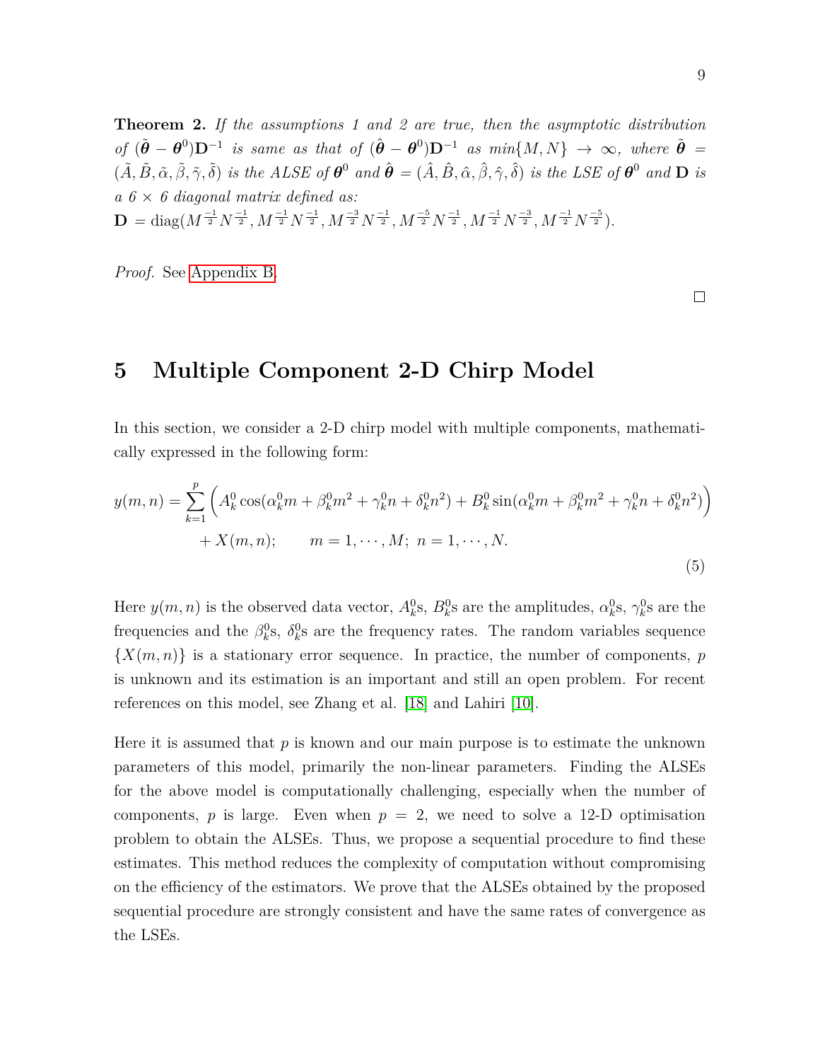**Theorem 2.** *If the assumptions 1 and 2 are true, then the asymptotic distribution of* $(\tilde{\boldsymbol{\theta}} - \boldsymbol{\theta}^0)\mathbf{D}^{-1}$ *is same as that of* $(\hat{\boldsymbol{\theta}} - \boldsymbol{\theta}^0)\mathbf{D}^{-1}$ *as* $min\{M, N\} \to \infty$*, where* $\tilde{\boldsymbol{\theta}} = (\tilde{A}, \tilde{B}, \tilde{\alpha}, \tilde{\beta}, \tilde{\gamma}, \tilde{\delta})$ *is the ALSE of* $\boldsymbol{\theta}^0$ *and* $\hat{\boldsymbol{\theta}} = (\hat{A}, \hat{B}, \hat{\alpha}, \hat{\beta}, \hat{\gamma}, \hat{\delta})$ *is the LSE of* $\boldsymbol{\theta}^0$ *and* $\mathbf{D}$ *is a* $6 \times 6$ *diagonal matrix defined as:*
$\mathbf{D} = \text{diag}(M^{\frac{-1}{2}}N^{\frac{-1}{2}}, M^{\frac{-1}{2}}N^{\frac{-1}{2}}, M^{\frac{-3}{2}}N^{\frac{-1}{2}}, M^{\frac{-5}{2}}N^{\frac{-1}{2}}, M^{\frac{-1}{2}}N^{\frac{-3}{2}}, M^{\frac{-1}{2}}N^{\frac{-5}{2}})$.

*Proof.* See Appendix B. □

# 5 Multiple Component 2-D Chirp Model

In this section, we consider a 2-D chirp model with multiple components, mathematically expressed in the following form:

$$y(m,n) = \sum_{k=1}^{p} \Big( A_k^0 \cos(\alpha_k^0 m + \beta_k^0 m^2 + \gamma_k^0 n + \delta_k^0 n^2) + B_k^0 \sin(\alpha_k^0 m + \beta_k^0 m^2 + \gamma_k^0 n + \delta_k^0 n^2) \Big) + X(m,n); \qquad m = 1, \cdots, M;\ n = 1, \cdots, N. \tag{5}$$

Here $y(m,n)$ is the observed data vector, $A_k^0$s, $B_k^0$s are the amplitudes, $\alpha_k^0$s, $\gamma_k^0$s are the frequencies and the $\beta_k^0$s, $\delta_k^0$s are the frequency rates. The random variables sequence $\{X(m,n)\}$ is a stationary error sequence. In practice, the number of components, $p$ is unknown and its estimation is an important and still an open problem. For recent references on this model, see Zhang et al. [18] and Lahiri [10].

Here it is assumed that $p$ is known and our main purpose is to estimate the unknown parameters of this model, primarily the non-linear parameters. Finding the ALSEs for the above model is computationally challenging, especially when the number of components, $p$ is large. Even when $p = 2$, we need to solve a 12-D optimisation problem to obtain the ALSEs. Thus, we propose a sequential procedure to find these estimates. This method reduces the complexity of computation without compromising on the efficiency of the estimators. We prove that the ALSEs obtained by the proposed sequential procedure are strongly consistent and have the same rates of convergence as the LSEs.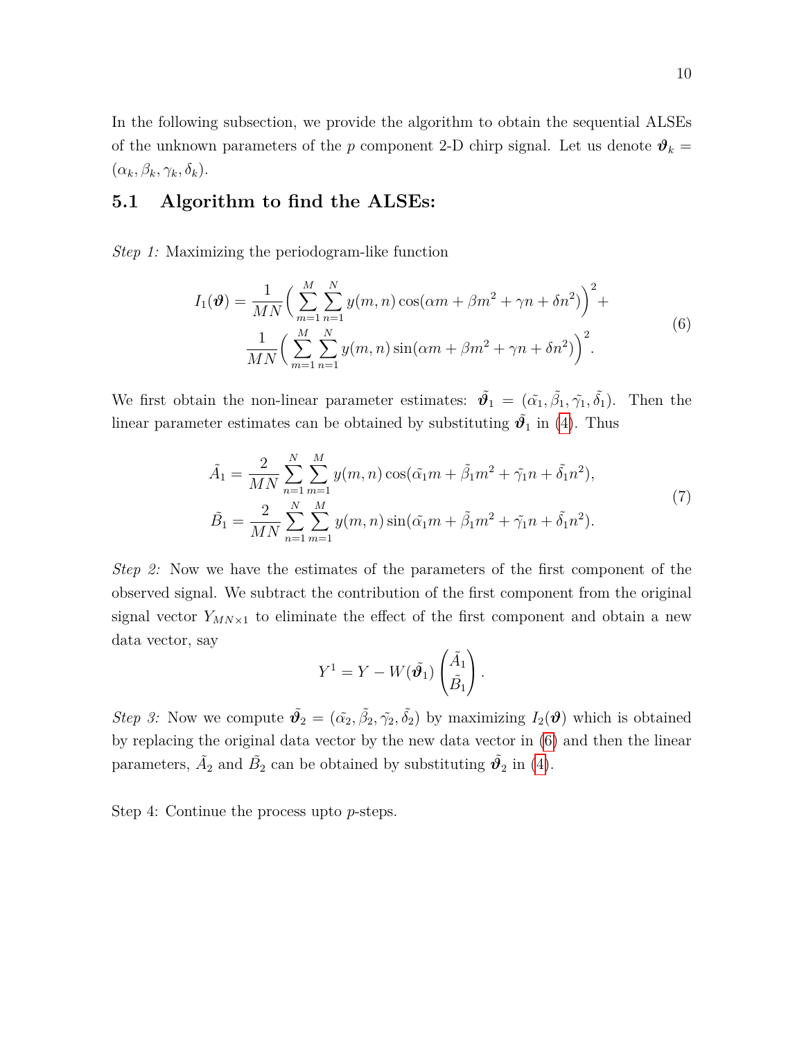In the following subsection, we provide the algorithm to obtain the sequential ALSEs of the unknown parameters of the $p$ component 2-D chirp signal. Let us denote $\boldsymbol{\vartheta}_k = (\alpha_k, \beta_k, \gamma_k, \delta_k)$.

## 5.1 Algorithm to find the ALSEs:

*Step 1:* Maximizing the periodogram-like function

$$
\begin{aligned}
I_1(\boldsymbol{\vartheta}) = \frac{1}{MN}\Big(\sum_{m=1}^{M}\sum_{n=1}^{N} y(m,n)\cos(\alpha m + \beta m^2 + \gamma n + \delta n^2)\Big)^2 + \\
\frac{1}{MN}\Big(\sum_{m=1}^{M}\sum_{n=1}^{N} y(m,n)\sin(\alpha m + \beta m^2 + \gamma n + \delta n^2)\Big)^2.
\end{aligned}
\tag{6}
$$

We first obtain the non-linear parameter estimates: $\tilde{\boldsymbol{\vartheta}}_1 = (\tilde{\alpha}_1, \tilde{\beta}_1, \tilde{\gamma}_1, \tilde{\delta}_1)$. Then the linear parameter estimates can be obtained by substituting $\tilde{\boldsymbol{\vartheta}}_1$ in (4). Thus

$$
\begin{aligned}
\tilde{A}_1 = \frac{2}{MN}\sum_{n=1}^{N}\sum_{m=1}^{M} y(m,n)\cos(\tilde{\alpha}_1 m + \tilde{\beta}_1 m^2 + \tilde{\gamma}_1 n + \tilde{\delta}_1 n^2), \\
\tilde{B}_1 = \frac{2}{MN}\sum_{n=1}^{N}\sum_{m=1}^{M} y(m,n)\sin(\tilde{\alpha}_1 m + \tilde{\beta}_1 m^2 + \tilde{\gamma}_1 n + \tilde{\delta}_1 n^2).
\end{aligned}
\tag{7}
$$

*Step 2:* Now we have the estimates of the parameters of the first component of the observed signal. We subtract the contribution of the first component from the original signal vector $Y_{MN\times 1}$ to eliminate the effect of the first component and obtain a new data vector, say

$$
Y^1 = Y - W(\tilde{\boldsymbol{\vartheta}}_1)\begin{pmatrix}\tilde{A}_1 \\ \tilde{B}_1\end{pmatrix}.
$$

*Step 3:* Now we compute $\tilde{\boldsymbol{\vartheta}}_2 = (\tilde{\alpha}_2, \tilde{\beta}_2, \tilde{\gamma}_2, \tilde{\delta}_2)$ by maximizing $I_2(\boldsymbol{\vartheta})$ which is obtained by replacing the original data vector by the new data vector in (6) and then the linear parameters, $\tilde{A}_2$ and $\tilde{B}_2$ can be obtained by substituting $\tilde{\boldsymbol{\vartheta}}_2$ in (4).

Step 4: Continue the process upto $p$-steps.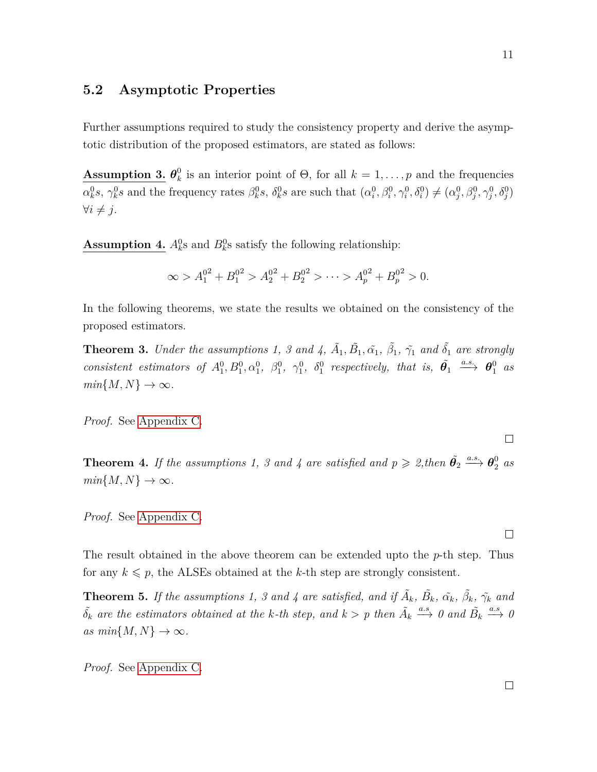## 5.2 Asymptotic Properties

Further assumptions required to study the consistency property and derive the asymptotic distribution of the proposed estimators, are stated as follows:

**Assumption 3.** $\boldsymbol{\theta}_k^0$ is an interior point of $\Theta$, for all $k = 1, \ldots, p$ and the frequencies $\alpha_k^0 s$, $\gamma_k^0 s$ and the frequency rates $\beta_k^0 s$, $\delta_k^0 s$ are such that $(\alpha_i^0, \beta_i^0, \gamma_i^0, \delta_i^0) \neq (\alpha_j^0, \beta_j^0, \gamma_j^0, \delta_j^0)$ $\forall i \neq j$.

**Assumption 4.** $A_k^0$s and $B_k^0$s satisfy the following relationship:

$$\infty > {A_1^0}^2 + {B_1^0}^2 > {A_2^0}^2 + {B_2^0}^2 > \cdots > {A_p^0}^2 + {B_p^0}^2 > 0.$$

In the following theorems, we state the results we obtained on the consistency of the proposed estimators.

**Theorem 3.** *Under the assumptions 1, 3 and 4,* $\tilde{A}_1, \tilde{B}_1, \tilde{\alpha}_1$, $\tilde{\beta}_1$, $\tilde{\gamma}_1$ *and* $\tilde{\delta}_1$ *are strongly consistent estimators of* $A_1^0, B_1^0, \alpha_1^0$, $\beta_1^0$, $\gamma_1^0$, $\delta_1^0$ *respectively, that is,* $\tilde{\boldsymbol{\theta}}_1 \xrightarrow{a.s.} \boldsymbol{\theta}_1^0$ *as* $min\{M, N\} \rightarrow \infty$.

*Proof.* See Appendix C. □

**Theorem 4.** *If the assumptions 1, 3 and 4 are satisfied and* $p \geqslant 2$*, then* $\tilde{\boldsymbol{\theta}}_2 \xrightarrow{a.s.} \boldsymbol{\theta}_2^0$ *as* $min\{M, N\} \rightarrow \infty$.

*Proof.* See Appendix C. □

The result obtained in the above theorem can be extended upto the $p$-th step. Thus for any $k \leqslant p$, the ALSEs obtained at the $k$-th step are strongly consistent.

**Theorem 5.** *If the assumptions 1, 3 and 4 are satisfied, and if* $\tilde{A}_k$, $\tilde{B}_k$, $\tilde{\alpha}_k$, $\tilde{\beta}_k$, $\tilde{\gamma}_k$ *and* $\tilde{\delta}_k$ *are the estimators obtained at the k-th step, and* $k > p$ *then* $\tilde{A}_k \xrightarrow{a.s} 0$ *and* $\tilde{B}_k \xrightarrow{a.s} 0$ *as* $min\{M, N\} \rightarrow \infty$.

*Proof.* See Appendix C. □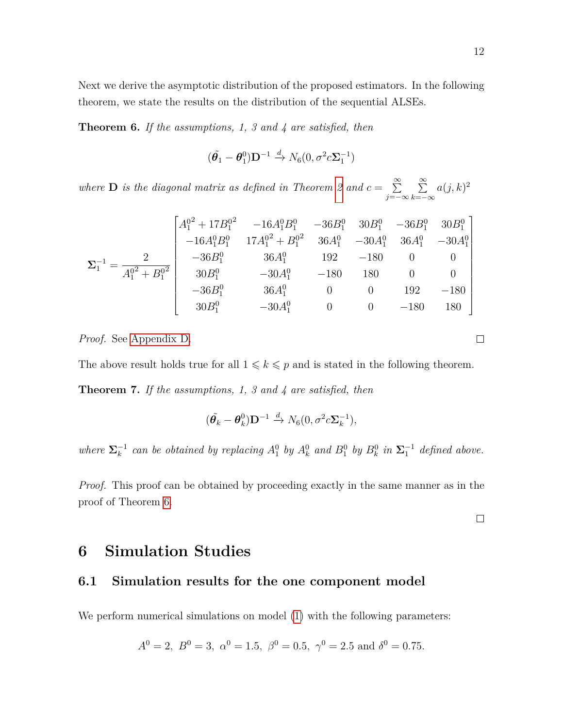Next we derive the asymptotic distribution of the proposed estimators. In the following theorem, we state the results on the distribution of the sequential ALSEs.

**Theorem 6.** *If the assumptions, 1, 3 and 4 are satisfied, then*

$$(\tilde{\boldsymbol{\theta}}_1 - \boldsymbol{\theta}_1^0)\mathbf{D}^{-1} \xrightarrow{d} N_6(0, \sigma^2 c \boldsymbol{\Sigma}_1^{-1})$$

*where* $\mathbf{D}$ *is the diagonal matrix as defined in Theorem 2 and* $c = \sum_{j=-\infty}^{\infty} \sum_{k=-\infty}^{\infty} a(j,k)^2$

$$\boldsymbol{\Sigma}_1^{-1} = \frac{2}{A_1^{0^2} + B_1^{0^2}} \begin{bmatrix} A_1^{0^2} + 17B_1^{0^2} & -16A_1^0 B_1^0 & -36B_1^0 & 30B_1^0 & -36B_1^0 & 30B_1^0 \\ -16A_1^0 B_1^0 & 17A_1^{0^2} + B_1^{0^2} & 36A_1^0 & -30A_1^0 & 36A_1^0 & -30A_1^0 \\ -36B_1^0 & 36A_1^0 & 192 & -180 & 0 & 0 \\ 30B_1^0 & -30A_1^0 & -180 & 180 & 0 & 0 \\ -36B_1^0 & 36A_1^0 & 0 & 0 & 192 & -180 \\ 30B_1^0 & -30A_1^0 & 0 & 0 & -180 & 180 \end{bmatrix}$$

*Proof.* See Appendix D. □

The above result holds true for all $1 \leqslant k \leqslant p$ and is stated in the following theorem.

**Theorem 7.** *If the assumptions, 1, 3 and 4 are satisfied, then*

$$(\tilde{\boldsymbol{\theta}}_k - \boldsymbol{\theta}_k^0)\mathbf{D}^{-1} \xrightarrow{d} N_6(0, \sigma^2 c \boldsymbol{\Sigma}_k^{-1}),$$

*where* $\boldsymbol{\Sigma}_k^{-1}$ *can be obtained by replacing* $A_1^0$ *by* $A_k^0$ *and* $B_1^0$ *by* $B_k^0$ *in* $\boldsymbol{\Sigma}_1^{-1}$ *defined above.*

*Proof.* This proof can be obtained by proceeding exactly in the same manner as in the proof of Theorem 6.

□

# 6 Simulation Studies

## 6.1 Simulation results for the one component model

We perform numerical simulations on model (1) with the following parameters:

$$A^0 = 2,\ B^0 = 3,\ \alpha^0 = 1.5,\ \beta^0 = 0.5,\ \gamma^0 = 2.5 \text{ and } \delta^0 = 0.75.$$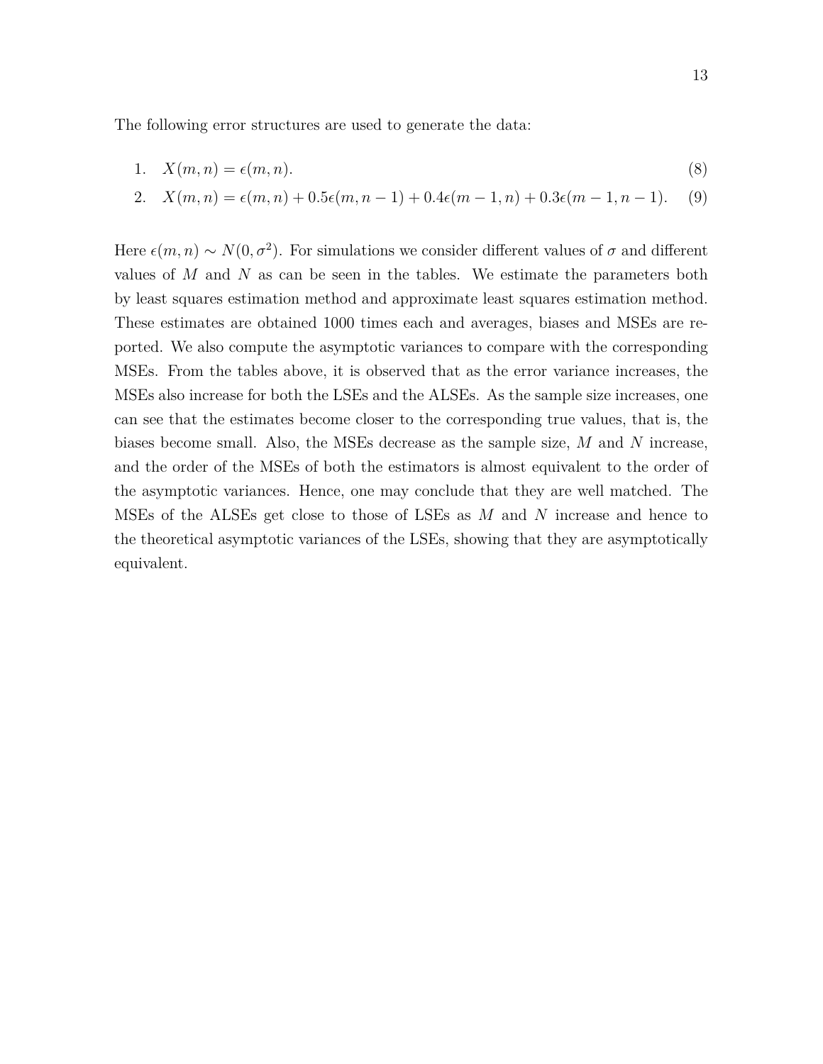The following error structures are used to generate the data:

1. $X(m,n) = \epsilon(m,n).$ $\quad$ (8)
2. $X(m,n) = \epsilon(m,n) + 0.5\epsilon(m,n-1) + 0.4\epsilon(m-1,n) + 0.3\epsilon(m-1,n-1).$ $\quad$ (9)

Here $\epsilon(m,n) \sim N(0,\sigma^2)$. For simulations we consider different values of $\sigma$ and different values of $M$ and $N$ as can be seen in the tables. We estimate the parameters both by least squares estimation method and approximate least squares estimation method. These estimates are obtained 1000 times each and averages, biases and MSEs are reported. We also compute the asymptotic variances to compare with the corresponding MSEs. From the tables above, it is observed that as the error variance increases, the MSEs also increase for both the LSEs and the ALSEs. As the sample size increases, one can see that the estimates become closer to the corresponding true values, that is, the biases become small. Also, the MSEs decrease as the sample size, $M$ and $N$ increase, and the order of the MSEs of both the estimators is almost equivalent to the order of the asymptotic variances. Hence, one may conclude that they are well matched. The MSEs of the ALSEs get close to those of LSEs as $M$ and $N$ increase and hence to the theoretical asymptotic variances of the LSEs, showing that they are asymptotically equivalent.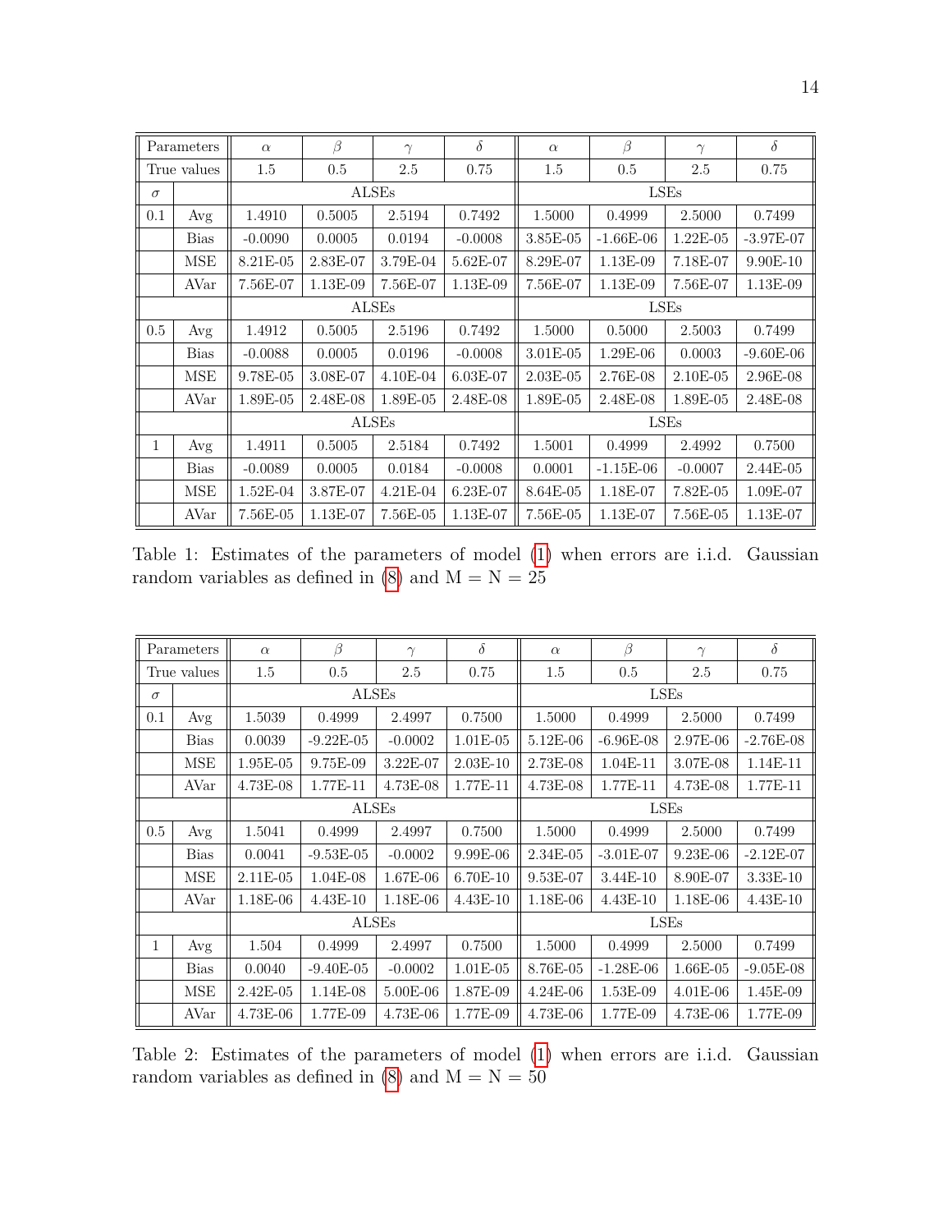| Parameters | | $\alpha$ | $\beta$ | $\gamma$ | $\delta$ | $\alpha$ | $\beta$ | $\gamma$ | $\delta$ |
|---|---|---|---|---|---|---|---|---|---|
| True values | | 1.5 | 0.5 | 2.5 | 0.75 | 1.5 | 0.5 | 2.5 | 0.75 |
| $\sigma$ | | ALSEs | | | | LSEs | | | |
| 0.1 | Avg | 1.4910 | 0.5005 | 2.5194 | 0.7492 | 1.5000 | 0.4999 | 2.5000 | 0.7499 |
| | Bias | -0.0090 | 0.0005 | 0.0194 | -0.0008 | 3.85E-05 | -1.66E-06 | 1.22E-05 | -3.97E-07 |
| | MSE | 8.21E-05 | 2.83E-07 | 3.79E-04 | 5.62E-07 | 8.29E-07 | 1.13E-09 | 7.18E-07 | 9.90E-10 |
| | AVar | 7.56E-07 | 1.13E-09 | 7.56E-07 | 1.13E-09 | 7.56E-07 | 1.13E-09 | 7.56E-07 | 1.13E-09 |
| | | ALSEs | | | | LSEs | | | |
| 0.5 | Avg | 1.4912 | 0.5005 | 2.5196 | 0.7492 | 1.5000 | 0.5000 | 2.5003 | 0.7499 |
| | Bias | -0.0088 | 0.0005 | 0.0196 | -0.0008 | 3.01E-05 | 1.29E-06 | 0.0003 | -9.60E-06 |
| | MSE | 9.78E-05 | 3.08E-07 | 4.10E-04 | 6.03E-07 | 2.03E-05 | 2.76E-08 | 2.10E-05 | 2.96E-08 |
| | AVar | 1.89E-05 | 2.48E-08 | 1.89E-05 | 2.48E-08 | 1.89E-05 | 2.48E-08 | 1.89E-05 | 2.48E-08 |
| | | ALSEs | | | | LSEs | | | |
| 1 | Avg | 1.4911 | 0.5005 | 2.5184 | 0.7492 | 1.5001 | 0.4999 | 2.4992 | 0.7500 |
| | Bias | -0.0089 | 0.0005 | 0.0184 | -0.0008 | 0.0001 | -1.15E-06 | -0.0007 | 2.44E-05 |
| | MSE | 1.52E-04 | 3.87E-07 | 4.21E-04 | 6.23E-07 | 8.64E-05 | 1.18E-07 | 7.82E-05 | 1.09E-07 |
| | AVar | 7.56E-05 | 1.13E-07 | 7.56E-05 | 1.13E-07 | 7.56E-05 | 1.13E-07 | 7.56E-05 | 1.13E-07 |

Table 1: Estimates of the parameters of model (1) when errors are i.i.d. Gaussian random variables as defined in (8) and M = N = 25

| Parameters | | $\alpha$ | $\beta$ | $\gamma$ | $\delta$ | $\alpha$ | $\beta$ | $\gamma$ | $\delta$ |
|---|---|---|---|---|---|---|---|---|---|
| True values | | 1.5 | 0.5 | 2.5 | 0.75 | 1.5 | 0.5 | 2.5 | 0.75 |
| $\sigma$ | | ALSEs | | | | LSEs | | | |
| 0.1 | Avg | 1.5039 | 0.4999 | 2.4997 | 0.7500 | 1.5000 | 0.4999 | 2.5000 | 0.7499 |
| | Bias | 0.0039 | -9.22E-05 | -0.0002 | 1.01E-05 | 5.12E-06 | -6.96E-08 | 2.97E-06 | -2.76E-08 |
| | MSE | 1.95E-05 | 9.75E-09 | 3.22E-07 | 2.03E-10 | 2.73E-08 | 1.04E-11 | 3.07E-08 | 1.14E-11 |
| | AVar | 4.73E-08 | 1.77E-11 | 4.73E-08 | 1.77E-11 | 4.73E-08 | 1.77E-11 | 4.73E-08 | 1.77E-11 |
| | | ALSEs | | | | LSEs | | | |
| 0.5 | Avg | 1.5041 | 0.4999 | 2.4997 | 0.7500 | 1.5000 | 0.4999 | 2.5000 | 0.7499 |
| | Bias | 0.0041 | -9.53E-05 | -0.0002 | 9.99E-06 | 2.34E-05 | -3.01E-07 | 9.23E-06 | -2.12E-07 |
| | MSE | 2.11E-05 | 1.04E-08 | 1.67E-06 | 6.70E-10 | 9.53E-07 | 3.44E-10 | 8.90E-07 | 3.33E-10 |
| | AVar | 1.18E-06 | 4.43E-10 | 1.18E-06 | 4.43E-10 | 1.18E-06 | 4.43E-10 | 1.18E-06 | 4.43E-10 |
| | | ALSEs | | | | LSEs | | | |
| 1 | Avg | 1.504 | 0.4999 | 2.4997 | 0.7500 | 1.5000 | 0.4999 | 2.5000 | 0.7499 |
| | Bias | 0.0040 | -9.40E-05 | -0.0002 | 1.01E-05 | 8.76E-05 | -1.28E-06 | 1.66E-05 | -9.05E-08 |
| | MSE | 2.42E-05 | 1.14E-08 | 5.00E-06 | 1.87E-09 | 4.24E-06 | 1.53E-09 | 4.01E-06 | 1.45E-09 |
| | AVar | 4.73E-06 | 1.77E-09 | 4.73E-06 | 1.77E-09 | 4.73E-06 | 1.77E-09 | 4.73E-06 | 1.77E-09 |

Table 2: Estimates of the parameters of model (1) when errors are i.i.d. Gaussian random variables as defined in (8) and M = N = 50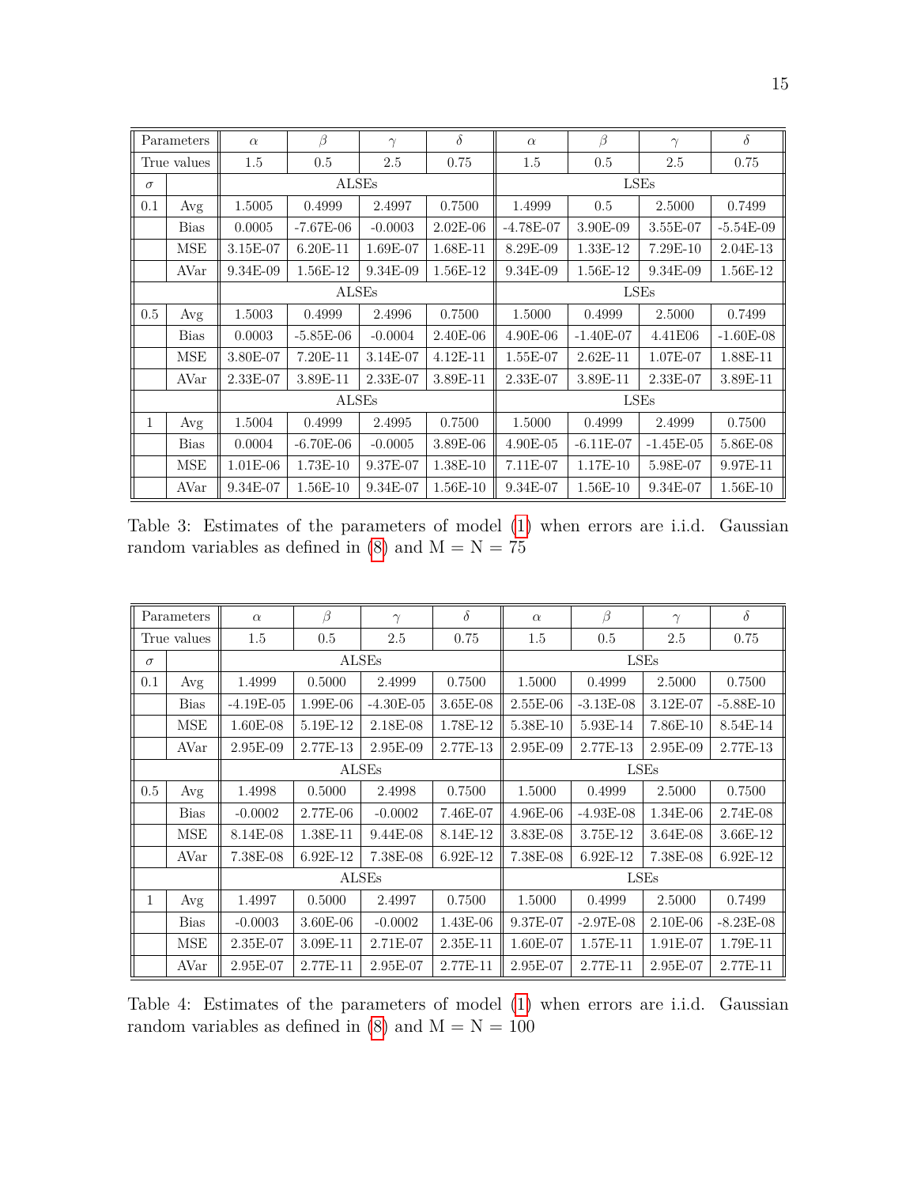| Parameters | | $\alpha$ | $\beta$ | $\gamma$ | $\delta$ | $\alpha$ | $\beta$ | $\gamma$ | $\delta$ |
|---|---|---|---|---|---|---|---|---|---|
| True values | | 1.5 | 0.5 | 2.5 | 0.75 | 1.5 | 0.5 | 2.5 | 0.75 |
| $\sigma$ | | ALSEs | | | | LSEs | | | |
| 0.1 | Avg | 1.5005 | 0.4999 | 2.4997 | 0.7500 | 1.4999 | 0.5 | 2.5000 | 0.7499 |
| | Bias | 0.0005 | -7.67E-06 | -0.0003 | 2.02E-06 | -4.78E-07 | 3.90E-09 | 3.55E-07 | -5.54E-09 |
| | MSE | 3.15E-07 | 6.20E-11 | 1.69E-07 | 1.68E-11 | 8.29E-09 | 1.33E-12 | 7.29E-10 | 2.04E-13 |
| | AVar | 9.34E-09 | 1.56E-12 | 9.34E-09 | 1.56E-12 | 9.34E-09 | 1.56E-12 | 9.34E-09 | 1.56E-12 |
| | | ALSEs | | | | LSEs | | | |
| 0.5 | Avg | 1.5003 | 0.4999 | 2.4996 | 0.7500 | 1.5000 | 0.4999 | 2.5000 | 0.7499 |
| | Bias | 0.0003 | -5.85E-06 | -0.0004 | 2.40E-06 | 4.90E-06 | -1.40E-07 | 4.41E06 | -1.60E-08 |
| | MSE | 3.80E-07 | 7.20E-11 | 3.14E-07 | 4.12E-11 | 1.55E-07 | 2.62E-11 | 1.07E-07 | 1.88E-11 |
| | AVar | 2.33E-07 | 3.89E-11 | 2.33E-07 | 3.89E-11 | 2.33E-07 | 3.89E-11 | 2.33E-07 | 3.89E-11 |
| | | ALSEs | | | | LSEs | | | |
| 1 | Avg | 1.5004 | 0.4999 | 2.4995 | 0.7500 | 1.5000 | 0.4999 | 2.4999 | 0.7500 |
| | Bias | 0.0004 | -6.70E-06 | -0.0005 | 3.89E-06 | 4.90E-05 | -6.11E-07 | -1.45E-05 | 5.86E-08 |
| | MSE | 1.01E-06 | 1.73E-10 | 9.37E-07 | 1.38E-10 | 7.11E-07 | 1.17E-10 | 5.98E-07 | 9.97E-11 |
| | AVar | 9.34E-07 | 1.56E-10 | 9.34E-07 | 1.56E-10 | 9.34E-07 | 1.56E-10 | 9.34E-07 | 1.56E-10 |

Table 3: Estimates of the parameters of model (1) when errors are i.i.d. Gaussian random variables as defined in (8) and M = N = 75

| Parameters | | $\alpha$ | $\beta$ | $\gamma$ | $\delta$ | $\alpha$ | $\beta$ | $\gamma$ | $\delta$ |
|---|---|---|---|---|---|---|---|---|---|
| True values | | 1.5 | 0.5 | 2.5 | 0.75 | 1.5 | 0.5 | 2.5 | 0.75 |
| $\sigma$ | | ALSEs | | | | LSEs | | | |
| 0.1 | Avg | 1.4999 | 0.5000 | 2.4999 | 0.7500 | 1.5000 | 0.4999 | 2.5000 | 0.7500 |
| | Bias | -4.19E-05 | 1.99E-06 | -4.30E-05 | 3.65E-08 | 2.55E-06 | -3.13E-08 | 3.12E-07 | -5.88E-10 |
| | MSE | 1.60E-08 | 5.19E-12 | 2.18E-08 | 1.78E-12 | 5.38E-10 | 5.93E-14 | 7.86E-10 | 8.54E-14 |
| | AVar | 2.95E-09 | 2.77E-13 | 2.95E-09 | 2.77E-13 | 2.95E-09 | 2.77E-13 | 2.95E-09 | 2.77E-13 |
| | | ALSEs | | | | LSEs | | | |
| 0.5 | Avg | 1.4998 | 0.5000 | 2.4998 | 0.7500 | 1.5000 | 0.4999 | 2.5000 | 0.7500 |
| | Bias | -0.0002 | 2.77E-06 | -0.0002 | 7.46E-07 | 4.96E-06 | -4.93E-08 | 1.34E-06 | 2.74E-08 |
| | MSE | 8.14E-08 | 1.38E-11 | 9.44E-08 | 8.14E-12 | 3.83E-08 | 3.75E-12 | 3.64E-08 | 3.66E-12 |
| | AVar | 7.38E-08 | 6.92E-12 | 7.38E-08 | 6.92E-12 | 7.38E-08 | 6.92E-12 | 7.38E-08 | 6.92E-12 |
| | | ALSEs | | | | LSEs | | | |
| 1 | Avg | 1.4997 | 0.5000 | 2.4997 | 0.7500 | 1.5000 | 0.4999 | 2.5000 | 0.7499 |
| | Bias | -0.0003 | 3.60E-06 | -0.0002 | 1.43E-06 | 9.37E-07 | -2.97E-08 | 2.10E-06 | -8.23E-08 |
| | MSE | 2.35E-07 | 3.09E-11 | 2.71E-07 | 2.35E-11 | 1.60E-07 | 1.57E-11 | 1.91E-07 | 1.79E-11 |
| | AVar | 2.95E-07 | 2.77E-11 | 2.95E-07 | 2.77E-11 | 2.95E-07 | 2.77E-11 | 2.95E-07 | 2.77E-11 |

Table 4: Estimates of the parameters of model (1) when errors are i.i.d. Gaussian random variables as defined in (8) and M = N = 100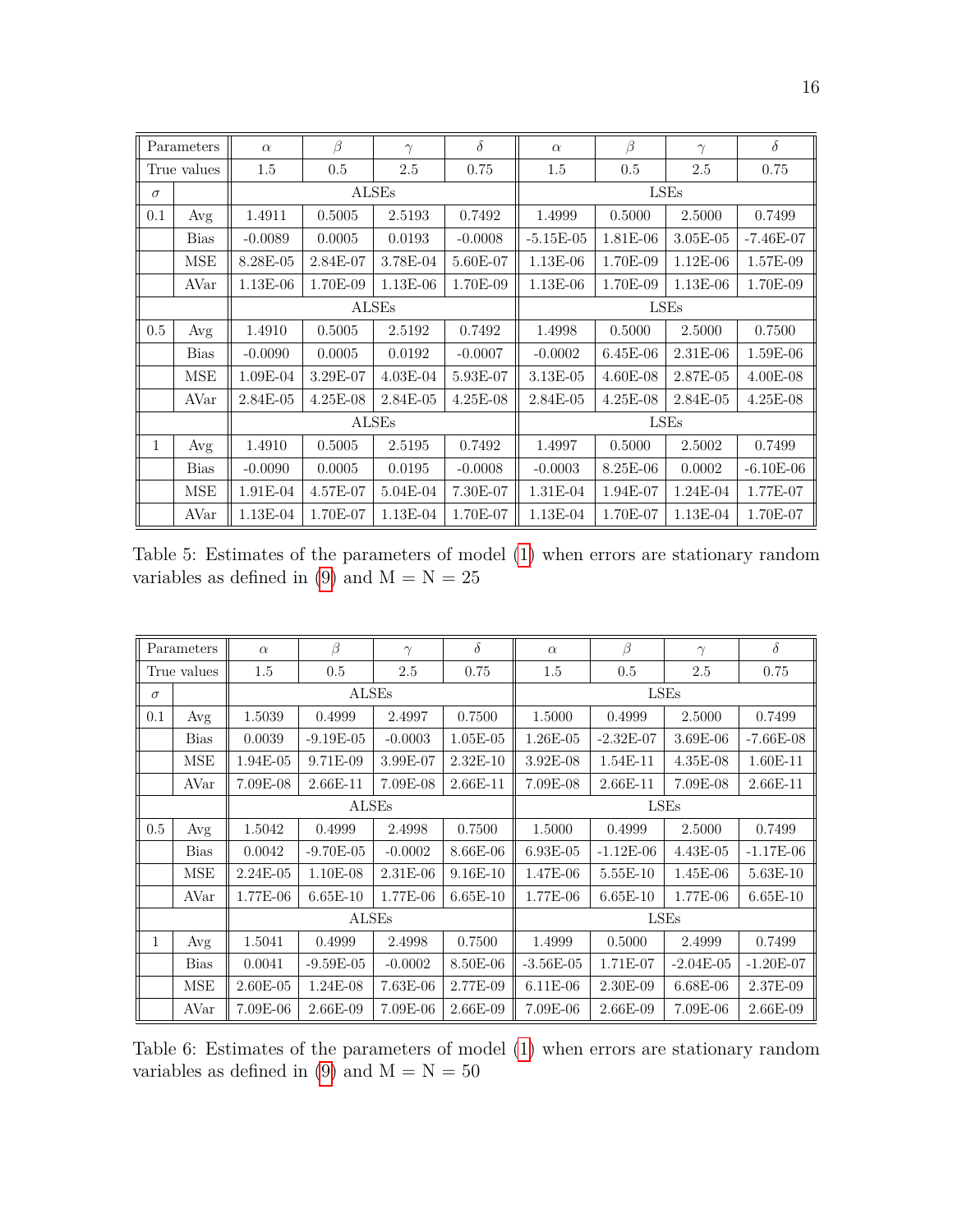| Parameters | | $\alpha$ | $\beta$ | $\gamma$ | $\delta$ | $\alpha$ | $\beta$ | $\gamma$ | $\delta$ |
|---|---|---|---|---|---|---|---|---|---|
| True values | | 1.5 | 0.5 | 2.5 | 0.75 | 1.5 | 0.5 | 2.5 | 0.75 |
| $\sigma$ | | ALSEs | | | | LSEs | | | |
| 0.1 | Avg | 1.4911 | 0.5005 | 2.5193 | 0.7492 | 1.4999 | 0.5000 | 2.5000 | 0.7499 |
| | Bias | -0.0089 | 0.0005 | 0.0193 | -0.0008 | -5.15E-05 | 1.81E-06 | 3.05E-05 | -7.46E-07 |
| | MSE | 8.28E-05 | 2.84E-07 | 3.78E-04 | 5.60E-07 | 1.13E-06 | 1.70E-09 | 1.12E-06 | 1.57E-09 |
| | AVar | 1.13E-06 | 1.70E-09 | 1.13E-06 | 1.70E-09 | 1.13E-06 | 1.70E-09 | 1.13E-06 | 1.70E-09 |
| | | ALSEs | | | | LSEs | | | |
| 0.5 | Avg | 1.4910 | 0.5005 | 2.5192 | 0.7492 | 1.4998 | 0.5000 | 2.5000 | 0.7500 |
| | Bias | -0.0090 | 0.0005 | 0.0192 | -0.0007 | -0.0002 | 6.45E-06 | 2.31E-06 | 1.59E-06 |
| | MSE | 1.09E-04 | 3.29E-07 | 4.03E-04 | 5.93E-07 | 3.13E-05 | 4.60E-08 | 2.87E-05 | 4.00E-08 |
| | AVar | 2.84E-05 | 4.25E-08 | 2.84E-05 | 4.25E-08 | 2.84E-05 | 4.25E-08 | 2.84E-05 | 4.25E-08 |
| | | ALSEs | | | | LSEs | | | |
| 1 | Avg | 1.4910 | 0.5005 | 2.5195 | 0.7492 | 1.4997 | 0.5000 | 2.5002 | 0.7499 |
| | Bias | -0.0090 | 0.0005 | 0.0195 | -0.0008 | -0.0003 | 8.25E-06 | 0.0002 | -6.10E-06 |
| | MSE | 1.91E-04 | 4.57E-07 | 5.04E-04 | 7.30E-07 | 1.31E-04 | 1.94E-07 | 1.24E-04 | 1.77E-07 |
| | AVar | 1.13E-04 | 1.70E-07 | 1.13E-04 | 1.70E-07 | 1.13E-04 | 1.70E-07 | 1.13E-04 | 1.70E-07 |

Table 5: Estimates of the parameters of model (1) when errors are stationary random variables as defined in (9) and M = N = 25

| Parameters | | $\alpha$ | $\beta$ | $\gamma$ | $\delta$ | $\alpha$ | $\beta$ | $\gamma$ | $\delta$ |
|---|---|---|---|---|---|---|---|---|---|
| True values | | 1.5 | 0.5 | 2.5 | 0.75 | 1.5 | 0.5 | 2.5 | 0.75 |
| $\sigma$ | | ALSEs | | | | LSEs | | | |
| 0.1 | Avg | 1.5039 | 0.4999 | 2.4997 | 0.7500 | 1.5000 | 0.4999 | 2.5000 | 0.7499 |
| | Bias | 0.0039 | -9.19E-05 | -0.0003 | 1.05E-05 | 1.26E-05 | -2.32E-07 | 3.69E-06 | -7.66E-08 |
| | MSE | 1.94E-05 | 9.71E-09 | 3.99E-07 | 2.32E-10 | 3.92E-08 | 1.54E-11 | 4.35E-08 | 1.60E-11 |
| | AVar | 7.09E-08 | 2.66E-11 | 7.09E-08 | 2.66E-11 | 7.09E-08 | 2.66E-11 | 7.09E-08 | 2.66E-11 |
| | | ALSEs | | | | LSEs | | | |
| 0.5 | Avg | 1.5042 | 0.4999 | 2.4998 | 0.7500 | 1.5000 | 0.4999 | 2.5000 | 0.7499 |
| | Bias | 0.0042 | -9.70E-05 | -0.0002 | 8.66E-06 | 6.93E-05 | -1.12E-06 | 4.43E-05 | -1.17E-06 |
| | MSE | 2.24E-05 | 1.10E-08 | 2.31E-06 | 9.16E-10 | 1.47E-06 | 5.55E-10 | 1.45E-06 | 5.63E-10 |
| | AVar | 1.77E-06 | 6.65E-10 | 1.77E-06 | 6.65E-10 | 1.77E-06 | 6.65E-10 | 1.77E-06 | 6.65E-10 |
| | | ALSEs | | | | LSEs | | | |
| 1 | Avg | 1.5041 | 0.4999 | 2.4998 | 0.7500 | 1.4999 | 0.5000 | 2.4999 | 0.7499 |
| | Bias | 0.0041 | -9.59E-05 | -0.0002 | 8.50E-06 | -3.56E-05 | 1.71E-07 | -2.04E-05 | -1.20E-07 |
| | MSE | 2.60E-05 | 1.24E-08 | 7.63E-06 | 2.77E-09 | 6.11E-06 | 2.30E-09 | 6.68E-06 | 2.37E-09 |
| | AVar | 7.09E-06 | 2.66E-09 | 7.09E-06 | 2.66E-09 | 7.09E-06 | 2.66E-09 | 7.09E-06 | 2.66E-09 |

Table 6: Estimates of the parameters of model (1) when errors are stationary random variables as defined in (9) and M = N = 50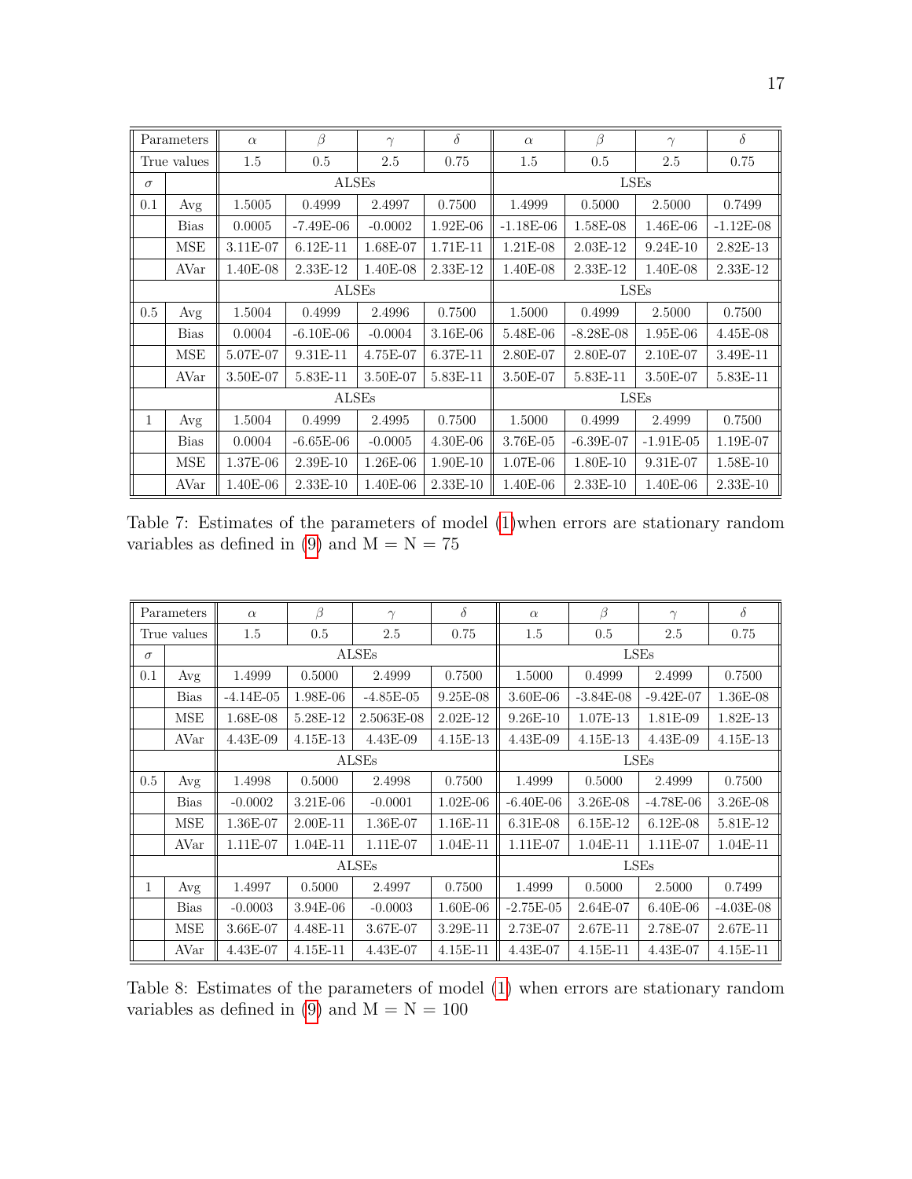| Parameters | | $\alpha$ | $\beta$ | $\gamma$ | $\delta$ | $\alpha$ | $\beta$ | $\gamma$ | $\delta$ |
|---|---|---|---|---|---|---|---|---|---|
| True values | | 1.5 | 0.5 | 2.5 | 0.75 | 1.5 | 0.5 | 2.5 | 0.75 |
| $\sigma$ | | ALSEs | | | | LSEs | | | |
| 0.1 | Avg | 1.5005 | 0.4999 | 2.4997 | 0.7500 | 1.4999 | 0.5000 | 2.5000 | 0.7499 |
| | Bias | 0.0005 | -7.49E-06 | -0.0002 | 1.92E-06 | -1.18E-06 | 1.58E-08 | 1.46E-06 | -1.12E-08 |
| | MSE | 3.11E-07 | 6.12E-11 | 1.68E-07 | 1.71E-11 | 1.21E-08 | 2.03E-12 | 9.24E-10 | 2.82E-13 |
| | AVar | 1.40E-08 | 2.33E-12 | 1.40E-08 | 2.33E-12 | 1.40E-08 | 2.33E-12 | 1.40E-08 | 2.33E-12 |
| | | ALSEs | | | | LSEs | | | |
| 0.5 | Avg | 1.5004 | 0.4999 | 2.4996 | 0.7500 | 1.5000 | 0.4999 | 2.5000 | 0.7500 |
| | Bias | 0.0004 | -6.10E-06 | -0.0004 | 3.16E-06 | 5.48E-06 | -8.28E-08 | 1.95E-06 | 4.45E-08 |
| | MSE | 5.07E-07 | 9.31E-11 | 4.75E-07 | 6.37E-11 | 2.80E-07 | 2.80E-07 | 2.10E-07 | 3.49E-11 |
| | AVar | 3.50E-07 | 5.83E-11 | 3.50E-07 | 5.83E-11 | 3.50E-07 | 5.83E-11 | 3.50E-07 | 5.83E-11 |
| | | ALSEs | | | | LSEs | | | |
| 1 | Avg | 1.5004 | 0.4999 | 2.4995 | 0.7500 | 1.5000 | 0.4999 | 2.4999 | 0.7500 |
| | Bias | 0.0004 | -6.65E-06 | -0.0005 | 4.30E-06 | 3.76E-05 | -6.39E-07 | -1.91E-05 | 1.19E-07 |
| | MSE | 1.37E-06 | 2.39E-10 | 1.26E-06 | 1.90E-10 | 1.07E-06 | 1.80E-10 | 9.31E-07 | 1.58E-10 |
| | AVar | 1.40E-06 | 2.33E-10 | 1.40E-06 | 2.33E-10 | 1.40E-06 | 2.33E-10 | 1.40E-06 | 2.33E-10 |

Table 7: Estimates of the parameters of model (1)when errors are stationary random variables as defined in (9) and M = N = 75

| Parameters | | $\alpha$ | $\beta$ | $\gamma$ | $\delta$ | $\alpha$ | $\beta$ | $\gamma$ | $\delta$ |
|---|---|---|---|---|---|---|---|---|---|
| True values | | 1.5 | 0.5 | 2.5 | 0.75 | 1.5 | 0.5 | 2.5 | 0.75 |
| $\sigma$ | | ALSEs | | | | LSEs | | | |
| 0.1 | Avg | 1.4999 | 0.5000 | 2.4999 | 0.7500 | 1.5000 | 0.4999 | 2.4999 | 0.7500 |
| | Bias | -4.14E-05 | 1.98E-06 | -4.85E-05 | 9.25E-08 | 3.60E-06 | -3.84E-08 | -9.42E-07 | 1.36E-08 |
| | MSE | 1.68E-08 | 5.28E-12 | 2.5063E-08 | 2.02E-12 | 9.26E-10 | 1.07E-13 | 1.81E-09 | 1.82E-13 |
| | AVar | 4.43E-09 | 4.15E-13 | 4.43E-09 | 4.15E-13 | 4.43E-09 | 4.15E-13 | 4.43E-09 | 4.15E-13 |
| | | ALSEs | | | | LSEs | | | |
| 0.5 | Avg | 1.4998 | 0.5000 | 2.4998 | 0.7500 | 1.4999 | 0.5000 | 2.4999 | 0.7500 |
| | Bias | -0.0002 | 3.21E-06 | -0.0001 | 1.02E-06 | -6.40E-06 | 3.26E-08 | -4.78E-06 | 3.26E-08 |
| | MSE | 1.36E-07 | 2.00E-11 | 1.36E-07 | 1.16E-11 | 6.31E-08 | 6.15E-12 | 6.12E-08 | 5.81E-12 |
| | AVar | 1.11E-07 | 1.04E-11 | 1.11E-07 | 1.04E-11 | 1.11E-07 | 1.04E-11 | 1.11E-07 | 1.04E-11 |
| | | ALSEs | | | | LSEs | | | |
| 1 | Avg | 1.4997 | 0.5000 | 2.4997 | 0.7500 | 1.4999 | 0.5000 | 2.5000 | 0.7499 |
| | Bias | -0.0003 | 3.94E-06 | -0.0003 | 1.60E-06 | -2.75E-05 | 2.64E-07 | 6.40E-06 | -4.03E-08 |
| | MSE | 3.66E-07 | 4.48E-11 | 3.67E-07 | 3.29E-11 | 2.73E-07 | 2.67E-11 | 2.78E-07 | 2.67E-11 |
| | AVar | 4.43E-07 | 4.15E-11 | 4.43E-07 | 4.15E-11 | 4.43E-07 | 4.15E-11 | 4.43E-07 | 4.15E-11 |

Table 8: Estimates of the parameters of model (1) when errors are stationary random variables as defined in (9) and M = N = 100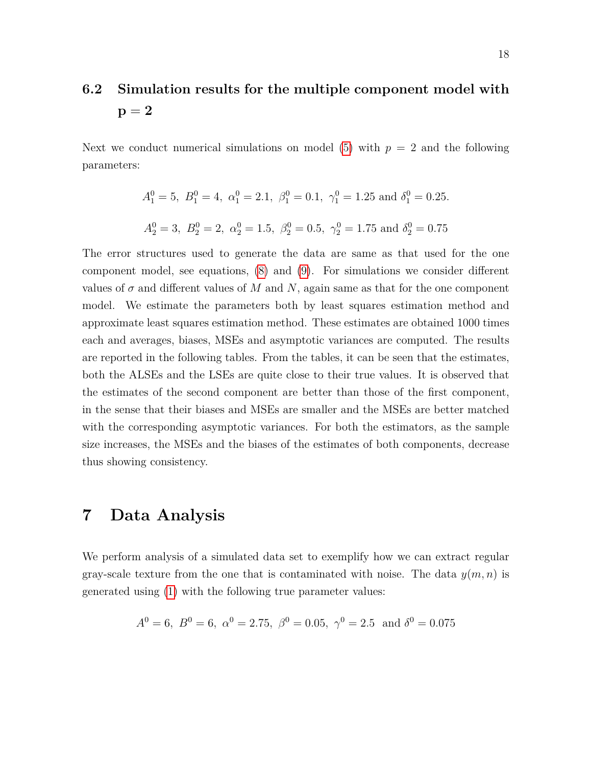## 6.2 Simulation results for the multiple component model with $\mathbf{p = 2}$

Next we conduct numerical simulations on model (5) with $p = 2$ and the following parameters:

$$A_1^0 = 5,\ B_1^0 = 4,\ \alpha_1^0 = 2.1,\ \beta_1^0 = 0.1,\ \gamma_1^0 = 1.25 \text{ and } \delta_1^0 = 0.25.$$

$$A_2^0 = 3,\ B_2^0 = 2,\ \alpha_2^0 = 1.5,\ \beta_2^0 = 0.5,\ \gamma_2^0 = 1.75 \text{ and } \delta_2^0 = 0.75$$

The error structures used to generate the data are same as that used for the one component model, see equations, (8) and (9). For simulations we consider different values of $\sigma$ and different values of $M$ and $N$, again same as that for the one component model. We estimate the parameters both by least squares estimation method and approximate least squares estimation method. These estimates are obtained 1000 times each and averages, biases, MSEs and asymptotic variances are computed. The results are reported in the following tables. From the tables, it can be seen that the estimates, both the ALSEs and the LSEs are quite close to their true values. It is observed that the estimates of the second component are better than those of the first component, in the sense that their biases and MSEs are smaller and the MSEs are better matched with the corresponding asymptotic variances. For both the estimators, as the sample size increases, the MSEs and the biases of the estimates of both components, decrease thus showing consistency.

# 7 Data Analysis

We perform analysis of a simulated data set to exemplify how we can extract regular gray-scale texture from the one that is contaminated with noise. The data $y(m, n)$ is generated using (1) with the following true parameter values:

$$A^0 = 6,\ B^0 = 6,\ \alpha^0 = 2.75,\ \beta^0 = 0.05,\ \gamma^0 = 2.5 \ \text{ and } \delta^0 = 0.075$$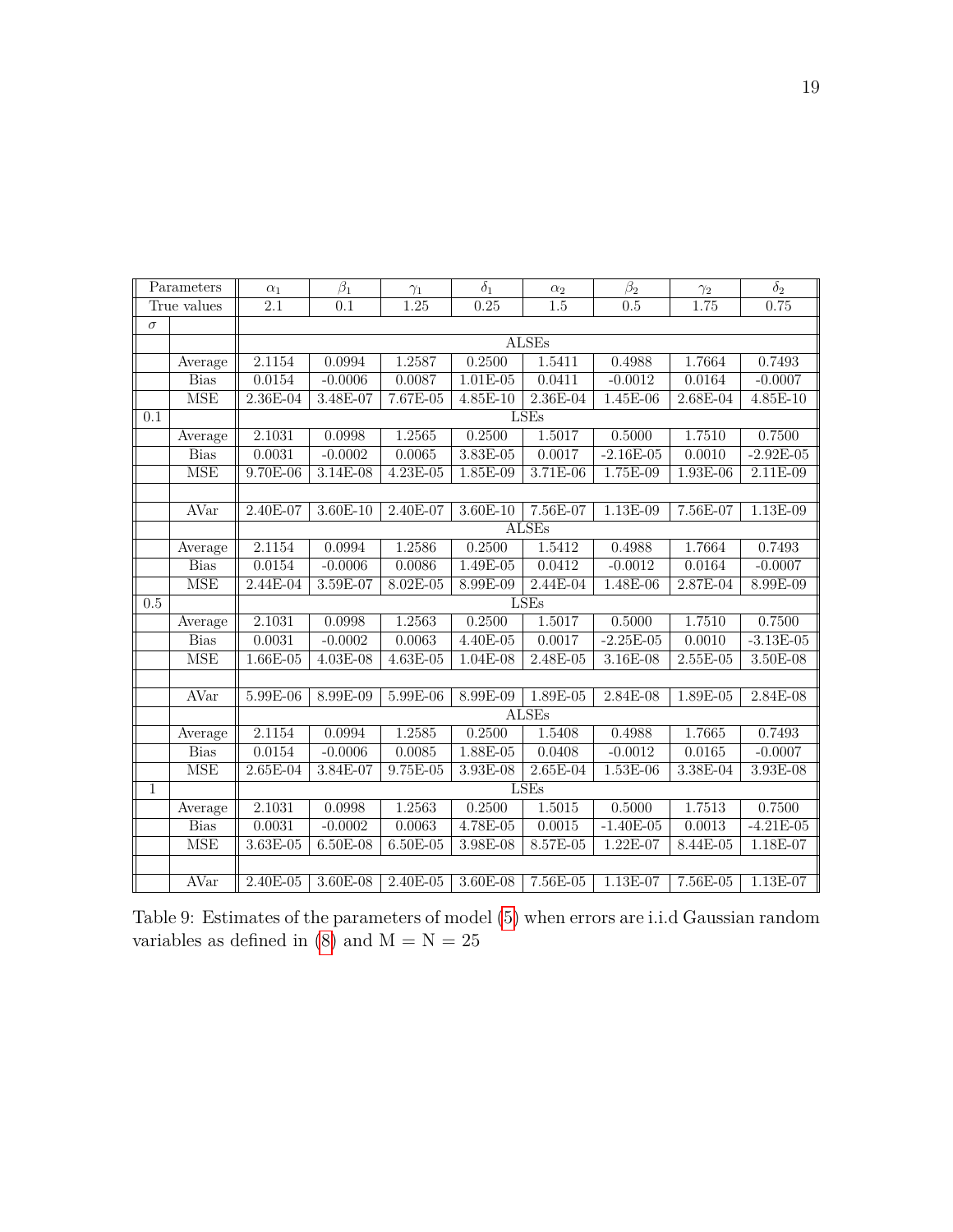| Parameters | | $\alpha_1$ | $\beta_1$ | $\gamma_1$ | $\delta_1$ | $\alpha_2$ | $\beta_2$ | $\gamma_2$ | $\delta_2$ |
|---|---|---|---|---|---|---|---|---|---|
| True values | | 2.1 | 0.1 | 1.25 | 0.25 | 1.5 | 0.5 | 1.75 | 0.75 |
| $\sigma$ | | | | | | | | | |
| | | ALSEs | | | | | | | |
| | Average | 2.1154 | 0.0994 | 1.2587 | 0.2500 | 1.5411 | 0.4988 | 1.7664 | 0.7493 |
| | Bias | 0.0154 | -0.0006 | 0.0087 | 1.01E-05 | 0.0411 | -0.0012 | 0.0164 | -0.0007 |
| | MSE | 2.36E-04 | 3.48E-07 | 7.67E-05 | 4.85E-10 | 2.36E-04 | 1.45E-06 | 2.68E-04 | 4.85E-10 |
| 0.1 | | LSEs | | | | | | | |
| | Average | 2.1031 | 0.0998 | 1.2565 | 0.2500 | 1.5017 | 0.5000 | 1.7510 | 0.7500 |
| | Bias | 0.0031 | -0.0002 | 0.0065 | 3.83E-05 | 0.0017 | -2.16E-05 | 0.0010 | -2.92E-05 |
| | MSE | 9.70E-06 | 3.14E-08 | 4.23E-05 | 1.85E-09 | 3.71E-06 | 1.75E-09 | 1.93E-06 | 2.11E-09 |
| | | | | | | | | | |
| | AVar | 2.40E-07 | 3.60E-10 | 2.40E-07 | 3.60E-10 | 7.56E-07 | 1.13E-09 | 7.56E-07 | 1.13E-09 |
| | | ALSEs | | | | | | | |
| | Average | 2.1154 | 0.0994 | 1.2586 | 0.2500 | 1.5412 | 0.4988 | 1.7664 | 0.7493 |
| | Bias | 0.0154 | -0.0006 | 0.0086 | 1.49E-05 | 0.0412 | -0.0012 | 0.0164 | -0.0007 |
| | MSE | 2.44E-04 | 3.59E-07 | 8.02E-05 | 8.99E-09 | 2.44E-04 | 1.48E-06 | 2.87E-04 | 8.99E-09 |
| 0.5 | | LSEs | | | | | | | |
| | Average | 2.1031 | 0.0998 | 1.2563 | 0.2500 | 1.5017 | 0.5000 | 1.7510 | 0.7500 |
| | Bias | 0.0031 | -0.0002 | 0.0063 | 4.40E-05 | 0.0017 | -2.25E-05 | 0.0010 | -3.13E-05 |
| | MSE | 1.66E-05 | 4.03E-08 | 4.63E-05 | 1.04E-08 | 2.48E-05 | 3.16E-08 | 2.55E-05 | 3.50E-08 |
| | | | | | | | | | |
| | AVar | 5.99E-06 | 8.99E-09 | 5.99E-06 | 8.99E-09 | 1.89E-05 | 2.84E-08 | 1.89E-05 | 2.84E-08 |
| | | ALSEs | | | | | | | |
| | Average | 2.1154 | 0.0994 | 1.2585 | 0.2500 | 1.5408 | 0.4988 | 1.7665 | 0.7493 |
| | Bias | 0.0154 | -0.0006 | 0.0085 | 1.88E-05 | 0.0408 | -0.0012 | 0.0165 | -0.0007 |
| | MSE | 2.65E-04 | 3.84E-07 | 9.75E-05 | 3.93E-08 | 2.65E-04 | 1.53E-06 | 3.38E-04 | 3.93E-08 |
| 1 | | LSEs | | | | | | | |
| | Average | 2.1031 | 0.0998 | 1.2563 | 0.2500 | 1.5015 | 0.5000 | 1.7513 | 0.7500 |
| | Bias | 0.0031 | -0.0002 | 0.0063 | 4.78E-05 | 0.0015 | -1.40E-05 | 0.0013 | -4.21E-05 |
| | MSE | 3.63E-05 | 6.50E-08 | 6.50E-05 | 3.98E-08 | 8.57E-05 | 1.22E-07 | 8.44E-05 | 1.18E-07 |
| | | | | | | | | | |
| | AVar | 2.40E-05 | 3.60E-08 | 2.40E-05 | 3.60E-08 | 7.56E-05 | 1.13E-07 | 7.56E-05 | 1.13E-07 |

Table 9: Estimates of the parameters of model (5) when errors are i.i.d Gaussian random variables as defined in (8) and M = N = 25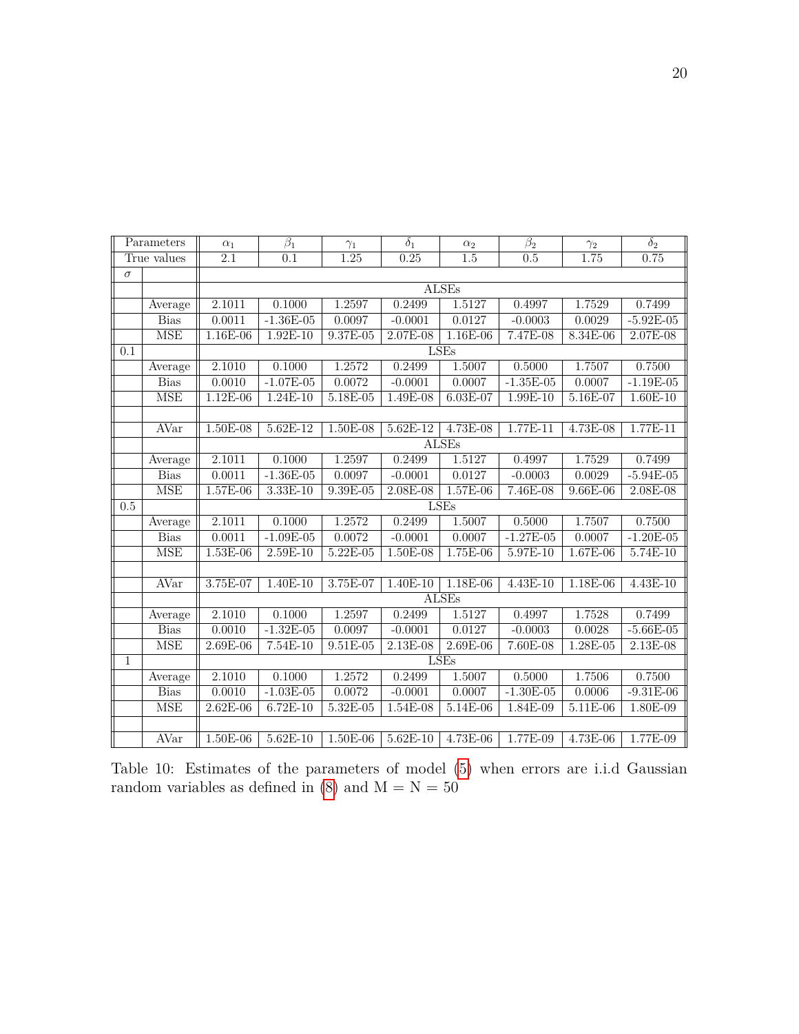| Parameters | | $\alpha_1$ | $\beta_1$ | $\gamma_1$ | $\delta_1$ | $\alpha_2$ | $\beta_2$ | $\gamma_2$ | $\delta_2$ |
|---|---|---|---|---|---|---|---|---|---|
| True values | | 2.1 | 0.1 | 1.25 | 0.25 | 1.5 | 0.5 | 1.75 | 0.75 |
| $\sigma$ | | | | | | | | | |
| | | ALSEs | | | | | | | |
| | Average | 2.1011 | 0.1000 | 1.2597 | 0.2499 | 1.5127 | 0.4997 | 1.7529 | 0.7499 |
| | Bias | 0.0011 | -1.36E-05 | 0.0097 | -0.0001 | 0.0127 | -0.0003 | 0.0029 | -5.92E-05 |
| | MSE | 1.16E-06 | 1.92E-10 | 9.37E-05 | 2.07E-08 | 1.16E-06 | 7.47E-08 | 8.34E-06 | 2.07E-08 |
| 0.1 | | LSEs | | | | | | | |
| | Average | 2.1010 | 0.1000 | 1.2572 | 0.2499 | 1.5007 | 0.5000 | 1.7507 | 0.7500 |
| | Bias | 0.0010 | -1.07E-05 | 0.0072 | -0.0001 | 0.0007 | -1.35E-05 | 0.0007 | -1.19E-05 |
| | MSE | 1.12E-06 | 1.24E-10 | 5.18E-05 | 1.49E-08 | 6.03E-07 | 1.99E-10 | 5.16E-07 | 1.60E-10 |
| | | | | | | | | | |
| | AVar | 1.50E-08 | 5.62E-12 | 1.50E-08 | 5.62E-12 | 4.73E-08 | 1.77E-11 | 4.73E-08 | 1.77E-11 |
| | | ALSEs | | | | | | | |
| | Average | 2.1011 | 0.1000 | 1.2597 | 0.2499 | 1.5127 | 0.4997 | 1.7529 | 0.7499 |
| | Bias | 0.0011 | -1.36E-05 | 0.0097 | -0.0001 | 0.0127 | -0.0003 | 0.0029 | -5.94E-05 |
| | MSE | 1.57E-06 | 3.33E-10 | 9.39E-05 | 2.08E-08 | 1.57E-06 | 7.46E-08 | 9.66E-06 | 2.08E-08 |
| 0.5 | | LSEs | | | | | | | |
| | Average | 2.1011 | 0.1000 | 1.2572 | 0.2499 | 1.5007 | 0.5000 | 1.7507 | 0.7500 |
| | Bias | 0.0011 | -1.09E-05 | 0.0072 | -0.0001 | 0.0007 | -1.27E-05 | 0.0007 | -1.20E-05 |
| | MSE | 1.53E-06 | 2.59E-10 | 5.22E-05 | 1.50E-08 | 1.75E-06 | 5.97E-10 | 1.67E-06 | 5.74E-10 |
| | | | | | | | | | |
| | AVar | 3.75E-07 | 1.40E-10 | 3.75E-07 | 1.40E-10 | 1.18E-06 | 4.43E-10 | 1.18E-06 | 4.43E-10 |
| | | ALSEs | | | | | | | |
| | Average | 2.1010 | 0.1000 | 1.2597 | 0.2499 | 1.5127 | 0.4997 | 1.7528 | 0.7499 |
| | Bias | 0.0010 | -1.32E-05 | 0.0097 | -0.0001 | 0.0127 | -0.0003 | 0.0028 | -5.66E-05 |
| | MSE | 2.69E-06 | 7.54E-10 | 9.51E-05 | 2.13E-08 | 2.69E-06 | 7.60E-08 | 1.28E-05 | 2.13E-08 |
| 1 | | LSEs | | | | | | | |
| | Average | 2.1010 | 0.1000 | 1.2572 | 0.2499 | 1.5007 | 0.5000 | 1.7506 | 0.7500 |
| | Bias | 0.0010 | -1.03E-05 | 0.0072 | -0.0001 | 0.0007 | -1.30E-05 | 0.0006 | -9.31E-06 |
| | MSE | 2.62E-06 | 6.72E-10 | 5.32E-05 | 1.54E-08 | 5.14E-06 | 1.84E-09 | 5.11E-06 | 1.80E-09 |
| | | | | | | | | | |
| | AVar | 1.50E-06 | 5.62E-10 | 1.50E-06 | 5.62E-10 | 4.73E-06 | 1.77E-09 | 4.73E-06 | 1.77E-09 |

Table 10: Estimates of the parameters of model (5) when errors are i.i.d Gaussian random variables as defined in (8) and M = N = 50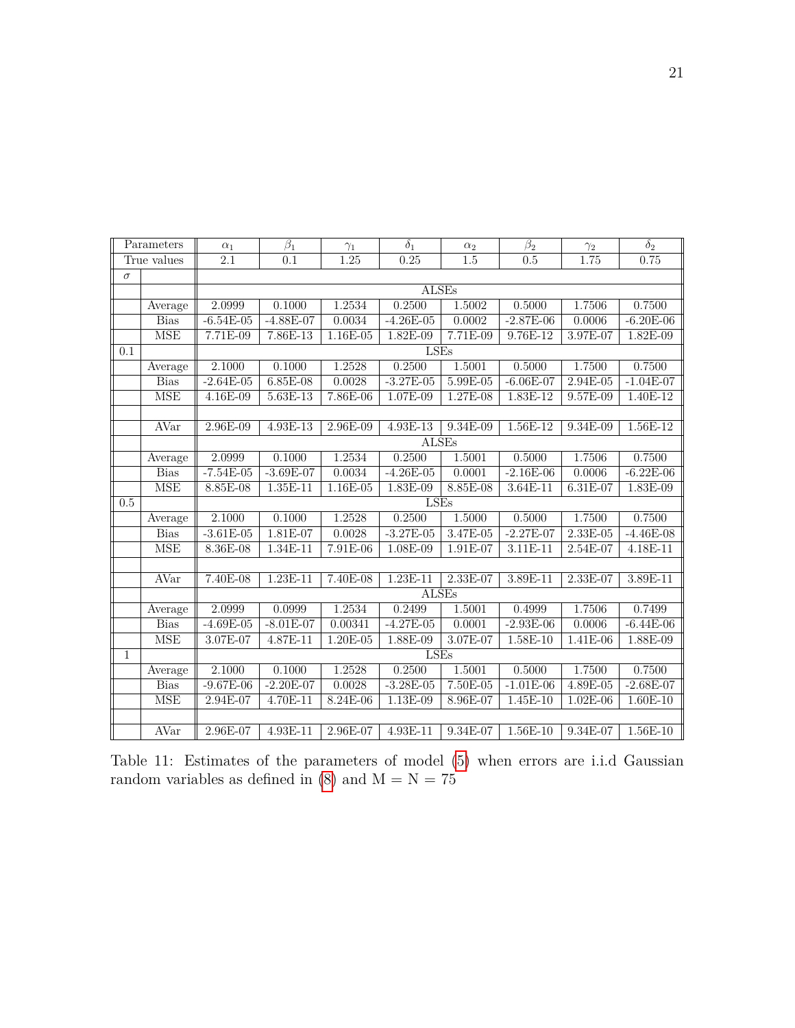| Parameters | | $\alpha_1$ | $\beta_1$ | $\gamma_1$ | $\delta_1$ | $\alpha_2$ | $\beta_2$ | $\gamma_2$ | $\delta_2$ |
|---|---|---|---|---|---|---|---|---|---|
| True values | | 2.1 | 0.1 | 1.25 | 0.25 | 1.5 | 0.5 | 1.75 | 0.75 |
| $\sigma$ | | | | | | | | | |
| | | ALSEs | | | | | | | |
| | Average | 2.0999 | 0.1000 | 1.2534 | 0.2500 | 1.5002 | 0.5000 | 1.7506 | 0.7500 |
| | Bias | -6.54E-05 | -4.88E-07 | 0.0034 | -4.26E-05 | 0.0002 | -2.87E-06 | 0.0006 | -6.20E-06 |
| | MSE | 7.71E-09 | 7.86E-13 | 1.16E-05 | 1.82E-09 | 7.71E-09 | 9.76E-12 | 3.97E-07 | 1.82E-09 |
| 0.1 | | LSEs | | | | | | | |
| | Average | 2.1000 | 0.1000 | 1.2528 | 0.2500 | 1.5001 | 0.5000 | 1.7500 | 0.7500 |
| | Bias | -2.64E-05 | 6.85E-08 | 0.0028 | -3.27E-05 | 5.99E-05 | -6.06E-07 | 2.94E-05 | -1.04E-07 |
| | MSE | 4.16E-09 | 5.63E-13 | 7.86E-06 | 1.07E-09 | 1.27E-08 | 1.83E-12 | 9.57E-09 | 1.40E-12 |
| | | | | | | | | | |
| | AVar | 2.96E-09 | 4.93E-13 | 2.96E-09 | 4.93E-13 | 9.34E-09 | 1.56E-12 | 9.34E-09 | 1.56E-12 |
| | | ALSEs | | | | | | | |
| | Average | 2.0999 | 0.1000 | 1.2534 | 0.2500 | 1.5001 | 0.5000 | 1.7506 | 0.7500 |
| | Bias | -7.54E-05 | -3.69E-07 | 0.0034 | -4.26E-05 | 0.0001 | -2.16E-06 | 0.0006 | -6.22E-06 |
| | MSE | 8.85E-08 | 1.35E-11 | 1.16E-05 | 1.83E-09 | 8.85E-08 | 3.64E-11 | 6.31E-07 | 1.83E-09 |
| 0.5 | | LSEs | | | | | | | |
| | Average | 2.1000 | 0.1000 | 1.2528 | 0.2500 | 1.5000 | 0.5000 | 1.7500 | 0.7500 |
| | Bias | -3.61E-05 | 1.81E-07 | 0.0028 | -3.27E-05 | 3.47E-05 | -2.27E-07 | 2.33E-05 | -4.46E-08 |
| | MSE | 8.36E-08 | 1.34E-11 | 7.91E-06 | 1.08E-09 | 1.91E-07 | 3.11E-11 | 2.54E-07 | 4.18E-11 |
| | | | | | | | | | |
| | AVar | 7.40E-08 | 1.23E-11 | 7.40E-08 | 1.23E-11 | 2.33E-07 | 3.89E-11 | 2.33E-07 | 3.89E-11 |
| | | ALSEs | | | | | | | |
| | Average | 2.0999 | 0.0999 | 1.2534 | 0.2499 | 1.5001 | 0.4999 | 1.7506 | 0.7499 |
| | Bias | -4.69E-05 | -8.01E-07 | 0.00341 | -4.27E-05 | 0.0001 | -2.93E-06 | 0.0006 | -6.44E-06 |
| | MSE | 3.07E-07 | 4.87E-11 | 1.20E-05 | 1.88E-09 | 3.07E-07 | 1.58E-10 | 1.41E-06 | 1.88E-09 |
| 1 | | LSEs | | | | | | | |
| | Average | 2.1000 | 0.1000 | 1.2528 | 0.2500 | 1.5001 | 0.5000 | 1.7500 | 0.7500 |
| | Bias | -9.67E-06 | -2.20E-07 | 0.0028 | -3.28E-05 | 7.50E-05 | -1.01E-06 | 4.89E-05 | -2.68E-07 |
| | MSE | 2.94E-07 | 4.70E-11 | 8.24E-06 | 1.13E-09 | 8.96E-07 | 1.45E-10 | 1.02E-06 | 1.60E-10 |
| | | | | | | | | | |
| | AVar | 2.96E-07 | 4.93E-11 | 2.96E-07 | 4.93E-11 | 9.34E-07 | 1.56E-10 | 9.34E-07 | 1.56E-10 |

Table 11: Estimates of the parameters of model (5) when errors are i.i.d Gaussian random variables as defined in (8) and M = N = 75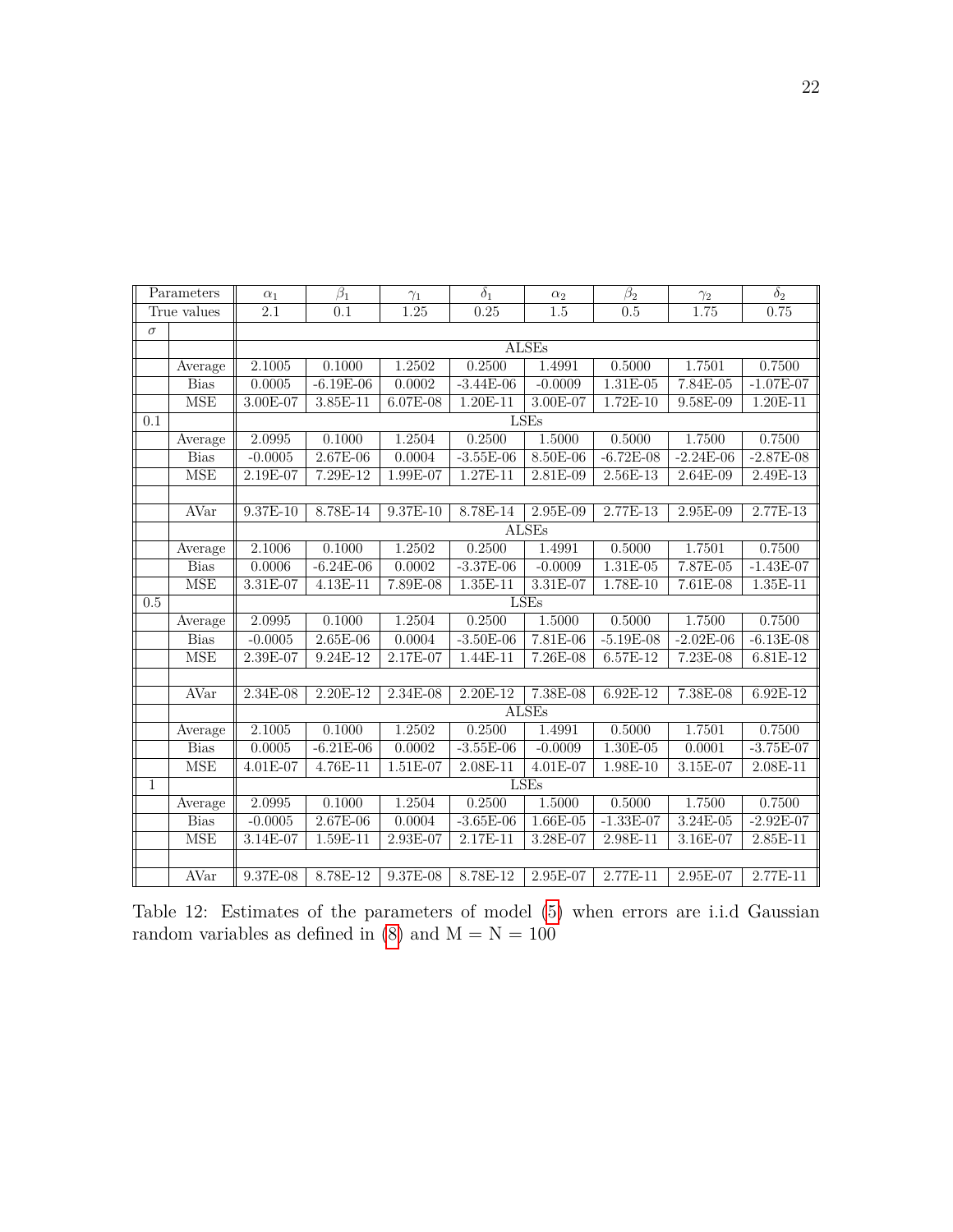| Parameters | | $\alpha_1$ | $\beta_1$ | $\gamma_1$ | $\delta_1$ | $\alpha_2$ | $\beta_2$ | $\gamma_2$ | $\delta_2$ |
|---|---|---|---|---|---|---|---|---|---|
| True values | | 2.1 | 0.1 | 1.25 | 0.25 | 1.5 | 0.5 | 1.75 | 0.75 |
| $\sigma$ | | | | | | | | | |
| | | ALSEs | | | | | | | |
| | Average | 2.1005 | 0.1000 | 1.2502 | 0.2500 | 1.4991 | 0.5000 | 1.7501 | 0.7500 |
| | Bias | 0.0005 | -6.19E-06 | 0.0002 | -3.44E-06 | -0.0009 | 1.31E-05 | 7.84E-05 | -1.07E-07 |
| | MSE | 3.00E-07 | 3.85E-11 | 6.07E-08 | 1.20E-11 | 3.00E-07 | 1.72E-10 | 9.58E-09 | 1.20E-11 |
| 0.1 | | LSEs | | | | | | | |
| | Average | 2.0995 | 0.1000 | 1.2504 | 0.2500 | 1.5000 | 0.5000 | 1.7500 | 0.7500 |
| | Bias | -0.0005 | 2.67E-06 | 0.0004 | -3.55E-06 | 8.50E-06 | -6.72E-08 | -2.24E-06 | -2.87E-08 |
| | MSE | 2.19E-07 | 7.29E-12 | 1.99E-07 | 1.27E-11 | 2.81E-09 | 2.56E-13 | 2.64E-09 | 2.49E-13 |
| | | | | | | | | | |
| | AVar | 9.37E-10 | 8.78E-14 | 9.37E-10 | 8.78E-14 | 2.95E-09 | 2.77E-13 | 2.95E-09 | 2.77E-13 |
| | | ALSEs | | | | | | | |
| | Average | 2.1006 | 0.1000 | 1.2502 | 0.2500 | 1.4991 | 0.5000 | 1.7501 | 0.7500 |
| | Bias | 0.0006 | -6.24E-06 | 0.0002 | -3.37E-06 | -0.0009 | 1.31E-05 | 7.87E-05 | -1.43E-07 |
| | MSE | 3.31E-07 | 4.13E-11 | 7.89E-08 | 1.35E-11 | 3.31E-07 | 1.78E-10 | 7.61E-08 | 1.35E-11 |
| 0.5 | | LSEs | | | | | | | |
| | Average | 2.0995 | 0.1000 | 1.2504 | 0.2500 | 1.5000 | 0.5000 | 1.7500 | 0.7500 |
| | Bias | -0.0005 | 2.65E-06 | 0.0004 | -3.50E-06 | 7.81E-06 | -5.19E-08 | -2.02E-06 | -6.13E-08 |
| | MSE | 2.39E-07 | 9.24E-12 | 2.17E-07 | 1.44E-11 | 7.26E-08 | 6.57E-12 | 7.23E-08 | 6.81E-12 |
| | | | | | | | | | |
| | AVar | 2.34E-08 | 2.20E-12 | 2.34E-08 | 2.20E-12 | 7.38E-08 | 6.92E-12 | 7.38E-08 | 6.92E-12 |
| | | ALSEs | | | | | | | |
| | Average | 2.1005 | 0.1000 | 1.2502 | 0.2500 | 1.4991 | 0.5000 | 1.7501 | 0.7500 |
| | Bias | 0.0005 | -6.21E-06 | 0.0002 | -3.55E-06 | -0.0009 | 1.30E-05 | 0.0001 | -3.75E-07 |
| | MSE | 4.01E-07 | 4.76E-11 | 1.51E-07 | 2.08E-11 | 4.01E-07 | 1.98E-10 | 3.15E-07 | 2.08E-11 |
| 1 | | LSEs | | | | | | | |
| | Average | 2.0995 | 0.1000 | 1.2504 | 0.2500 | 1.5000 | 0.5000 | 1.7500 | 0.7500 |
| | Bias | -0.0005 | 2.67E-06 | 0.0004 | -3.65E-06 | 1.66E-05 | -1.33E-07 | 3.24E-05 | -2.92E-07 |
| | MSE | 3.14E-07 | 1.59E-11 | 2.93E-07 | 2.17E-11 | 3.28E-07 | 2.98E-11 | 3.16E-07 | 2.85E-11 |
| | | | | | | | | | |
| | AVar | 9.37E-08 | 8.78E-12 | 9.37E-08 | 8.78E-12 | 2.95E-07 | 2.77E-11 | 2.95E-07 | 2.77E-11 |

Table 12: Estimates of the parameters of model (5) when errors are i.i.d Gaussian random variables as defined in (8) and M = N = 100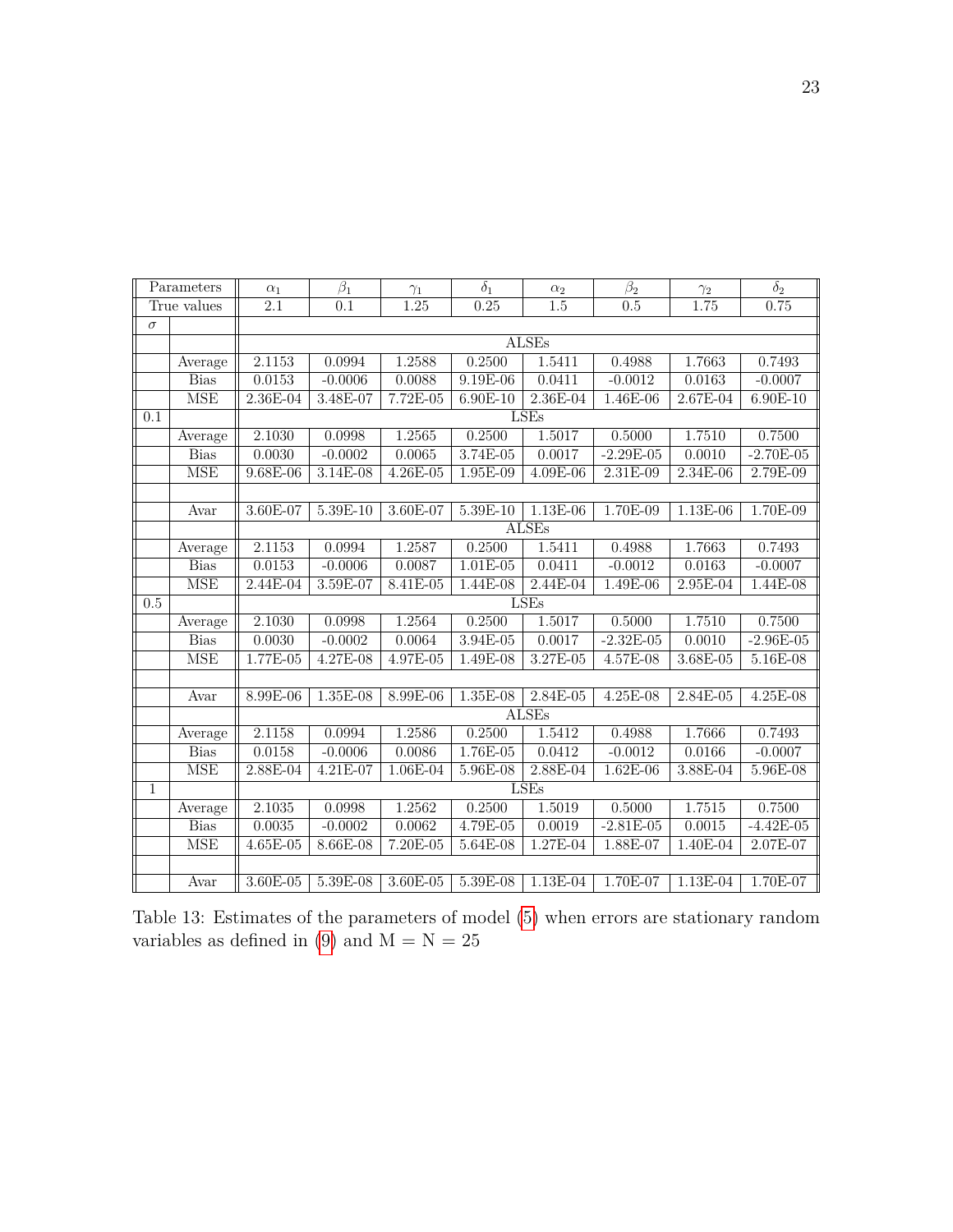| Parameters | | $\alpha_1$ | $\beta_1$ | $\gamma_1$ | $\delta_1$ | $\alpha_2$ | $\beta_2$ | $\gamma_2$ | $\delta_2$ |
|---|---|---|---|---|---|---|---|---|---|
| True values | | 2.1 | 0.1 | 1.25 | 0.25 | 1.5 | 0.5 | 1.75 | 0.75 |
| $\sigma$ | | | | | | | | | |
| | | ALSEs | | | | | | | |
| | Average | 2.1153 | 0.0994 | 1.2588 | 0.2500 | 1.5411 | 0.4988 | 1.7663 | 0.7493 |
| | Bias | 0.0153 | -0.0006 | 0.0088 | 9.19E-06 | 0.0411 | -0.0012 | 0.0163 | -0.0007 |
| | MSE | 2.36E-04 | 3.48E-07 | 7.72E-05 | 6.90E-10 | 2.36E-04 | 1.46E-06 | 2.67E-04 | 6.90E-10 |
| 0.1 | | LSEs | | | | | | | |
| | Average | 2.1030 | 0.0998 | 1.2565 | 0.2500 | 1.5017 | 0.5000 | 1.7510 | 0.7500 |
| | Bias | 0.0030 | -0.0002 | 0.0065 | 3.74E-05 | 0.0017 | -2.29E-05 | 0.0010 | -2.70E-05 |
| | MSE | 9.68E-06 | 3.14E-08 | 4.26E-05 | 1.95E-09 | 4.09E-06 | 2.31E-09 | 2.34E-06 | 2.79E-09 |
| | | | | | | | | | |
| | Avar | 3.60E-07 | 5.39E-10 | 3.60E-07 | 5.39E-10 | 1.13E-06 | 1.70E-09 | 1.13E-06 | 1.70E-09 |
| | | ALSEs | | | | | | | |
| | Average | 2.1153 | 0.0994 | 1.2587 | 0.2500 | 1.5411 | 0.4988 | 1.7663 | 0.7493 |
| | Bias | 0.0153 | -0.0006 | 0.0087 | 1.01E-05 | 0.0411 | -0.0012 | 0.0163 | -0.0007 |
| | MSE | 2.44E-04 | 3.59E-07 | 8.41E-05 | 1.44E-08 | 2.44E-04 | 1.49E-06 | 2.95E-04 | 1.44E-08 |
| 0.5 | | LSEs | | | | | | | |
| | Average | 2.1030 | 0.0998 | 1.2564 | 0.2500 | 1.5017 | 0.5000 | 1.7510 | 0.7500 |
| | Bias | 0.0030 | -0.0002 | 0.0064 | 3.94E-05 | 0.0017 | -2.32E-05 | 0.0010 | -2.96E-05 |
| | MSE | 1.77E-05 | 4.27E-08 | 4.97E-05 | 1.49E-08 | 3.27E-05 | 4.57E-08 | 3.68E-05 | 5.16E-08 |
| | | | | | | | | | |
| | Avar | 8.99E-06 | 1.35E-08 | 8.99E-06 | 1.35E-08 | 2.84E-05 | 4.25E-08 | 2.84E-05 | 4.25E-08 |
| | | ALSEs | | | | | | | |
| | Average | 2.1158 | 0.0994 | 1.2586 | 0.2500 | 1.5412 | 0.4988 | 1.7666 | 0.7493 |
| | Bias | 0.0158 | -0.0006 | 0.0086 | 1.76E-05 | 0.0412 | -0.0012 | 0.0166 | -0.0007 |
| | MSE | 2.88E-04 | 4.21E-07 | 1.06E-04 | 5.96E-08 | 2.88E-04 | 1.62E-06 | 3.88E-04 | 5.96E-08 |
| 1 | | LSEs | | | | | | | |
| | Average | 2.1035 | 0.0998 | 1.2562 | 0.2500 | 1.5019 | 0.5000 | 1.7515 | 0.7500 |
| | Bias | 0.0035 | -0.0002 | 0.0062 | 4.79E-05 | 0.0019 | -2.81E-05 | 0.0015 | -4.42E-05 |
| | MSE | 4.65E-05 | 8.66E-08 | 7.20E-05 | 5.64E-08 | 1.27E-04 | 1.88E-07 | 1.40E-04 | 2.07E-07 |
| | | | | | | | | | |
| | Avar | 3.60E-05 | 5.39E-08 | 3.60E-05 | 5.39E-08 | 1.13E-04 | 1.70E-07 | 1.13E-04 | 1.70E-07 |

Table 13: Estimates of the parameters of model (5) when errors are stationary random variables as defined in (9) and M = N = 25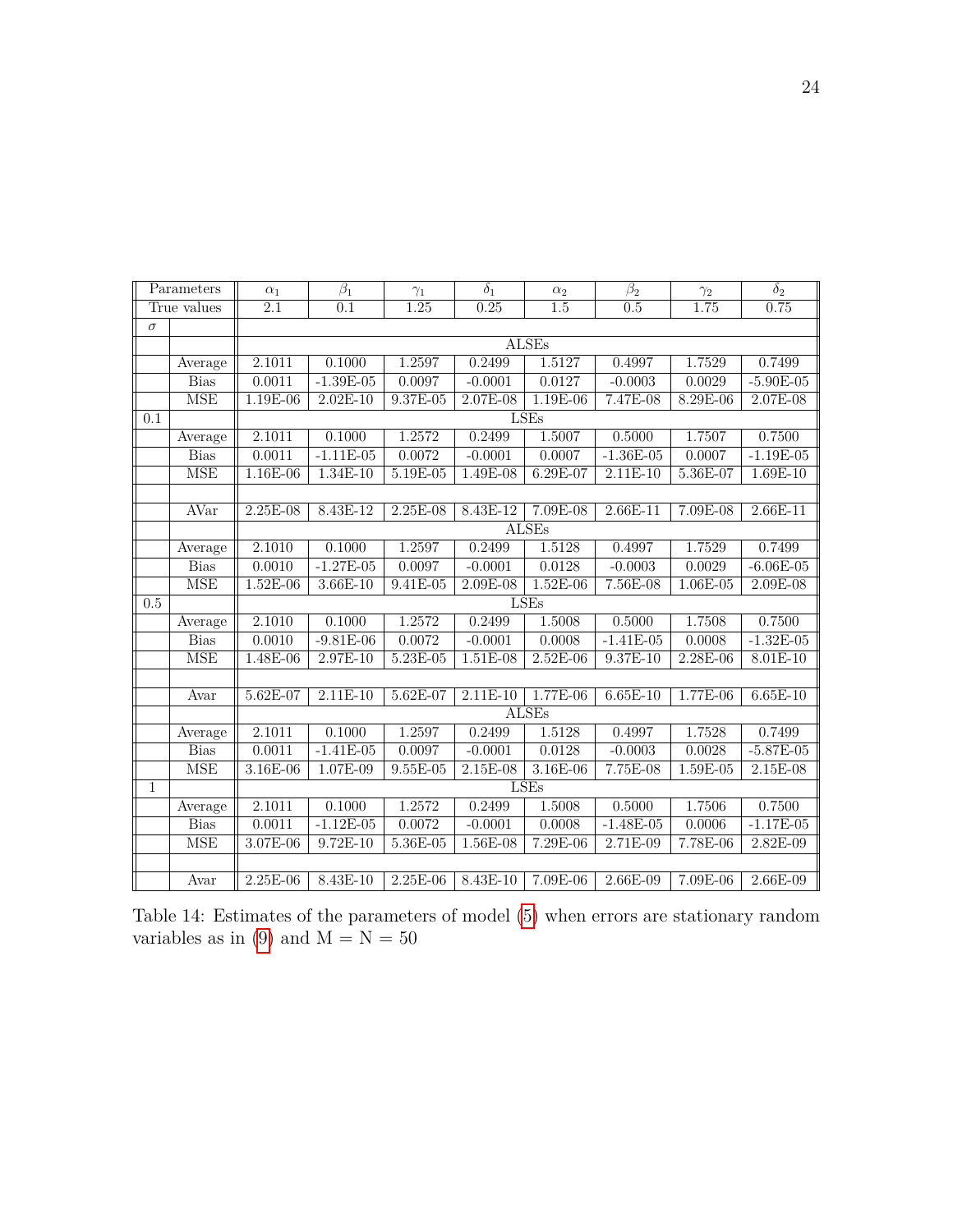| Parameters | | $\alpha_1$ | $\beta_1$ | $\gamma_1$ | $\delta_1$ | $\alpha_2$ | $\beta_2$ | $\gamma_2$ | $\delta_2$ |
|---|---|---|---|---|---|---|---|---|---|
| True values | | 2.1 | 0.1 | 1.25 | 0.25 | 1.5 | 0.5 | 1.75 | 0.75 |
| $\sigma$ | | | | | | | | | |
| | | ALSEs | | | | | | | |
| | Average | 2.1011 | 0.1000 | 1.2597 | 0.2499 | 1.5127 | 0.4997 | 1.7529 | 0.7499 |
| | Bias | 0.0011 | -1.39E-05 | 0.0097 | -0.0001 | 0.0127 | -0.0003 | 0.0029 | -5.90E-05 |
| | MSE | 1.19E-06 | 2.02E-10 | 9.37E-05 | 2.07E-08 | 1.19E-06 | 7.47E-08 | 8.29E-06 | 2.07E-08 |
| 0.1 | | LSEs | | | | | | | |
| | Average | 2.1011 | 0.1000 | 1.2572 | 0.2499 | 1.5007 | 0.5000 | 1.7507 | 0.7500 |
| | Bias | 0.0011 | -1.11E-05 | 0.0072 | -0.0001 | 0.0007 | -1.36E-05 | 0.0007 | -1.19E-05 |
| | MSE | 1.16E-06 | 1.34E-10 | 5.19E-05 | 1.49E-08 | 6.29E-07 | 2.11E-10 | 5.36E-07 | 1.69E-10 |
| | | | | | | | | | |
| | AVar | 2.25E-08 | 8.43E-12 | 2.25E-08 | 8.43E-12 | 7.09E-08 | 2.66E-11 | 7.09E-08 | 2.66E-11 |
| | | ALSEs | | | | | | | |
| | Average | 2.1010 | 0.1000 | 1.2597 | 0.2499 | 1.5128 | 0.4997 | 1.7529 | 0.7499 |
| | Bias | 0.0010 | -1.27E-05 | 0.0097 | -0.0001 | 0.0128 | -0.0003 | 0.0029 | -6.06E-05 |
| | MSE | 1.52E-06 | 3.66E-10 | 9.41E-05 | 2.09E-08 | 1.52E-06 | 7.56E-08 | 1.06E-05 | 2.09E-08 |
| 0.5 | | LSEs | | | | | | | |
| | Average | 2.1010 | 0.1000 | 1.2572 | 0.2499 | 1.5008 | 0.5000 | 1.7508 | 0.7500 |
| | Bias | 0.0010 | -9.81E-06 | 0.0072 | -0.0001 | 0.0008 | -1.41E-05 | 0.0008 | -1.32E-05 |
| | MSE | 1.48E-06 | 2.97E-10 | 5.23E-05 | 1.51E-08 | 2.52E-06 | 9.37E-10 | 2.28E-06 | 8.01E-10 |
| | | | | | | | | | |
| | Avar | 5.62E-07 | 2.11E-10 | 5.62E-07 | 2.11E-10 | 1.77E-06 | 6.65E-10 | 1.77E-06 | 6.65E-10 |
| | | ALSEs | | | | | | | |
| | Average | 2.1011 | 0.1000 | 1.2597 | 0.2499 | 1.5128 | 0.4997 | 1.7528 | 0.7499 |
| | Bias | 0.0011 | -1.41E-05 | 0.0097 | -0.0001 | 0.0128 | -0.0003 | 0.0028 | -5.87E-05 |
| | MSE | 3.16E-06 | 1.07E-09 | 9.55E-05 | 2.15E-08 | 3.16E-06 | 7.75E-08 | 1.59E-05 | 2.15E-08 |
| 1 | | LSEs | | | | | | | |
| | Average | 2.1011 | 0.1000 | 1.2572 | 0.2499 | 1.5008 | 0.5000 | 1.7506 | 0.7500 |
| | Bias | 0.0011 | -1.12E-05 | 0.0072 | -0.0001 | 0.0008 | -1.48E-05 | 0.0006 | -1.17E-05 |
| | MSE | 3.07E-06 | 9.72E-10 | 5.36E-05 | 1.56E-08 | 7.29E-06 | 2.71E-09 | 7.78E-06 | 2.82E-09 |
| | | | | | | | | | |
| | Avar | 2.25E-06 | 8.43E-10 | 2.25E-06 | 8.43E-10 | 7.09E-06 | 2.66E-09 | 7.09E-06 | 2.66E-09 |

Table 14: Estimates of the parameters of model (5) when errors are stationary random variables as in (9) and M = N = 50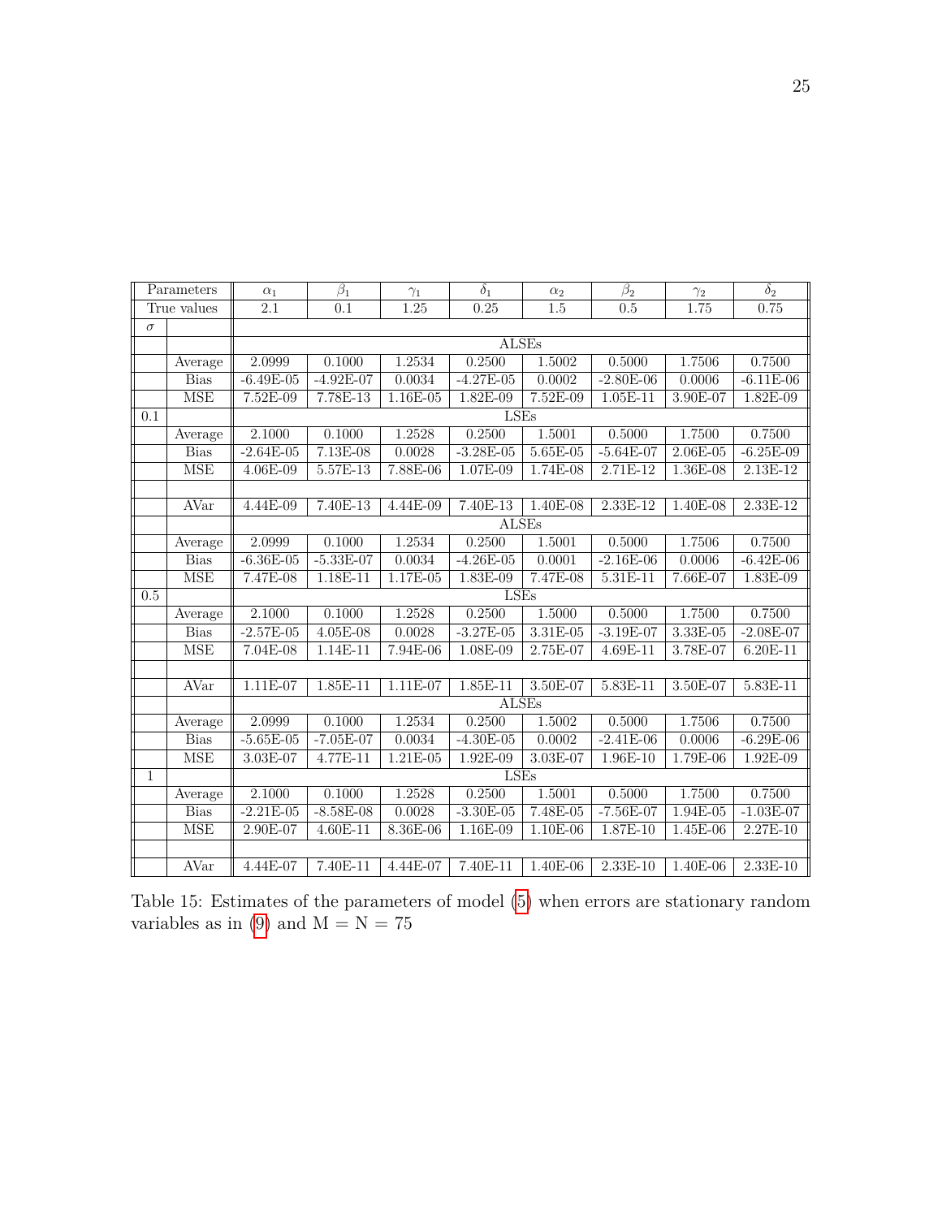| Parameters | | $\alpha_1$ | $\beta_1$ | $\gamma_1$ | $\delta_1$ | $\alpha_2$ | $\beta_2$ | $\gamma_2$ | $\delta_2$ |
|---|---|---|---|---|---|---|---|---|---|
| True values | | 2.1 | 0.1 | 1.25 | 0.25 | 1.5 | 0.5 | 1.75 | 0.75 |
| $\sigma$ | | | | | | | | | |
| | | ALSEs | | | | | | | |
| | Average | 2.0999 | 0.1000 | 1.2534 | 0.2500 | 1.5002 | 0.5000 | 1.7506 | 0.7500 |
| | Bias | -6.49E-05 | -4.92E-07 | 0.0034 | -4.27E-05 | 0.0002 | -2.80E-06 | 0.0006 | -6.11E-06 |
| | MSE | 7.52E-09 | 7.78E-13 | 1.16E-05 | 1.82E-09 | 7.52E-09 | 1.05E-11 | 3.90E-07 | 1.82E-09 |
| 0.1 | | LSEs | | | | | | | |
| | Average | 2.1000 | 0.1000 | 1.2528 | 0.2500 | 1.5001 | 0.5000 | 1.7500 | 0.7500 |
| | Bias | -2.64E-05 | 7.13E-08 | 0.0028 | -3.28E-05 | 5.65E-05 | -5.64E-07 | 2.06E-05 | -6.25E-09 |
| | MSE | 4.06E-09 | 5.57E-13 | 7.88E-06 | 1.07E-09 | 1.74E-08 | 2.71E-12 | 1.36E-08 | 2.13E-12 |
| | | | | | | | | | |
| | AVar | 4.44E-09 | 7.40E-13 | 4.44E-09 | 7.40E-13 | 1.40E-08 | 2.33E-12 | 1.40E-08 | 2.33E-12 |
| | | ALSEs | | | | | | | |
| | Average | 2.0999 | 0.1000 | 1.2534 | 0.2500 | 1.5001 | 0.5000 | 1.7506 | 0.7500 |
| | Bias | -6.36E-05 | -5.33E-07 | 0.0034 | -4.26E-05 | 0.0001 | -2.16E-06 | 0.0006 | -6.42E-06 |
| | MSE | 7.47E-08 | 1.18E-11 | 1.17E-05 | 1.83E-09 | 7.47E-08 | 5.31E-11 | 7.66E-07 | 1.83E-09 |
| 0.5 | | LSEs | | | | | | | |
| | Average | 2.1000 | 0.1000 | 1.2528 | 0.2500 | 1.5000 | 0.5000 | 1.7500 | 0.7500 |
| | Bias | -2.57E-05 | 4.05E-08 | 0.0028 | -3.27E-05 | 3.31E-05 | -3.19E-07 | 3.33E-05 | -2.08E-07 |
| | MSE | 7.04E-08 | 1.14E-11 | 7.94E-06 | 1.08E-09 | 2.75E-07 | 4.69E-11 | 3.78E-07 | 6.20E-11 |
| | | | | | | | | | |
| | AVar | 1.11E-07 | 1.85E-11 | 1.11E-07 | 1.85E-11 | 3.50E-07 | 5.83E-11 | 3.50E-07 | 5.83E-11 |
| | | ALSEs | | | | | | | |
| | Average | 2.0999 | 0.1000 | 1.2534 | 0.2500 | 1.5002 | 0.5000 | 1.7506 | 0.7500 |
| | Bias | -5.65E-05 | -7.05E-07 | 0.0034 | -4.30E-05 | 0.0002 | -2.41E-06 | 0.0006 | -6.29E-06 |
| | MSE | 3.03E-07 | 4.77E-11 | 1.21E-05 | 1.92E-09 | 3.03E-07 | 1.96E-10 | 1.79E-06 | 1.92E-09 |
| 1 | | LSEs | | | | | | | |
| | Average | 2.1000 | 0.1000 | 1.2528 | 0.2500 | 1.5001 | 0.5000 | 1.7500 | 0.7500 |
| | Bias | -2.21E-05 | -8.58E-08 | 0.0028 | -3.30E-05 | 7.48E-05 | -7.56E-07 | 1.94E-05 | -1.03E-07 |
| | MSE | 2.90E-07 | 4.60E-11 | 8.36E-06 | 1.16E-09 | 1.10E-06 | 1.87E-10 | 1.45E-06 | 2.27E-10 |
| | | | | | | | | | |
| | AVar | 4.44E-07 | 7.40E-11 | 4.44E-07 | 7.40E-11 | 1.40E-06 | 2.33E-10 | 1.40E-06 | 2.33E-10 |

Table 15: Estimates of the parameters of model (5) when errors are stationary random variables as in (9) and M = N = 75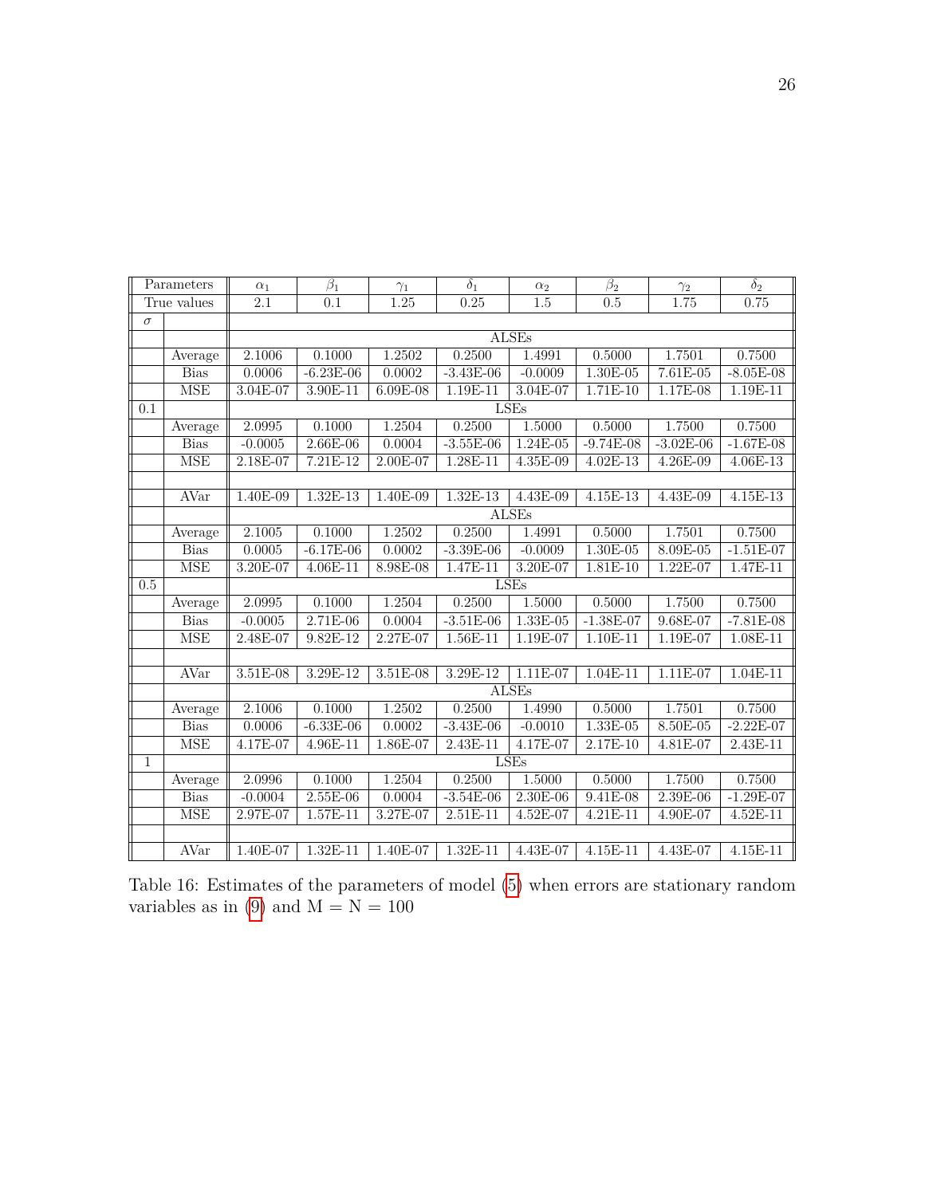| Parameters | | $\alpha_1$ | $\beta_1$ | $\gamma_1$ | $\delta_1$ | $\alpha_2$ | $\beta_2$ | $\gamma_2$ | $\delta_2$ |
|---|---|---|---|---|---|---|---|---|---|
| True values | | 2.1 | 0.1 | 1.25 | 0.25 | 1.5 | 0.5 | 1.75 | 0.75 |
| $\sigma$ | | | | | | | | | |
| | | | | | ALSEs | | | | |
| | Average | 2.1006 | 0.1000 | 1.2502 | 0.2500 | 1.4991 | 0.5000 | 1.7501 | 0.7500 |
| | Bias | 0.0006 | -6.23E-06 | 0.0002 | -3.43E-06 | -0.0009 | 1.30E-05 | 7.61E-05 | -8.05E-08 |
| | MSE | 3.04E-07 | 3.90E-11 | 6.09E-08 | 1.19E-11 | 3.04E-07 | 1.71E-10 | 1.17E-08 | 1.19E-11 |
| 0.1 | | | | | LSEs | | | | |
| | Average | 2.0995 | 0.1000 | 1.2504 | 0.2500 | 1.5000 | 0.5000 | 1.7500 | 0.7500 |
| | Bias | -0.0005 | 2.66E-06 | 0.0004 | -3.55E-06 | 1.24E-05 | -9.74E-08 | -3.02E-06 | -1.67E-08 |
| | MSE | 2.18E-07 | 7.21E-12 | 2.00E-07 | 1.28E-11 | 4.35E-09 | 4.02E-13 | 4.26E-09 | 4.06E-13 |
| | | | | | | | | | |
| | AVar | 1.40E-09 | 1.32E-13 | 1.40E-09 | 1.32E-13 | 4.43E-09 | 4.15E-13 | 4.43E-09 | 4.15E-13 |
| | | | | | ALSEs | | | | |
| | Average | 2.1005 | 0.1000 | 1.2502 | 0.2500 | 1.4991 | 0.5000 | 1.7501 | 0.7500 |
| | Bias | 0.0005 | -6.17E-06 | 0.0002 | -3.39E-06 | -0.0009 | 1.30E-05 | 8.09E-05 | -1.51E-07 |
| | MSE | 3.20E-07 | 4.06E-11 | 8.98E-08 | 1.47E-11 | 3.20E-07 | 1.81E-10 | 1.22E-07 | 1.47E-11 |
| 0.5 | | | | | LSEs | | | | |
| | Average | 2.0995 | 0.1000 | 1.2504 | 0.2500 | 1.5000 | 0.5000 | 1.7500 | 0.7500 |
| | Bias | -0.0005 | 2.71E-06 | 0.0004 | -3.51E-06 | 1.33E-05 | -1.38E-07 | 9.68E-07 | -7.81E-08 |
| | MSE | 2.48E-07 | 9.82E-12 | 2.27E-07 | 1.56E-11 | 1.19E-07 | 1.10E-11 | 1.19E-07 | 1.08E-11 |
| | | | | | | | | | |
| | AVar | 3.51E-08 | 3.29E-12 | 3.51E-08 | 3.29E-12 | 1.11E-07 | 1.04E-11 | 1.11E-07 | 1.04E-11 |
| | | | | | ALSEs | | | | |
| | Average | 2.1006 | 0.1000 | 1.2502 | 0.2500 | 1.4990 | 0.5000 | 1.7501 | 0.7500 |
| | Bias | 0.0006 | -6.33E-06 | 0.0002 | -3.43E-06 | -0.0010 | 1.33E-05 | 8.50E-05 | -2.22E-07 |
| | MSE | 4.17E-07 | 4.96E-11 | 1.86E-07 | 2.43E-11 | 4.17E-07 | 2.17E-10 | 4.81E-07 | 2.43E-11 |
| 1 | | | | | LSEs | | | | |
| | Average | 2.0996 | 0.1000 | 1.2504 | 0.2500 | 1.5000 | 0.5000 | 1.7500 | 0.7500 |
| | Bias | -0.0004 | 2.55E-06 | 0.0004 | -3.54E-06 | 2.30E-06 | 9.41E-08 | 2.39E-06 | -1.29E-07 |
| | MSE | 2.97E-07 | 1.57E-11 | 3.27E-07 | 2.51E-11 | 4.52E-07 | 4.21E-11 | 4.90E-07 | 4.52E-11 |
| | | | | | | | | | |
| | AVar | 1.40E-07 | 1.32E-11 | 1.40E-07 | 1.32E-11 | 4.43E-07 | 4.15E-11 | 4.43E-07 | 4.15E-11 |

Table 16: Estimates of the parameters of model (5) when errors are stationary random variables as in (9) and M = N = 100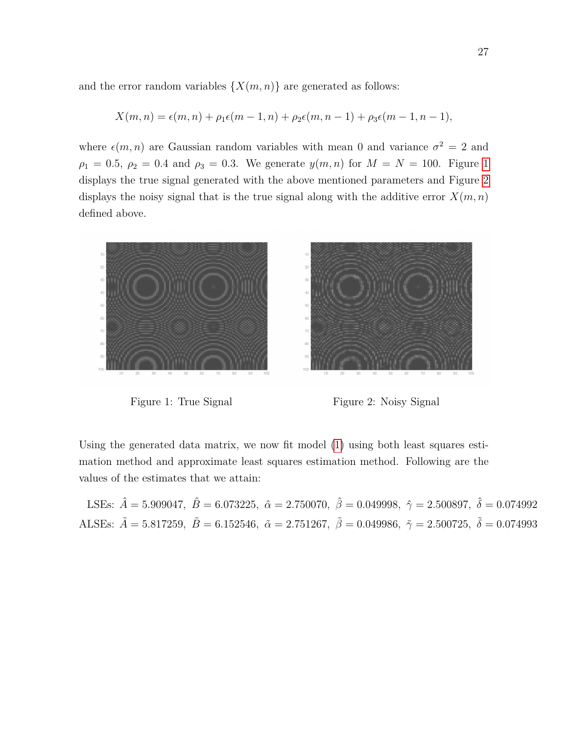and the error random variables $\{X(m,n)\}$ are generated as follows:

$$X(m,n) = \epsilon(m,n) + \rho_1\epsilon(m-1,n) + \rho_2\epsilon(m,n-1) + \rho_3\epsilon(m-1,n-1),$$

where $\epsilon(m,n)$ are Gaussian random variables with mean 0 and variance $\sigma^2 = 2$ and $\rho_1 = 0.5$, $\rho_2 = 0.4$ and $\rho_3 = 0.3$. We generate $y(m,n)$ for $M = N = 100$. Figure 1 displays the true signal generated with the above mentioned parameters and Figure 2 displays the noisy signal that is the true signal along with the additive error $X(m,n)$ defined above.

Figure 1: True Signal

Figure 2: Noisy Signal

Using the generated data matrix, we now fit model (1) using both least squares estimation method and approximate least squares estimation method. Following are the values of the estimates that we attain:

LSEs: $\hat{A} = 5.909047$, $\hat{B} = 6.073225$, $\hat{\alpha} = 2.750070$, $\hat{\beta} = 0.049998$, $\hat{\gamma} = 2.500897$, $\hat{\delta} = 0.074992$

ALSEs: $\tilde{A} = 5.817259$, $\tilde{B} = 6.152546$, $\tilde{\alpha} = 2.751267$, $\tilde{\beta} = 0.049986$, $\tilde{\gamma} = 2.500725$, $\tilde{\delta} = 0.074993$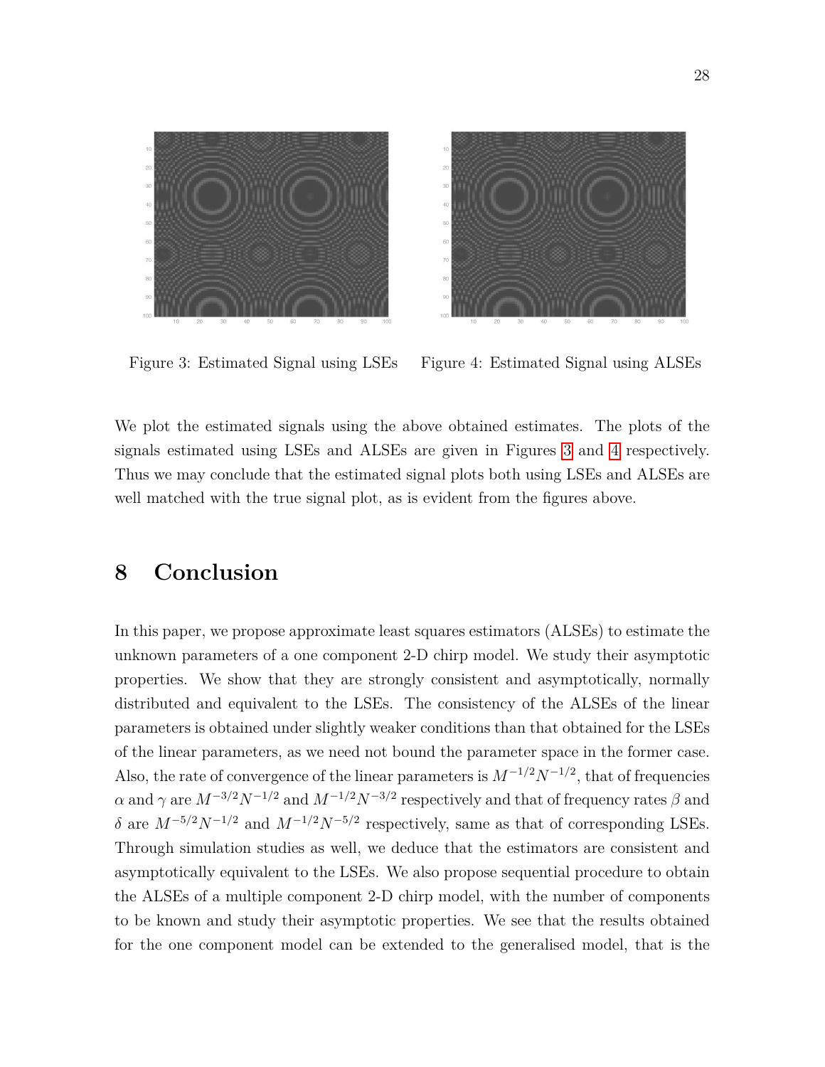Figure 3: Estimated Signal using LSEs

Figure 4: Estimated Signal using ALSEs

We plot the estimated signals using the above obtained estimates. The plots of the signals estimated using LSEs and ALSEs are given in Figures 3 and 4 respectively. Thus we may conclude that the estimated signal plots both using LSEs and ALSEs are well matched with the true signal plot, as is evident from the figures above.

## 8 Conclusion

In this paper, we propose approximate least squares estimators (ALSEs) to estimate the unknown parameters of a one component 2-D chirp model. We study their asymptotic properties. We show that they are strongly consistent and asymptotically, normally distributed and equivalent to the LSEs. The consistency of the ALSEs of the linear parameters is obtained under slightly weaker conditions than that obtained for the LSEs of the linear parameters, as we need not bound the parameter space in the former case. Also, the rate of convergence of the linear parameters is $M^{-1/2}N^{-1/2}$, that of frequencies $\alpha$ and $\gamma$ are $M^{-3/2}N^{-1/2}$ and $M^{-1/2}N^{-3/2}$ respectively and that of frequency rates $\beta$ and $\delta$ are $M^{-5/2}N^{-1/2}$ and $M^{-1/2}N^{-5/2}$ respectively, same as that of corresponding LSEs. Through simulation studies as well, we deduce that the estimators are consistent and asymptotically equivalent to the LSEs. We also propose sequential procedure to obtain the ALSEs of a multiple component 2-D chirp model, with the number of components to be known and study their asymptotic properties. We see that the results obtained for the one component model can be extended to the generalised model, that is the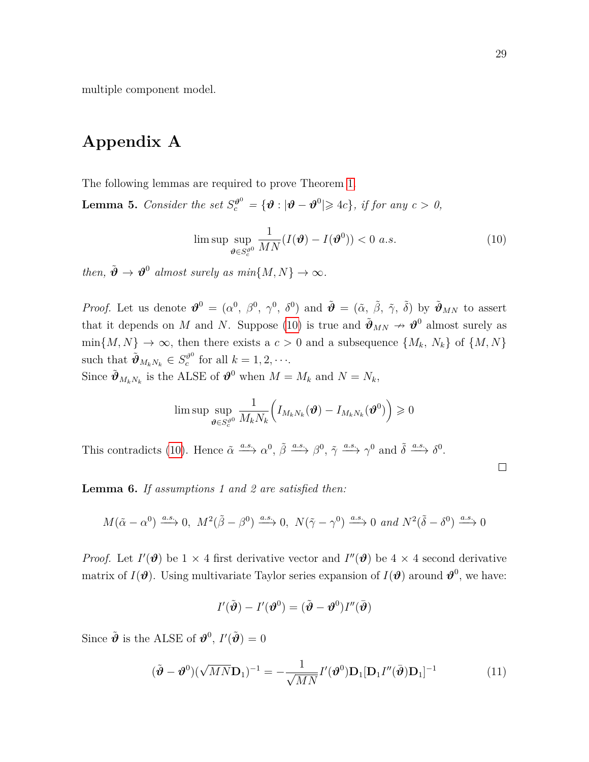multiple component model.

# Appendix A

The following lemmas are required to prove Theorem 1.

**Lemma 5.** *Consider the set $S_c^{\boldsymbol{\vartheta}^0} = \{\boldsymbol{\vartheta} : |\boldsymbol{\vartheta} - \boldsymbol{\vartheta}^0| \geqslant 4c\}$, if for any $c > 0$,*

$$\limsup \sup_{\boldsymbol{\vartheta} \in S_c^{\vartheta^0}} \frac{1}{MN}(I(\boldsymbol{\vartheta}) - I(\boldsymbol{\vartheta}^0)) < 0 \text{ a.s.} \tag{10}$$

*then, $\tilde{\boldsymbol{\vartheta}} \to \boldsymbol{\vartheta}^0$ almost surely as $\min\{M, N\} \to \infty$.*

*Proof.* Let us denote $\boldsymbol{\vartheta}^0 = (\alpha^0,\ \beta^0,\ \gamma^0,\ \delta^0)$ and $\tilde{\boldsymbol{\vartheta}} = (\tilde{\alpha},\ \tilde{\beta},\ \tilde{\gamma},\ \tilde{\delta})$ by $\tilde{\boldsymbol{\vartheta}}_{MN}$ to assert that it depends on $M$ and $N$. Suppose (10) is true and $\tilde{\boldsymbol{\vartheta}}_{MN} \nrightarrow \boldsymbol{\vartheta}^0$ almost surely as $\min\{M, N\} \to \infty$, then there exists a $c > 0$ and a subsequence $\{M_k,\ N_k\}$ of $\{M, N\}$ such that $\tilde{\boldsymbol{\vartheta}}_{M_k N_k} \in S_c^{\vartheta^0}$ for all $k = 1, 2, \cdots$.
Since $\tilde{\boldsymbol{\vartheta}}_{M_k N_k}$ is the ALSE of $\boldsymbol{\vartheta}^0$ when $M = M_k$ and $N = N_k$,

$$\limsup \sup_{\boldsymbol{\vartheta} \in S_c^{\vartheta^0}} \frac{1}{M_k N_k}\Big(I_{M_k N_k}(\boldsymbol{\vartheta}) - I_{M_k N_k}(\boldsymbol{\vartheta}^0)\Big) \geqslant 0$$

This contradicts (10). Hence $\tilde{\alpha} \xrightarrow{a.s.} \alpha^0$, $\tilde{\beta} \xrightarrow{a.s.} \beta^0$, $\tilde{\gamma} \xrightarrow{a.s.} \gamma^0$ and $\tilde{\delta} \xrightarrow{a.s.} \delta^0$. $\square$

**Lemma 6.** *If assumptions 1 and 2 are satisfied then:*

$$M(\tilde{\alpha} - \alpha^0) \xrightarrow{a.s.} 0,\ M^2(\tilde{\beta} - \beta^0) \xrightarrow{a.s.} 0,\ N(\tilde{\gamma} - \gamma^0) \xrightarrow{a.s.} 0 \text{ and } N^2(\tilde{\delta} - \delta^0) \xrightarrow{a.s.} 0$$

*Proof.* Let $I'(\boldsymbol{\vartheta})$ be $1 \times 4$ first derivative vector and $I''(\boldsymbol{\vartheta})$ be $4 \times 4$ second derivative matrix of $I(\boldsymbol{\vartheta})$. Using multivariate Taylor series expansion of $I(\boldsymbol{\vartheta})$ around $\boldsymbol{\vartheta}^0$, we have:

$$I'(\tilde{\boldsymbol{\vartheta}}) - I'(\boldsymbol{\vartheta}^0) = (\tilde{\boldsymbol{\vartheta}} - \boldsymbol{\vartheta}^0) I''(\bar{\boldsymbol{\vartheta}})$$

Since $\tilde{\boldsymbol{\vartheta}}$ is the ALSE of $\boldsymbol{\vartheta}^0$, $I'(\tilde{\boldsymbol{\vartheta}}) = 0$

$$(\tilde{\boldsymbol{\vartheta}} - \boldsymbol{\vartheta}^0)(\sqrt{MN}\mathbf{D}_1)^{-1} = -\frac{1}{\sqrt{MN}} I'(\boldsymbol{\vartheta}^0)\mathbf{D}_1[\mathbf{D}_1 I''(\bar{\boldsymbol{\vartheta}})\mathbf{D}_1]^{-1} \tag{11}$$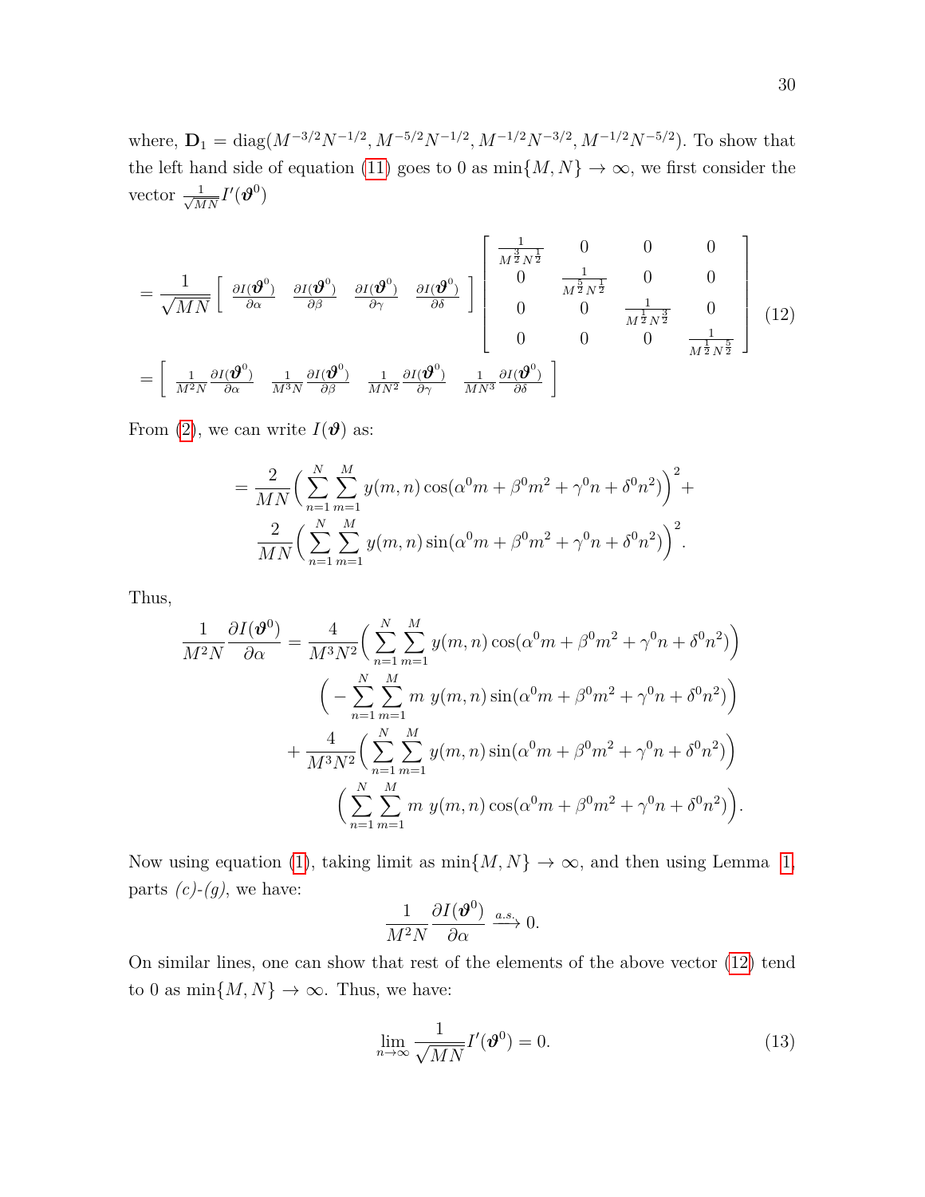where, $\mathbf{D}_1 = \text{diag}(M^{-3/2}N^{-1/2}, M^{-5/2}N^{-1/2}, M^{-1/2}N^{-3/2}, M^{-1/2}N^{-5/2})$. To show that the left hand side of equation (11) goes to 0 as $\min\{M, N\} \to \infty$, we first consider the vector $\frac{1}{\sqrt{MN}} I'(\boldsymbol{\vartheta}^0)$

$$
\begin{aligned}
&= \frac{1}{\sqrt{MN}} \begin{bmatrix} \frac{\partial I(\boldsymbol{\vartheta}^0)}{\partial \alpha} & \frac{\partial I(\boldsymbol{\vartheta}^0)}{\partial \beta} & \frac{\partial I(\boldsymbol{\vartheta}^0)}{\partial \gamma} & \frac{\partial I(\boldsymbol{\vartheta}^0)}{\partial \delta} \end{bmatrix} \begin{bmatrix} \frac{1}{M^{\frac{3}{2}}N^{\frac{1}{2}}} & 0 & 0 & 0 \\ 0 & \frac{1}{M^{\frac{5}{2}}N^{\frac{1}{2}}} & 0 & 0 \\ 0 & 0 & \frac{1}{M^{\frac{1}{2}}N^{\frac{3}{2}}} & 0 \\ 0 & 0 & 0 & \frac{1}{M^{\frac{1}{2}}N^{\frac{5}{2}}} \end{bmatrix} \\
&= \begin{bmatrix} \frac{1}{M^2N}\frac{\partial I(\boldsymbol{\vartheta}^0)}{\partial \alpha} & \frac{1}{M^3N}\frac{\partial I(\boldsymbol{\vartheta}^0)}{\partial \beta} & \frac{1}{MN^2}\frac{\partial I(\boldsymbol{\vartheta}^0)}{\partial \gamma} & \frac{1}{MN^3}\frac{\partial I(\boldsymbol{\vartheta}^0)}{\partial \delta} \end{bmatrix}
\end{aligned} \tag{12}
$$

From (2), we can write $I(\boldsymbol{\vartheta})$ as:

$$
\begin{aligned}
= \frac{2}{MN}\Big(\sum_{n=1}^{N}\sum_{m=1}^{M} y(m,n)\cos(\alpha^0 m + \beta^0 m^2 + \gamma^0 n + \delta^0 n^2)\Big)^2 + \\
\frac{2}{MN}\Big(\sum_{n=1}^{N}\sum_{m=1}^{M} y(m,n)\sin(\alpha^0 m + \beta^0 m^2 + \gamma^0 n + \delta^0 n^2)\Big)^2.
\end{aligned}
$$

Thus,

$$
\begin{aligned}
\frac{1}{M^2N}\frac{\partial I(\boldsymbol{\vartheta}^0)}{\partial \alpha} = &\frac{4}{M^3N^2}\Big(\sum_{n=1}^{N}\sum_{m=1}^{M} y(m,n)\cos(\alpha^0 m + \beta^0 m^2 + \gamma^0 n + \delta^0 n^2)\Big) \\
&\Big(-\sum_{n=1}^{N}\sum_{m=1}^{M} m\; y(m,n)\sin(\alpha^0 m + \beta^0 m^2 + \gamma^0 n + \delta^0 n^2)\Big) \\
&+ \frac{4}{M^3N^2}\Big(\sum_{n=1}^{N}\sum_{m=1}^{M} y(m,n)\sin(\alpha^0 m + \beta^0 m^2 + \gamma^0 n + \delta^0 n^2)\Big) \\
&\Big(\sum_{n=1}^{N}\sum_{m=1}^{M} m\; y(m,n)\cos(\alpha^0 m + \beta^0 m^2 + \gamma^0 n + \delta^0 n^2)\Big).
\end{aligned}
$$

Now using equation (1), taking limit as $\min\{M, N\} \to \infty$, and then using Lemma 1, parts *(c)-(g)*, we have:

$$
\frac{1}{M^2N}\frac{\partial I(\boldsymbol{\vartheta}^0)}{\partial \alpha} \xrightarrow{a.s.} 0.
$$

On similar lines, one can show that rest of the elements of the above vector (12) tend to 0 as $\min\{M, N\} \to \infty$. Thus, we have:

$$
\lim_{n\to\infty} \frac{1}{\sqrt{MN}} I'(\boldsymbol{\vartheta}^0) = 0. \tag{13}
$$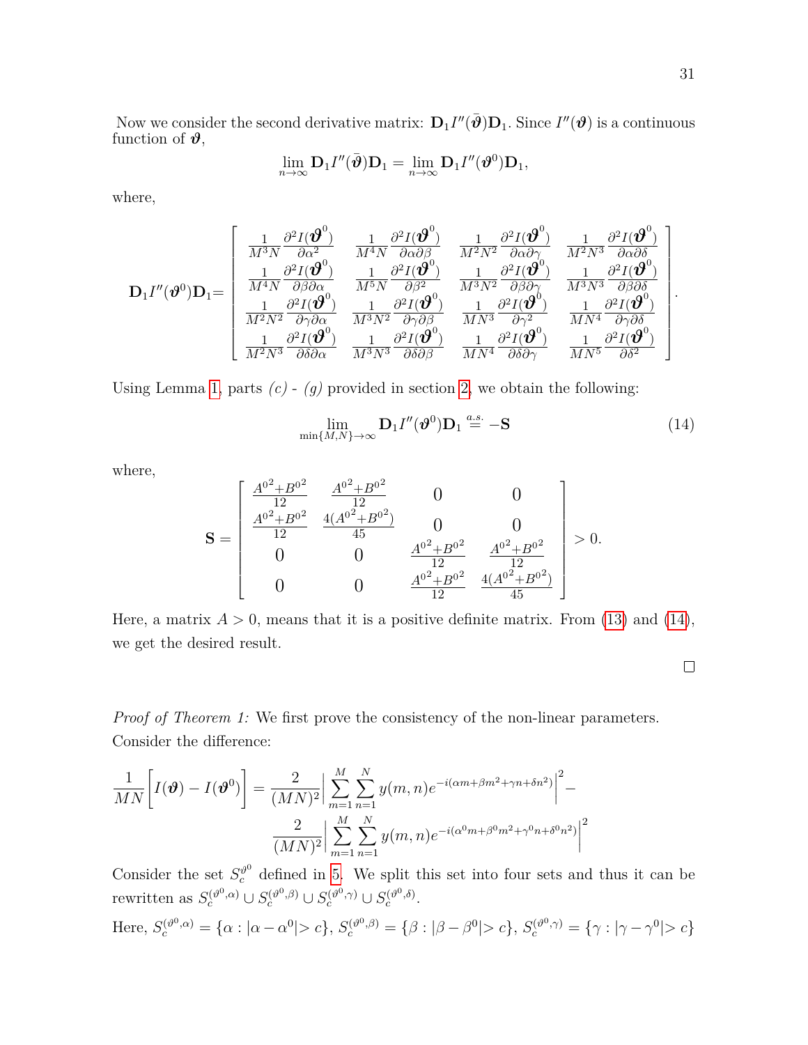Now we consider the second derivative matrix: $\mathbf{D}_1 I''(\bar{\boldsymbol{\vartheta}})\mathbf{D}_1$. Since $I''(\boldsymbol{\vartheta})$ is a continuous function of $\boldsymbol{\vartheta}$,

$$\lim_{n\to\infty} \mathbf{D}_1 I''(\bar{\boldsymbol{\vartheta}})\mathbf{D}_1 = \lim_{n\to\infty} \mathbf{D}_1 I''(\boldsymbol{\vartheta}^0)\mathbf{D}_1,$$

where,

$$\mathbf{D}_1 I''(\boldsymbol{\vartheta}^0)\mathbf{D}_1 = \begin{bmatrix} \frac{1}{M^3N}\frac{\partial^2 I(\boldsymbol{\vartheta}^0)}{\partial\alpha^2} & \frac{1}{M^4N}\frac{\partial^2 I(\boldsymbol{\vartheta}^0)}{\partial\alpha\partial\beta} & \frac{1}{M^2N^2}\frac{\partial^2 I(\boldsymbol{\vartheta}^0)}{\partial\alpha\partial\gamma} & \frac{1}{M^2N^3}\frac{\partial^2 I(\boldsymbol{\vartheta}^0)}{\partial\alpha\partial\delta} \\ \frac{1}{M^4N}\frac{\partial^2 I(\boldsymbol{\vartheta}^0)}{\partial\beta\partial\alpha} & \frac{1}{M^5N}\frac{\partial^2 I(\boldsymbol{\vartheta}^0)}{\partial\beta^2} & \frac{1}{M^3N^2}\frac{\partial^2 I(\boldsymbol{\vartheta}^0)}{\partial\beta\partial\gamma} & \frac{1}{M^3N^3}\frac{\partial^2 I(\boldsymbol{\vartheta}^0)}{\partial\beta\partial\delta} \\ \frac{1}{M^2N^2}\frac{\partial^2 I(\boldsymbol{\vartheta}^0)}{\partial\gamma\partial\alpha} & \frac{1}{M^3N^2}\frac{\partial^2 I(\boldsymbol{\vartheta}^0)}{\partial\gamma\partial\beta} & \frac{1}{MN^3}\frac{\partial^2 I(\boldsymbol{\vartheta}^0)}{\partial\gamma^2} & \frac{1}{MN^4}\frac{\partial^2 I(\boldsymbol{\vartheta}^0)}{\partial\gamma\partial\delta} \\ \frac{1}{M^2N^3}\frac{\partial^2 I(\boldsymbol{\vartheta}^0)}{\partial\delta\partial\alpha} & \frac{1}{M^3N^3}\frac{\partial^2 I(\boldsymbol{\vartheta}^0)}{\partial\delta\partial\beta} & \frac{1}{MN^4}\frac{\partial^2 I(\boldsymbol{\vartheta}^0)}{\partial\delta\partial\gamma} & \frac{1}{MN^5}\frac{\partial^2 I(\boldsymbol{\vartheta}^0)}{\partial\delta^2} \end{bmatrix}.$$

Using Lemma 1, parts *(c) - (g)* provided in section 2, we obtain the following:

$$\lim_{\min\{M,N\}\to\infty} \mathbf{D}_1 I''(\boldsymbol{\vartheta}^0)\mathbf{D}_1 \stackrel{a.s.}{=} -\mathbf{S} \tag{14}$$

where,

$$\mathbf{S} = \begin{bmatrix} \frac{A^{0^2}+B^{0^2}}{12} & \frac{A^{0^2}+B^{0^2}}{12} & 0 & 0 \\ \frac{A^{0^2}+B^{0^2}}{12} & \frac{4(A^{0^2}+B^{0^2})}{45} & 0 & 0 \\ 0 & 0 & \frac{A^{0^2}+B^{0^2}}{12} & \frac{A^{0^2}+B^{0^2}}{12} \\ 0 & 0 & \frac{A^{0^2}+B^{0^2}}{12} & \frac{4(A^{0^2}+B^{0^2})}{45} \end{bmatrix} > 0.$$

Here, a matrix $A > 0$, means that it is a positive definite matrix. From (13) and (14), we get the desired result.

□

*Proof of Theorem 1:* We first prove the consistency of the non-linear parameters. Consider the difference:

$$\frac{1}{MN}\Big[I(\boldsymbol{\vartheta}) - I(\boldsymbol{\vartheta}^0)\Big] = \frac{2}{(MN)^2}\Big|\sum_{m=1}^{M}\sum_{n=1}^{N} y(m,n)e^{-i(\alpha m+\beta m^2+\gamma n+\delta n^2)}\Big|^2 - \frac{2}{(MN)^2}\Big|\sum_{m=1}^{M}\sum_{n=1}^{N} y(m,n)e^{-i(\alpha^0 m+\beta^0 m^2+\gamma^0 n+\delta^0 n^2)}\Big|^2$$

Consider the set $S_c^{\vartheta^0}$ defined in 5. We split this set into four sets and thus it can be rewritten as $S_c^{(\vartheta^0,\alpha)} \cup S_c^{(\vartheta^0,\beta)} \cup S_c^{(\vartheta^0,\gamma)} \cup S_c^{(\vartheta^0,\delta)}$.

Here, $S_c^{(\vartheta^0,\alpha)} = \{\alpha : |\alpha - \alpha^0| > c\}$, $S_c^{(\vartheta^0,\beta)} = \{\beta : |\beta - \beta^0| > c\}$, $S_c^{(\vartheta^0,\gamma)} = \{\gamma : |\gamma - \gamma^0| > c\}$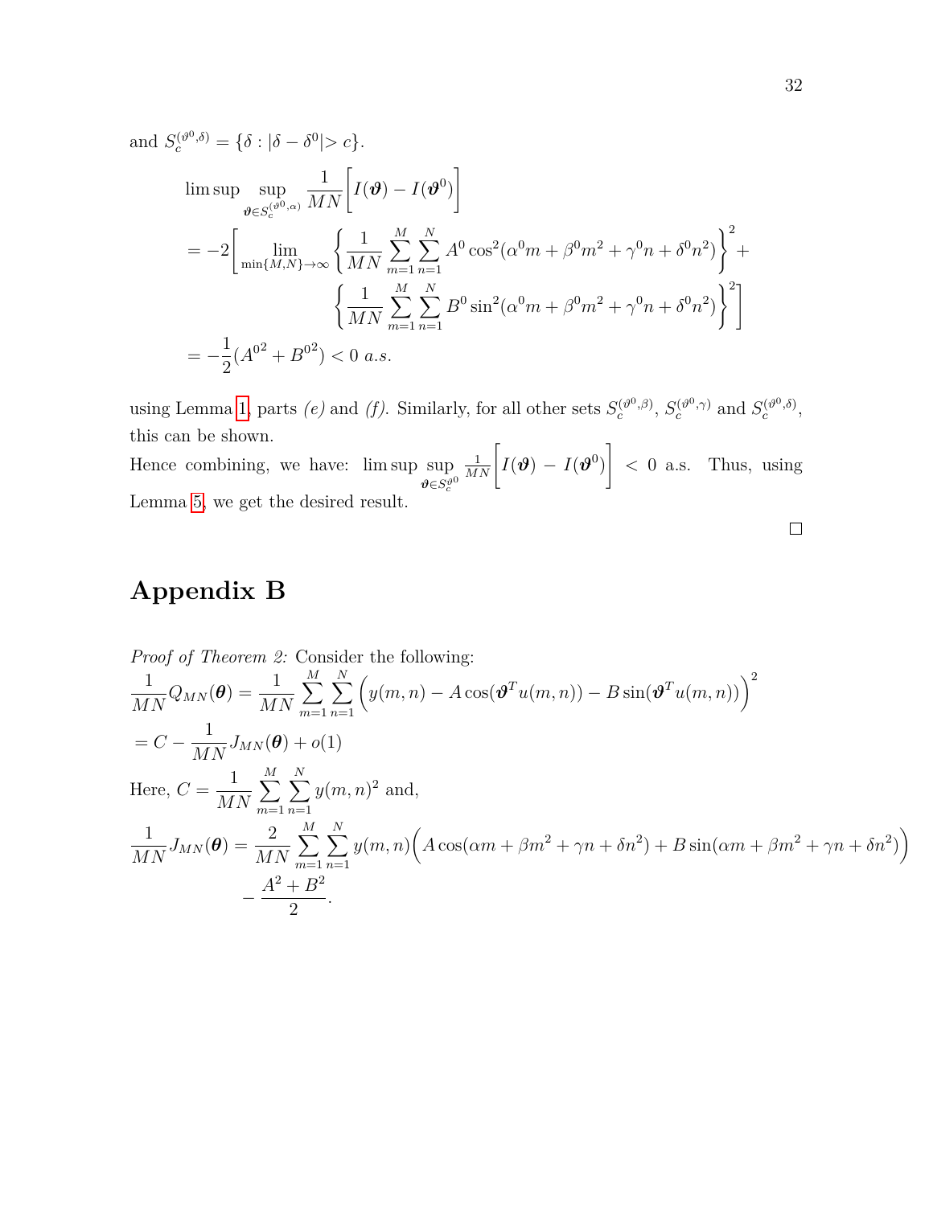and $S_c^{(\vartheta^0,\delta)} = \{\delta : |\delta - \delta^0| > c\}$.

$$
\begin{aligned}
&\limsup \sup_{\boldsymbol{\vartheta} \in S_c^{(\vartheta^0,\alpha)}} \frac{1}{MN}\bigg[I(\boldsymbol{\vartheta}) - I(\boldsymbol{\vartheta}^0)\bigg] \\
&= -2\Bigg[\lim_{\min\{M,N\}\to\infty} \left\{\frac{1}{MN}\sum_{m=1}^{M}\sum_{n=1}^{N} A^0 \cos^2(\alpha^0 m + \beta^0 m^2 + \gamma^0 n + \delta^0 n^2)\right\}^2 + \\
&\qquad\qquad \left\{\frac{1}{MN}\sum_{m=1}^{M}\sum_{n=1}^{N} B^0 \sin^2(\alpha^0 m + \beta^0 m^2 + \gamma^0 n + \delta^0 n^2)\right\}^2\Bigg] \\
&= -\frac{1}{2}({A^0}^2 + {B^0}^2) < 0 \ a.s.
\end{aligned}
$$

using Lemma 1, parts *(e)* and *(f)*. Similarly, for all other sets $S_c^{(\vartheta^0,\beta)}$, $S_c^{(\vartheta^0,\gamma)}$ and $S_c^{(\vartheta^0,\delta)}$, this can be shown.

Hence combining, we have: $\limsup \sup_{\boldsymbol{\vartheta} \in S_c^{\vartheta^0}} \frac{1}{MN}\bigg[I(\boldsymbol{\vartheta}) - I(\boldsymbol{\vartheta}^0)\bigg] < 0$ a.s. Thus, using Lemma 5, we get the desired result.

□

# Appendix B

*Proof of Theorem 2:* Consider the following:

$$
\frac{1}{MN}Q_{MN}(\boldsymbol{\theta}) = \frac{1}{MN}\sum_{m=1}^{M}\sum_{n=1}^{N}\Big(y(m,n) - A\cos(\boldsymbol{\vartheta}^T u(m,n)) - B\sin(\boldsymbol{\vartheta}^T u(m,n))\Big)^2
$$

$$
= C - \frac{1}{MN}J_{MN}(\boldsymbol{\theta}) + o(1)
$$

Here, $C = \frac{1}{MN}\sum_{m=1}^{M}\sum_{n=1}^{N} y(m,n)^2$ and,

$$
\begin{aligned}
\frac{1}{MN}J_{MN}(\boldsymbol{\theta}) = &\frac{2}{MN}\sum_{m=1}^{M}\sum_{n=1}^{N} y(m,n)\Big(A\cos(\alpha m + \beta m^2 + \gamma n + \delta n^2) + B\sin(\alpha m + \beta m^2 + \gamma n + \delta n^2)\Big) \\
&- \frac{A^2 + B^2}{2}.
\end{aligned}
$$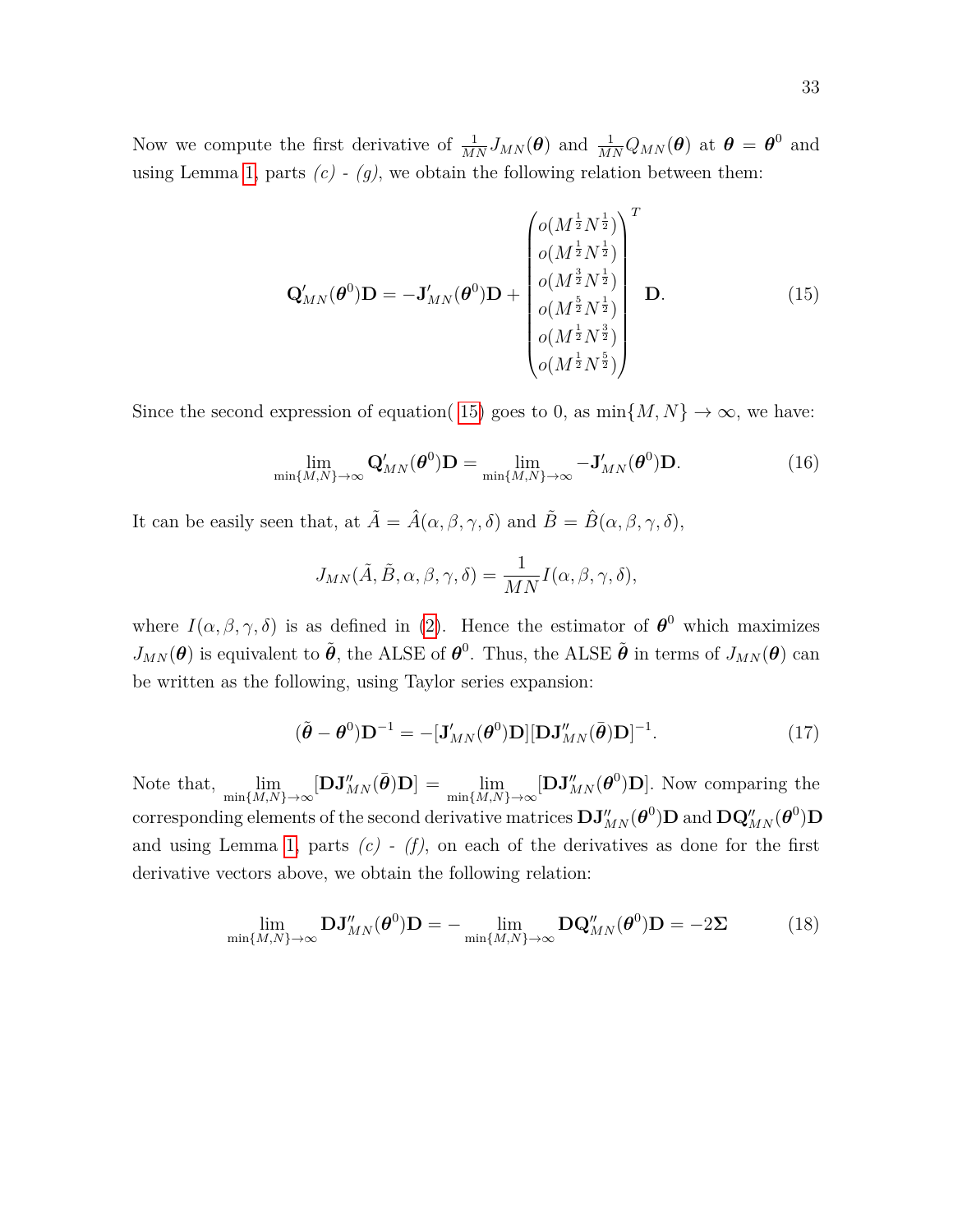Now we compute the first derivative of $\frac{1}{MN}J_{MN}(\boldsymbol{\theta})$ and $\frac{1}{MN}Q_{MN}(\boldsymbol{\theta})$ at $\boldsymbol{\theta} = \boldsymbol{\theta}^0$ and using Lemma 1, parts *(c) - (g)*, we obtain the following relation between them:

$$\mathbf{Q}'_{MN}(\boldsymbol{\theta}^0)\mathbf{D} = -\mathbf{J}'_{MN}(\boldsymbol{\theta}^0)\mathbf{D} + \begin{pmatrix} o(M^{\frac{1}{2}}N^{\frac{1}{2}}) \\ o(M^{\frac{1}{2}}N^{\frac{1}{2}}) \\ o(M^{\frac{3}{2}}N^{\frac{1}{2}}) \\ o(M^{\frac{5}{2}}N^{\frac{1}{2}}) \\ o(M^{\frac{1}{2}}N^{\frac{3}{2}}) \\ o(M^{\frac{1}{2}}N^{\frac{5}{2}}) \end{pmatrix}^T \mathbf{D}. \tag{15}$$

Since the second expression of equation( 15) goes to 0, as $\min\{M, N\} \to \infty$, we have:

$$\lim_{\min\{M,N\}\to\infty} \mathbf{Q}'_{MN}(\boldsymbol{\theta}^0)\mathbf{D} = \lim_{\min\{M,N\}\to\infty} -\mathbf{J}'_{MN}(\boldsymbol{\theta}^0)\mathbf{D}. \tag{16}$$

It can be easily seen that, at $\tilde{A} = \hat{A}(\alpha, \beta, \gamma, \delta)$ and $\tilde{B} = \hat{B}(\alpha, \beta, \gamma, \delta)$,

$$J_{MN}(\tilde{A}, \tilde{B}, \alpha, \beta, \gamma, \delta) = \frac{1}{MN} I(\alpha, \beta, \gamma, \delta),$$

where $I(\alpha, \beta, \gamma, \delta)$ is as defined in (2). Hence the estimator of $\boldsymbol{\theta}^0$ which maximizes $J_{MN}(\boldsymbol{\theta})$ is equivalent to $\tilde{\boldsymbol{\theta}}$, the ALSE of $\boldsymbol{\theta}^0$. Thus, the ALSE $\tilde{\boldsymbol{\theta}}$ in terms of $J_{MN}(\boldsymbol{\theta})$ can be written as the following, using Taylor series expansion:

$$(\tilde{\boldsymbol{\theta}} - \boldsymbol{\theta}^0)\mathbf{D}^{-1} = -[\mathbf{J}'_{MN}(\boldsymbol{\theta}^0)\mathbf{D}][\mathbf{D}\mathbf{J}''_{MN}(\bar{\boldsymbol{\theta}})\mathbf{D}]^{-1}. \tag{17}$$

Note that, $\lim_{\min\{M,N\}\to\infty} [\mathbf{D}\mathbf{J}''_{MN}(\bar{\boldsymbol{\theta}})\mathbf{D}] = \lim_{\min\{M,N\}\to\infty} [\mathbf{D}\mathbf{J}''_{MN}(\boldsymbol{\theta}^0)\mathbf{D}]$. Now comparing the corresponding elements of the second derivative matrices $\mathbf{D}\mathbf{J}''_{MN}(\boldsymbol{\theta}^0)\mathbf{D}$ and $\mathbf{D}\mathbf{Q}''_{MN}(\boldsymbol{\theta}^0)\mathbf{D}$ and using Lemma 1, parts *(c) - (f)*, on each of the derivatives as done for the first derivative vectors above, we obtain the following relation:

$$\lim_{\min\{M,N\}\to\infty} \mathbf{D}\mathbf{J}''_{MN}(\boldsymbol{\theta}^0)\mathbf{D} = -\lim_{\min\{M,N\}\to\infty} \mathbf{D}\mathbf{Q}''_{MN}(\boldsymbol{\theta}^0)\mathbf{D} = -2\boldsymbol{\Sigma} \tag{18}$$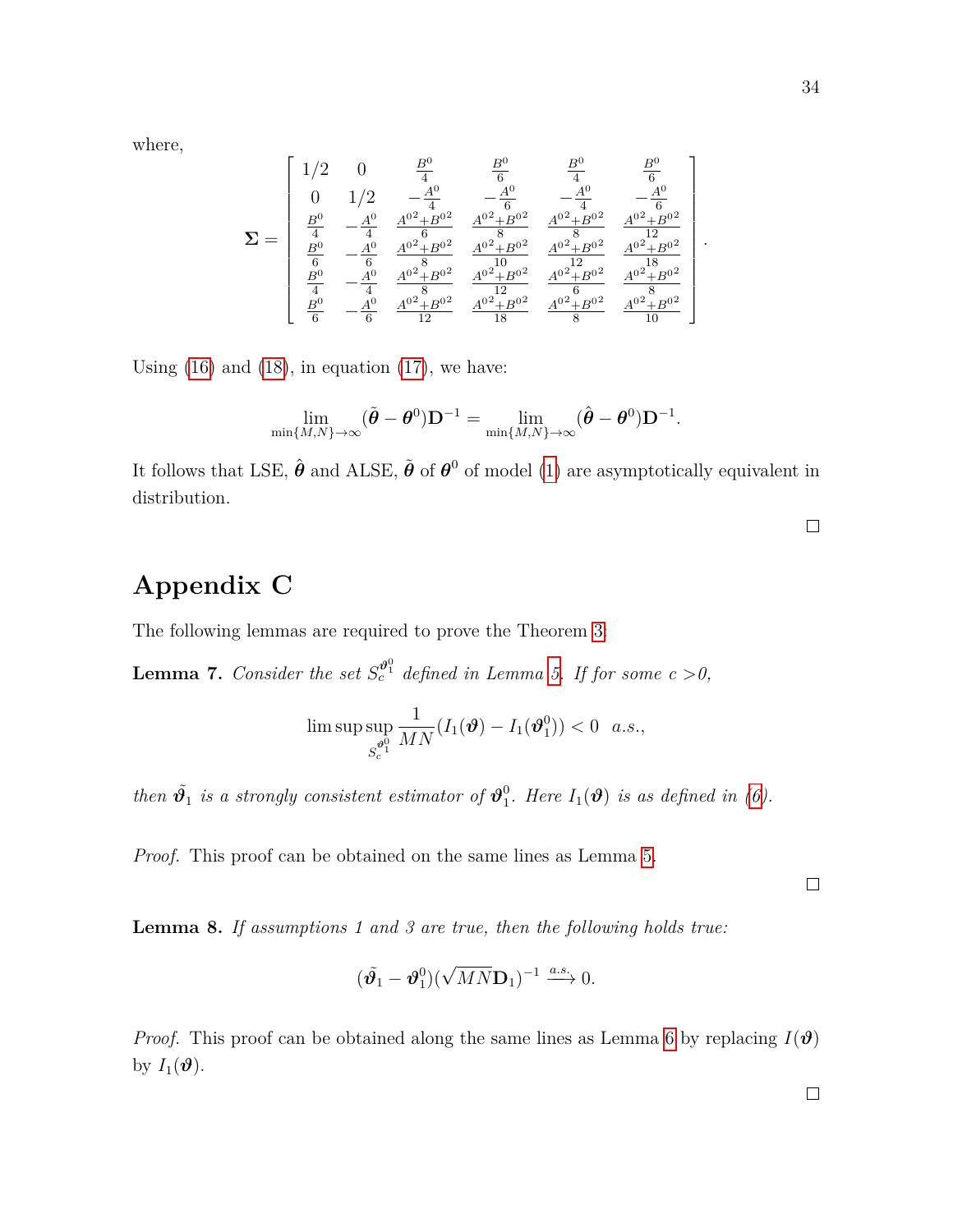where,

$$
\boldsymbol{\Sigma} = \begin{bmatrix} 1/2 & 0 & \frac{B^0}{4} & \frac{B^0}{6} & \frac{B^0}{4} & \frac{B^0}{6} \\ 0 & 1/2 & -\frac{A^0}{4} & -\frac{A^0}{6} & -\frac{A^0}{4} & -\frac{A^0}{6} \\ \frac{B^0}{4} & -\frac{A^0}{4} & \frac{A^{02}+B^{02}}{6} & \frac{A^{02}+B^{02}}{8} & \frac{A^{02}+B^{02}}{8} & \frac{A^{02}+B^{02}}{12} \\ \frac{B^0}{6} & -\frac{A^0}{6} & \frac{A^{02}+B^{02}}{8} & \frac{A^{02}+B^{02}}{10} & \frac{A^{02}+B^{02}}{12} & \frac{A^{02}+B^{02}}{18} \\ \frac{B^0}{4} & -\frac{A^0}{4} & \frac{A^{02}+B^{02}}{8} & \frac{A^{02}+B^{02}}{12} & \frac{A^{02}+B^{02}}{6} & \frac{A^{02}+B^{02}}{8} \\ \frac{B^0}{6} & -\frac{A^0}{6} & \frac{A^{02}+B^{02}}{12} & \frac{A^{02}+B^{02}}{18} & \frac{A^{02}+B^{02}}{8} & \frac{A^{02}+B^{02}}{10} \end{bmatrix}.
$$

Using (16) and (18), in equation (17), we have:

$$
\lim_{\min\{M,N\}\to\infty} (\tilde{\boldsymbol{\theta}} - \boldsymbol{\theta}^0)\mathbf{D}^{-1} = \lim_{\min\{M,N\}\to\infty} (\hat{\boldsymbol{\theta}} - \boldsymbol{\theta}^0)\mathbf{D}^{-1}.
$$

It follows that LSE, $\hat{\boldsymbol{\theta}}$ and ALSE, $\tilde{\boldsymbol{\theta}}$ of $\boldsymbol{\theta}^0$ of model (1) are asymptotically equivalent in distribution.

□

# Appendix C

The following lemmas are required to prove the Theorem 3:

**Lemma 7.** *Consider the set $S_c^{\boldsymbol{\vartheta}_1^0}$ defined in Lemma 5. If for some c >0,*

$$
\limsup \sup_{S_c^{\boldsymbol{\vartheta}_1^0}} \frac{1}{MN}(I_1(\boldsymbol{\vartheta}) - I_1(\boldsymbol{\vartheta}_1^0)) < 0 \quad a.s.,
$$

*then $\tilde{\boldsymbol{\vartheta}}_1$ is a strongly consistent estimator of $\boldsymbol{\vartheta}_1^0$. Here $I_1(\boldsymbol{\vartheta})$ is as defined in (6).*

*Proof.* This proof can be obtained on the same lines as Lemma 5.

□

**Lemma 8.** *If assumptions 1 and 3 are true, then the following holds true:*

$$
(\tilde{\boldsymbol{\vartheta}}_1 - \boldsymbol{\vartheta}_1^0)(\sqrt{MN}\mathbf{D}_1)^{-1} \xrightarrow{a.s.} 0.
$$

*Proof.* This proof can be obtained along the same lines as Lemma 6 by replacing $I(\boldsymbol{\vartheta})$ by $I_1(\boldsymbol{\vartheta})$.

□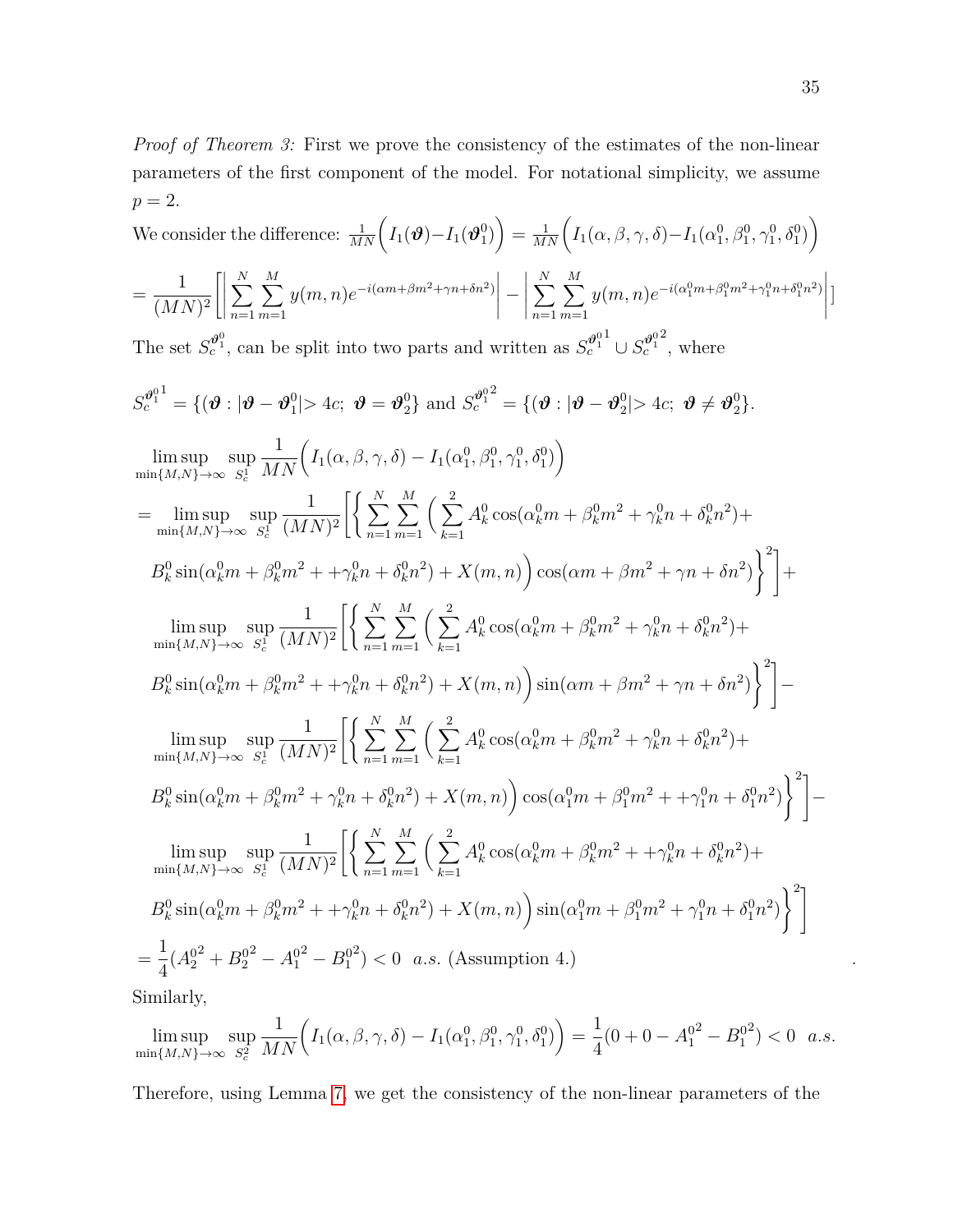*Proof of Theorem 3:* First we prove the consistency of the estimates of the non-linear parameters of the first component of the model. For notational simplicity, we assume $p = 2$.

We consider the difference: $\frac{1}{MN}\Big(I_1(\boldsymbol{\vartheta}) - I_1(\boldsymbol{\vartheta}_1^0)\Big) = \frac{1}{MN}\Big(I_1(\alpha, \beta, \gamma, \delta) - I_1(\alpha_1^0, \beta_1^0, \gamma_1^0, \delta_1^0)\Big)$

$$= \frac{1}{(MN)^2}\Bigg[\Bigg|\sum_{n=1}^{N}\sum_{m=1}^{M} y(m,n)e^{-i(\alpha m + \beta m^2 + \gamma n + \delta n^2)}\Bigg| - \Bigg|\sum_{n=1}^{N}\sum_{m=1}^{M} y(m,n)e^{-i(\alpha_1^0 m + \beta_1^0 m^2 + \gamma_1^0 n + \delta_1^0 n^2)}\Bigg|\Bigg]$$

The set $S_c^{\boldsymbol{\vartheta}_1^0}$, can be split into two parts and written as $S_c^{\boldsymbol{\vartheta}_1^0 1} \cup S_c^{\boldsymbol{\vartheta}_1^0 2}$, where

$$S_c^{\boldsymbol{\vartheta}_1^0 1} = \{(\boldsymbol{\vartheta} : |\boldsymbol{\vartheta} - \boldsymbol{\vartheta}_1^0| > 4c;\ \boldsymbol{\vartheta} = \boldsymbol{\vartheta}_2^0\} \text{ and } S_c^{\boldsymbol{\vartheta}_1^0 2} = \{(\boldsymbol{\vartheta} : |\boldsymbol{\vartheta} - \boldsymbol{\vartheta}_2^0| > 4c;\ \boldsymbol{\vartheta} \neq \boldsymbol{\vartheta}_2^0\}.$$

$$\limsup_{\min\{M,N\}\to\infty} \sup_{S_c^1} \frac{1}{MN}\Big(I_1(\alpha, \beta, \gamma, \delta) - I_1(\alpha_1^0, \beta_1^0, \gamma_1^0, \delta_1^0)\Big)$$

$$= \limsup_{\min\{M,N\}\to\infty} \sup_{S_c^1} \frac{1}{(MN)^2}\Bigg[\Bigg\{\sum_{n=1}^{N}\sum_{m=1}^{M}\Big(\sum_{k=1}^{2} A_k^0 \cos(\alpha_k^0 m + \beta_k^0 m^2 + \gamma_k^0 n + \delta_k^0 n^2) +$$
$$B_k^0 \sin(\alpha_k^0 m + \beta_k^0 m^2 + +\gamma_k^0 n + \delta_k^0 n^2) + X(m,n)\Big)\cos(\alpha m + \beta m^2 + \gamma n + \delta n^2)\Bigg\}^2\Bigg] +$$
$$\limsup_{\min\{M,N\}\to\infty} \sup_{S_c^1} \frac{1}{(MN)^2}\Bigg[\Bigg\{\sum_{n=1}^{N}\sum_{m=1}^{M}\Big(\sum_{k=1}^{2} A_k^0 \cos(\alpha_k^0 m + \beta_k^0 m^2 + \gamma_k^0 n + \delta_k^0 n^2) +$$
$$B_k^0 \sin(\alpha_k^0 m + \beta_k^0 m^2 + +\gamma_k^0 n + \delta_k^0 n^2) + X(m,n)\Big)\sin(\alpha m + \beta m^2 + \gamma n + \delta n^2)\Bigg\}^2\Bigg] -$$
$$\limsup_{\min\{M,N\}\to\infty} \sup_{S_c^1} \frac{1}{(MN)^2}\Bigg[\Bigg\{\sum_{n=1}^{N}\sum_{m=1}^{M}\Big(\sum_{k=1}^{2} A_k^0 \cos(\alpha_k^0 m + \beta_k^0 m^2 + \gamma_k^0 n + \delta_k^0 n^2) +$$
$$B_k^0 \sin(\alpha_k^0 m + \beta_k^0 m^2 + \gamma_k^0 n + \delta_k^0 n^2) + X(m,n)\Big)\cos(\alpha_1^0 m + \beta_1^0 m^2 + +\gamma_1^0 n + \delta_1^0 n^2)\Bigg\}^2\Bigg] -$$
$$\limsup_{\min\{M,N\}\to\infty} \sup_{S_c^1} \frac{1}{(MN)^2}\Bigg[\Bigg\{\sum_{n=1}^{N}\sum_{m=1}^{M}\Big(\sum_{k=1}^{2} A_k^0 \cos(\alpha_k^0 m + \beta_k^0 m^2 + +\gamma_k^0 n + \delta_k^0 n^2) +$$
$$B_k^0 \sin(\alpha_k^0 m + \beta_k^0 m^2 + +\gamma_k^0 n + \delta_k^0 n^2) + X(m,n)\Big)\sin(\alpha_1^0 m + \beta_1^0 m^2 + \gamma_1^0 n + \delta_1^0 n^2)\Bigg\}^2\Bigg]$$
$$= \frac{1}{4}({A_2^0}^2 + {B_2^0}^2 - {A_1^0}^2 - {B_1^0}^2) < 0 \ \ a.s. \text{ (Assumption 4.)}$$

Similarly,

$$\limsup_{\min\{M,N\}\to\infty} \sup_{S_c^2} \frac{1}{MN}\Big(I_1(\alpha, \beta, \gamma, \delta) - I_1(\alpha_1^0, \beta_1^0, \gamma_1^0, \delta_1^0)\Big) = \frac{1}{4}(0 + 0 - {A_1^0}^2 - {B_1^0}^2) < 0 \ \ a.s.$$

Therefore, using Lemma 7, we get the consistency of the non-linear parameters of the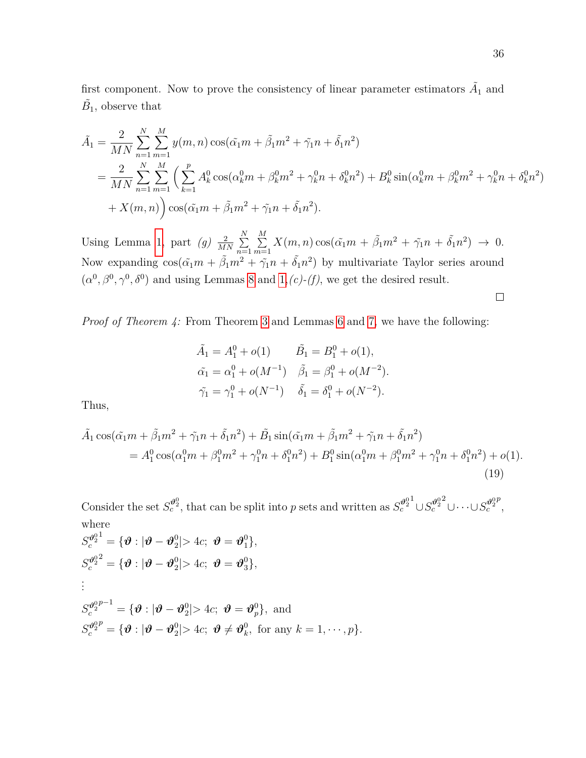first component. Now to prove the consistency of linear parameter estimators $\tilde{A}_1$ and $\tilde{B}_1$, observe that

$$
\begin{aligned}
\tilde{A}_1 &= \frac{2}{MN}\sum_{n=1}^{N}\sum_{m=1}^{M} y(m,n)\cos(\tilde{\alpha}_1 m + \tilde{\beta}_1 m^2 + \tilde{\gamma}_1 n + \tilde{\delta}_1 n^2) \\
&= \frac{2}{MN}\sum_{n=1}^{N}\sum_{m=1}^{M}\Big(\sum_{k=1}^{p} A_k^0 \cos(\alpha_k^0 m + \beta_k^0 m^2 + \gamma_k^0 n + \delta_k^0 n^2) + B_k^0 \sin(\alpha_k^0 m + \beta_k^0 m^2 + \gamma_k^0 n + \delta_k^0 n^2) \\
&\quad + X(m,n)\Big)\cos(\tilde{\alpha}_1 m + \tilde{\beta}_1 m^2 + \tilde{\gamma}_1 n + \tilde{\delta}_1 n^2).
\end{aligned}
$$

Using Lemma 1, part *(g)* $\frac{2}{MN}\sum_{n=1}^{N}\sum_{m=1}^{M} X(m,n)\cos(\tilde{\alpha}_1 m + \tilde{\beta}_1 m^2 + \tilde{\gamma}_1 n + \tilde{\delta}_1 n^2) \rightarrow 0$. Now expanding $\cos(\tilde{\alpha}_1 m + \tilde{\beta}_1 m^2 + \tilde{\gamma}_1 n + \tilde{\delta}_1 n^2)$ by multivariate Taylor series around $(\alpha^0, \beta^0, \gamma^0, \delta^0)$ and using Lemmas 8 and 1,*(c)-(f)*, we get the desired result.

□

*Proof of Theorem 4:* From Theorem 3 and Lemmas 6 and 7, we have the following:

$$
\begin{aligned}
\tilde{A}_1 &= A_1^0 + o(1) & \tilde{B}_1 &= B_1^0 + o(1), \\
\tilde{\alpha}_1 &= \alpha_1^0 + o(M^{-1}) & \tilde{\beta}_1 &= \beta_1^0 + o(M^{-2}). \\
\tilde{\gamma}_1 &= \gamma_1^0 + o(N^{-1}) & \tilde{\delta}_1 &= \delta_1^0 + o(N^{-2}).
\end{aligned}
$$

Thus,

$$
\begin{aligned}
&\tilde{A}_1 \cos(\tilde{\alpha}_1 m + \tilde{\beta}_1 m^2 + \tilde{\gamma}_1 n + \tilde{\delta}_1 n^2) + \tilde{B}_1 \sin(\tilde{\alpha}_1 m + \tilde{\beta}_1 m^2 + \tilde{\gamma}_1 n + \tilde{\delta}_1 n^2) \\
&\quad = A_1^0 \cos(\alpha_1^0 m + \beta_1^0 m^2 + \gamma_1^0 n + \delta_1^0 n^2) + B_1^0 \sin(\alpha_1^0 m + \beta_1^0 m^2 + \gamma_1^0 n + \delta_1^0 n^2) + o(1).
\end{aligned} \tag{19}
$$

Consider the set $S_c^{\boldsymbol{\vartheta}_2^0}$, that can be split into $p$ sets and written as $S_c^{\boldsymbol{\vartheta}_2^0 1} \cup S_c^{\boldsymbol{\vartheta}_2^0 2} \cup \cdots \cup S_c^{\boldsymbol{\vartheta}_2^0 p}$, where

$S_c^{\boldsymbol{\vartheta}_2^0 1} = \{\boldsymbol{\vartheta} : |\boldsymbol{\vartheta} - \boldsymbol{\vartheta}_2^0| > 4c;\ \boldsymbol{\vartheta} = \boldsymbol{\vartheta}_1^0\}$,

$S_c^{\boldsymbol{\vartheta}_2^0 2} = \{\boldsymbol{\vartheta} : |\boldsymbol{\vartheta} - \boldsymbol{\vartheta}_2^0| > 4c;\ \boldsymbol{\vartheta} = \boldsymbol{\vartheta}_3^0\}$,

$\vdots$

$S_c^{\boldsymbol{\vartheta}_2^0 p-1} = \{\boldsymbol{\vartheta} : |\boldsymbol{\vartheta} - \boldsymbol{\vartheta}_2^0| > 4c;\ \boldsymbol{\vartheta} = \boldsymbol{\vartheta}_p^0\}$, and

$S_c^{\boldsymbol{\vartheta}_2^0 p} = \{\boldsymbol{\vartheta} : |\boldsymbol{\vartheta} - \boldsymbol{\vartheta}_2^0| > 4c;\ \boldsymbol{\vartheta} \neq \boldsymbol{\vartheta}_k^0,$ for any $k = 1, \cdots, p\}$.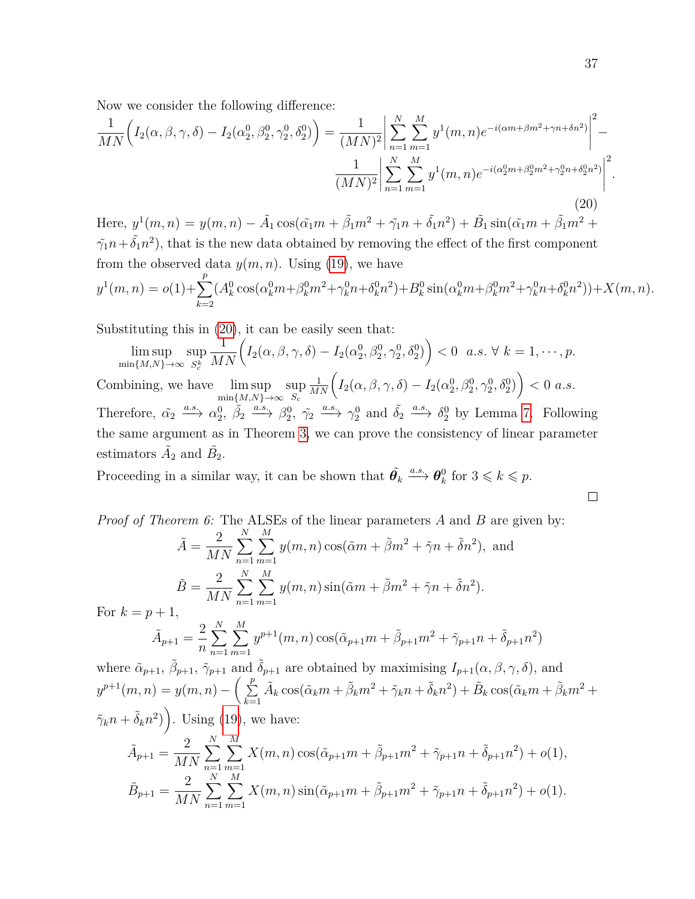Now we consider the following difference:

$$\frac{1}{MN}\Big(I_2(\alpha,\beta,\gamma,\delta) - I_2(\alpha_2^0,\beta_2^0,\gamma_2^0,\delta_2^0)\Big) = \frac{1}{(MN)^2}\left|\sum_{n=1}^{N}\sum_{m=1}^{M} y^1(m,n)e^{-i(\alpha m+\beta m^2+\gamma n+\delta n^2)}\right|^2 - \frac{1}{(MN)^2}\left|\sum_{n=1}^{N}\sum_{m=1}^{M} y^1(m,n)e^{-i(\alpha_2^0 m+\beta_2^0 m^2+\gamma_2^0 n+\delta_2^0 n^2)}\right|^2. \tag{20}$$

Here, $y^1(m,n) = y(m,n) - \tilde{A}_1\cos(\tilde{\alpha}_1 m + \tilde{\beta}_1 m^2 + \tilde{\gamma}_1 n + \tilde{\delta}_1 n^2) + \tilde{B}_1 \sin(\tilde{\alpha}_1 m + \tilde{\beta}_1 m^2 + \tilde{\gamma}_1 n + \tilde{\delta}_1 n^2)$, that is the new data obtained by removing the effect of the first component from the observed data $y(m,n)$. Using (19), we have

$$y^1(m,n) = o(1) + \sum_{k=2}^{p}(A_k^0\cos(\alpha_k^0 m+\beta_k^0 m^2+\gamma_k^0 n+\delta_k^0 n^2)+B_k^0\sin(\alpha_k^0 m+\beta_k^0 m^2+\gamma_k^0 n+\delta_k^0 n^2))+X(m,n).$$

Substituting this in (20), it can be easily seen that:

$$\limsup_{\min\{M,N\}\to\infty}\ \sup_{S_c^k}\frac{1}{MN}\Big(I_2(\alpha,\beta,\gamma,\delta) - I_2(\alpha_2^0,\beta_2^0,\gamma_2^0,\delta_2^0)\Big) < 0 \ \ a.s.\ \forall\ k = 1,\cdots,p.$$

Combining, we have $\limsup_{\min\{M,N\}\to\infty}\ \sup_{S_c}\frac{1}{MN}\Big(I_2(\alpha,\beta,\gamma,\delta) - I_2(\alpha_2^0,\beta_2^0,\gamma_2^0,\delta_2^0)\Big) < 0\ a.s.$

Therefore, $\tilde{\alpha}_2 \xrightarrow{a.s.} \alpha_2^0$, $\tilde{\beta}_2 \xrightarrow{a.s.} \beta_2^0$, $\tilde{\gamma}_2 \xrightarrow{a.s.} \gamma_2^0$ and $\tilde{\delta}_2 \xrightarrow{a.s.} \delta_2^0$ by Lemma 7. Following the same argument as in Theorem 3, we can prove the consistency of linear parameter estimators $\tilde{A}_2$ and $\tilde{B}_2$.

Proceeding in a similar way, it can be shown that $\tilde{\boldsymbol{\theta}}_k \xrightarrow{a.s.} \boldsymbol{\theta}_k^0$ for $3 \leqslant k \leqslant p$.

□

*Proof of Theorem 6:* The ALSEs of the linear parameters $A$ and $B$ are given by:

$$\tilde{A} = \frac{2}{MN}\sum_{n=1}^{N}\sum_{m=1}^{M} y(m,n)\cos(\tilde{\alpha}m+\tilde{\beta}m^2+\tilde{\gamma}n+\tilde{\delta}n^2), \text{ and}$$

$$\tilde{B} = \frac{2}{MN}\sum_{n=1}^{N}\sum_{m=1}^{M} y(m,n)\sin(\tilde{\alpha}m+\tilde{\beta}m^2+\tilde{\gamma}n+\tilde{\delta}n^2).$$

For $k = p+1$,

$$\tilde{A}_{p+1} = \frac{2}{n}\sum_{n=1}^{N}\sum_{m=1}^{M} y^{p+1}(m,n)\cos(\tilde{\alpha}_{p+1}m+\tilde{\beta}_{p+1}m^2+\tilde{\gamma}_{p+1}n+\tilde{\delta}_{p+1}n^2)$$

where $\tilde{\alpha}_{p+1}$, $\tilde{\beta}_{p+1}$, $\tilde{\gamma}_{p+1}$ and $\tilde{\delta}_{p+1}$ are obtained by maximising $I_{p+1}(\alpha,\beta,\gamma,\delta)$, and $y^{p+1}(m,n) = y(m,n) - \Big(\sum_{k=1}^{p}\tilde{A}_k\cos(\tilde{\alpha}_k m+\tilde{\beta}_k m^2+\tilde{\gamma}_k n+\tilde{\delta}_k n^2)+\tilde{B}_k\cos(\tilde{\alpha}_k m+\tilde{\beta}_k m^2+\tilde{\gamma}_k n+\tilde{\delta}_k n^2)\Big)$. Using (19), we have:

$$\tilde{A}_{p+1} = \frac{2}{MN}\sum_{n=1}^{N}\sum_{m=1}^{M} X(m,n)\cos(\tilde{\alpha}_{p+1}m+\tilde{\beta}_{p+1}m^2+\tilde{\gamma}_{p+1}n+\tilde{\delta}_{p+1}n^2)+o(1),$$

$$\tilde{B}_{p+1} = \frac{2}{MN}\sum_{n=1}^{N}\sum_{m=1}^{M} X(m,n)\sin(\tilde{\alpha}_{p+1}m+\tilde{\beta}_{p+1}m^2+\tilde{\gamma}_{p+1}n+\tilde{\delta}_{p+1}n^2)+o(1).$$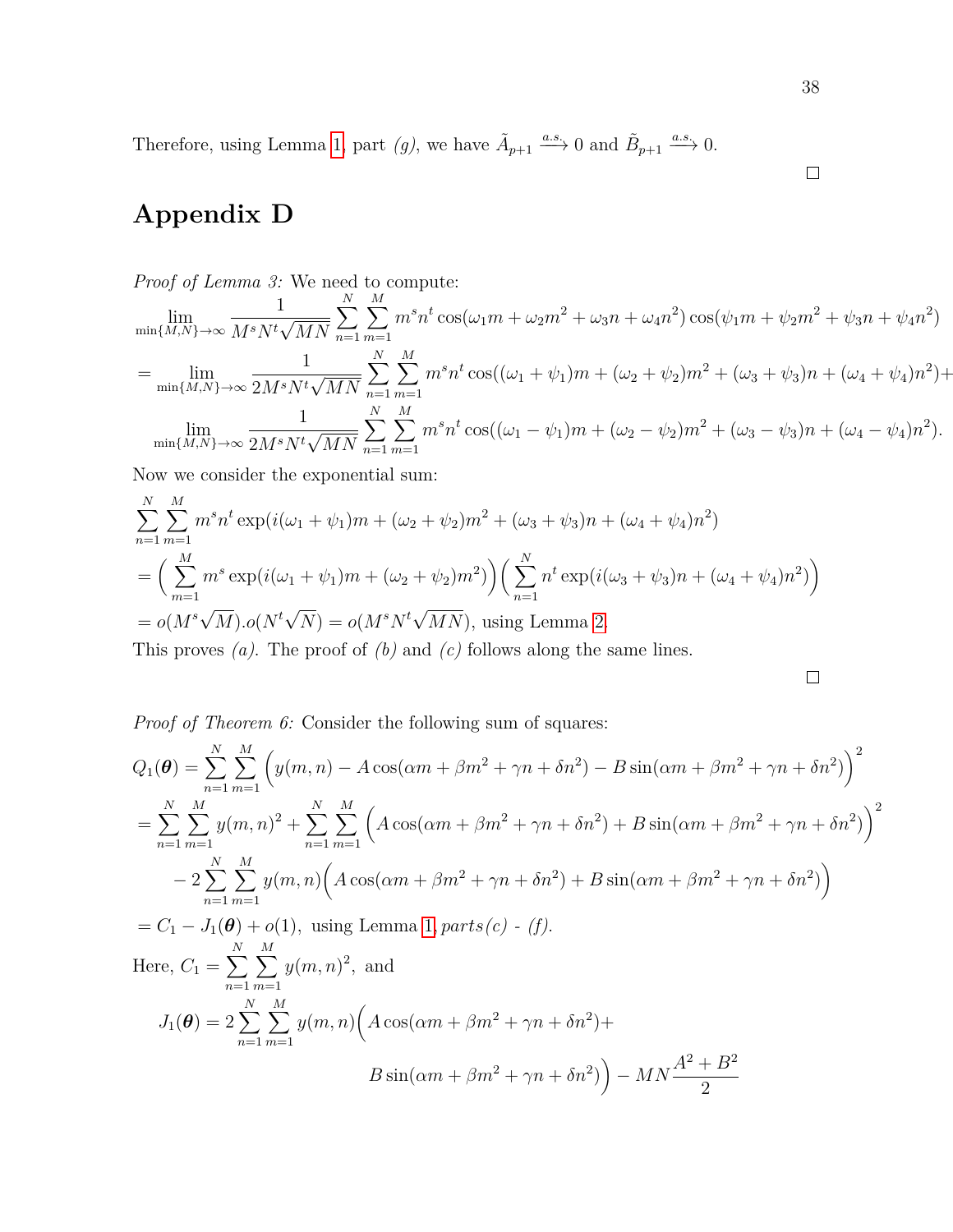Therefore, using Lemma 1, part *(g)*, we have $\tilde{A}_{p+1} \xrightarrow{a.s.} 0$ and $\tilde{B}_{p+1} \xrightarrow{a.s.} 0$.

□

# Appendix D

*Proof of Lemma 3:* We need to compute:

$$
\begin{aligned}
&\lim_{\min\{M,N\}\to\infty} \frac{1}{M^s N^t \sqrt{MN}} \sum_{n=1}^{N}\sum_{m=1}^{M} m^s n^t \cos(\omega_1 m + \omega_2 m^2 + \omega_3 n + \omega_4 n^2)\cos(\psi_1 m + \psi_2 m^2 + \psi_3 n + \psi_4 n^2) \\
&= \lim_{\min\{M,N\}\to\infty} \frac{1}{2M^s N^t \sqrt{MN}} \sum_{n=1}^{N}\sum_{m=1}^{M} m^s n^t \cos((\omega_1+\psi_1)m + (\omega_2+\psi_2)m^2 + (\omega_3+\psi_3)n + (\omega_4+\psi_4)n^2) + \\
&\quad \lim_{\min\{M,N\}\to\infty} \frac{1}{2M^s N^t \sqrt{MN}} \sum_{n=1}^{N}\sum_{m=1}^{M} m^s n^t \cos((\omega_1-\psi_1)m + (\omega_2-\psi_2)m^2 + (\omega_3-\psi_3)n + (\omega_4-\psi_4)n^2).
\end{aligned}
$$

Now we consider the exponential sum:

$$
\begin{aligned}
&\sum_{n=1}^{N}\sum_{m=1}^{M} m^s n^t \exp(i(\omega_1+\psi_1)m + (\omega_2+\psi_2)m^2 + (\omega_3+\psi_3)n + (\omega_4+\psi_4)n^2) \\
&= \Big(\sum_{m=1}^{M} m^s \exp(i(\omega_1+\psi_1)m + (\omega_2+\psi_2)m^2)\Big)\Big(\sum_{n=1}^{N} n^t \exp(i(\omega_3+\psi_3)n + (\omega_4+\psi_4)n^2)\Big) \\
&= o(M^s\sqrt{M}).o(N^t\sqrt{N}) = o(M^s N^t \sqrt{MN}), \text{ using Lemma 2.}
\end{aligned}
$$

This proves *(a)*. The proof of *(b)* and *(c)* follows along the same lines.

□

*Proof of Theorem 6:* Consider the following sum of squares:

$$
\begin{aligned}
Q_1(\boldsymbol{\theta}) &= \sum_{n=1}^{N}\sum_{m=1}^{M} \Big(y(m,n) - A\cos(\alpha m + \beta m^2 + \gamma n + \delta n^2) - B\sin(\alpha m + \beta m^2 + \gamma n + \delta n^2)\Big)^2 \\
&= \sum_{n=1}^{N}\sum_{m=1}^{M} y(m,n)^2 + \sum_{n=1}^{N}\sum_{m=1}^{M} \Big(A\cos(\alpha m + \beta m^2 + \gamma n + \delta n^2) + B\sin(\alpha m + \beta m^2 + \gamma n + \delta n^2)\Big)^2 \\
&\quad - 2\sum_{n=1}^{N}\sum_{m=1}^{M} y(m,n)\Big(A\cos(\alpha m + \beta m^2 + \gamma n + \delta n^2) + B\sin(\alpha m + \beta m^2 + \gamma n + \delta n^2)\Big) \\
&= C_1 - J_1(\boldsymbol{\theta}) + o(1), \text{ using Lemma 1, } \textit{parts(c) - (f).}
\end{aligned}
$$

Here, $C_1 = \sum_{n=1}^{N}\sum_{m=1}^{M} y(m,n)^2$, and

$$
J_1(\boldsymbol{\theta}) = 2\sum_{n=1}^{N}\sum_{m=1}^{M} y(m,n)\Big(A\cos(\alpha m + \beta m^2 + \gamma n + \delta n^2) + B\sin(\alpha m + \beta m^2 + \gamma n + \delta n^2)\Big) - MN\frac{A^2+B^2}{2}
$$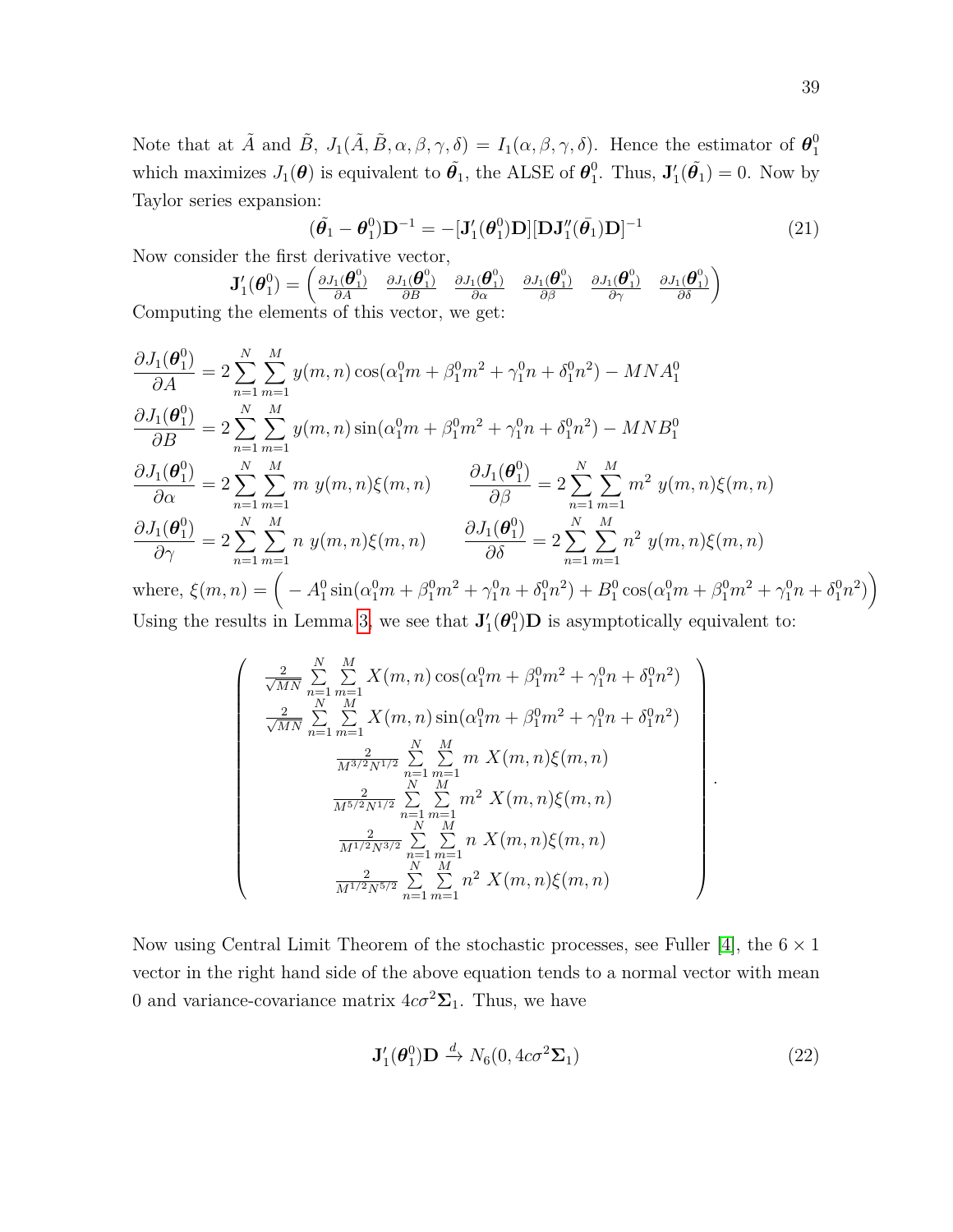Note that at $\tilde{A}$ and $\tilde{B}$, $J_1(\tilde{A}, \tilde{B}, \alpha, \beta, \gamma, \delta) = I_1(\alpha, \beta, \gamma, \delta)$. Hence the estimator of $\boldsymbol{\theta}_1^0$ which maximizes $J_1(\boldsymbol{\theta})$ is equivalent to $\tilde{\boldsymbol{\theta}}_1$, the ALSE of $\boldsymbol{\theta}_1^0$. Thus, $\mathbf{J}_1'(\tilde{\boldsymbol{\theta}}_1) = 0$. Now by Taylor series expansion:

$$(\tilde{\boldsymbol{\theta}}_1 - \boldsymbol{\theta}_1^0)\mathbf{D}^{-1} = -[\mathbf{J}_1'(\boldsymbol{\theta}_1^0)\mathbf{D}][\mathbf{D}\mathbf{J}_1''(\bar{\boldsymbol{\theta}}_1)\mathbf{D}]^{-1} \tag{21}$$

Now consider the first derivative vector,

$$\mathbf{J}_1'(\boldsymbol{\theta}_1^0) = \begin{pmatrix} \frac{\partial J_1(\boldsymbol{\theta}_1^0)}{\partial A} & \frac{\partial J_1(\boldsymbol{\theta}_1^0)}{\partial B} & \frac{\partial J_1(\boldsymbol{\theta}_1^0)}{\partial \alpha} & \frac{\partial J_1(\boldsymbol{\theta}_1^0)}{\partial \beta} & \frac{\partial J_1(\boldsymbol{\theta}_1^0)}{\partial \gamma} & \frac{\partial J_1(\boldsymbol{\theta}_1^0)}{\partial \delta} \end{pmatrix}$$

Computing the elements of this vector, we get:

$$\frac{\partial J_1(\boldsymbol{\theta}_1^0)}{\partial A} = 2\sum_{n=1}^{N}\sum_{m=1}^{M} y(m,n)\cos(\alpha_1^0 m + \beta_1^0 m^2 + \gamma_1^0 n + \delta_1^0 n^2) - MNA_1^0$$

$$\frac{\partial J_1(\boldsymbol{\theta}_1^0)}{\partial B} = 2\sum_{n=1}^{N}\sum_{m=1}^{M} y(m,n)\sin(\alpha_1^0 m + \beta_1^0 m^2 + \gamma_1^0 n + \delta_1^0 n^2) - MNB_1^0$$

$$\frac{\partial J_1(\boldsymbol{\theta}_1^0)}{\partial \alpha} = 2\sum_{n=1}^{N}\sum_{m=1}^{M} m\ y(m,n)\xi(m,n) \qquad \frac{\partial J_1(\boldsymbol{\theta}_1^0)}{\partial \beta} = 2\sum_{n=1}^{N}\sum_{m=1}^{M} m^2\ y(m,n)\xi(m,n)$$

$$\frac{\partial J_1(\boldsymbol{\theta}_1^0)}{\partial \gamma} = 2\sum_{n=1}^{N}\sum_{m=1}^{M} n\ y(m,n)\xi(m,n) \qquad \frac{\partial J_1(\boldsymbol{\theta}_1^0)}{\partial \delta} = 2\sum_{n=1}^{N}\sum_{m=1}^{M} n^2\ y(m,n)\xi(m,n)$$

where, $\xi(m,n) = \Big( -A_1^0 \sin(\alpha_1^0 m + \beta_1^0 m^2 + \gamma_1^0 n + \delta_1^0 n^2) + B_1^0 \cos(\alpha_1^0 m + \beta_1^0 m^2 + \gamma_1^0 n + \delta_1^0 n^2) \Big)$

Using the results in Lemma 3, we see that $\mathbf{J}_1'(\boldsymbol{\theta}_1^0)\mathbf{D}$ is asymptotically equivalent to:

$$\begin{pmatrix} \frac{2}{\sqrt{MN}} \sum_{n=1}^{N}\sum_{m=1}^{M} X(m,n)\cos(\alpha_1^0 m + \beta_1^0 m^2 + \gamma_1^0 n + \delta_1^0 n^2) \\ \frac{2}{\sqrt{MN}} \sum_{n=1}^{N}\sum_{m=1}^{M} X(m,n)\sin(\alpha_1^0 m + \beta_1^0 m^2 + \gamma_1^0 n + \delta_1^0 n^2) \\ \frac{2}{M^{3/2}N^{1/2}} \sum_{n=1}^{N}\sum_{m=1}^{M} m\ X(m,n)\xi(m,n) \\ \frac{2}{M^{5/2}N^{1/2}} \sum_{n=1}^{N}\sum_{m=1}^{M} m^2\ X(m,n)\xi(m,n) \\ \frac{2}{M^{1/2}N^{3/2}} \sum_{n=1}^{N}\sum_{m=1}^{M} n\ X(m,n)\xi(m,n) \\ \frac{2}{M^{1/2}N^{5/2}} \sum_{n=1}^{N}\sum_{m=1}^{M} n^2\ X(m,n)\xi(m,n) \end{pmatrix}.$$

Now using Central Limit Theorem of the stochastic processes, see Fuller [4], the $6 \times 1$ vector in the right hand side of the above equation tends to a normal vector with mean 0 and variance-covariance matrix $4c\sigma^2\boldsymbol{\Sigma}_1$. Thus, we have

$$\mathbf{J}_1'(\boldsymbol{\theta}_1^0)\mathbf{D} \xrightarrow{d} N_6(0, 4c\sigma^2\boldsymbol{\Sigma}_1) \tag{22}$$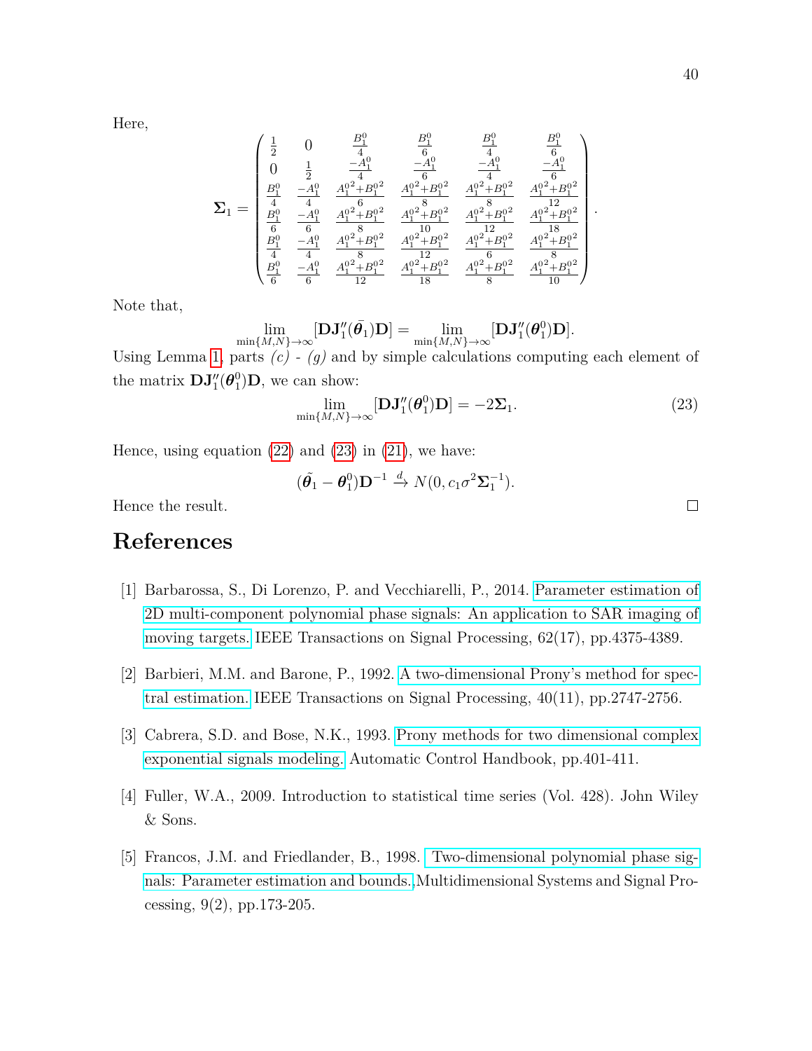Here,

$$
\boldsymbol{\Sigma}_1 = \begin{pmatrix}
\frac{1}{2} & 0 & \frac{B_1^0}{4} & \frac{B_1^0}{6} & \frac{B_1^0}{4} & \frac{B_1^0}{6} \\
0 & \frac{1}{2} & \frac{-A_1^0}{4} & \frac{-A_1^0}{6} & \frac{-A_1^0}{4} & \frac{-A_1^0}{6} \\
\frac{B_1^0}{4} & \frac{-A_1^0}{4} & \frac{{A_1^0}^2+{B_1^0}^2}{6} & \frac{{A_1^0}^2+{B_1^0}^2}{8} & \frac{{A_1^0}^2+{B_1^0}^2}{8} & \frac{{A_1^0}^2+{B_1^0}^2}{12} \\
\frac{B_1^0}{6} & \frac{-A_1^0}{6} & \frac{{A_1^0}^2+{B_1^0}^2}{8} & \frac{{A_1^0}^2+{B_1^0}^2}{10} & \frac{{A_1^0}^2+{B_1^0}^2}{12} & \frac{{A_1^0}^2+{B_1^0}^2}{18} \\
\frac{B_1^0}{4} & \frac{-A_1^0}{4} & \frac{{A_1^0}^2+{B_1^0}^2}{8} & \frac{{A_1^0}^2+{B_1^0}^2}{12} & \frac{{A_1^0}^2+{B_1^0}^2}{6} & \frac{{A_1^0}^2+{B_1^0}^2}{8} \\
\frac{B_1^0}{6} & \frac{-A_1^0}{6} & \frac{{A_1^0}^2+{B_1^0}^2}{12} & \frac{{A_1^0}^2+{B_1^0}^2}{18} & \frac{{A_1^0}^2+{B_1^0}^2}{8} & \frac{{A_1^0}^2+{B_1^0}^2}{10}
\end{pmatrix}.
$$

Note that,

$$
\lim_{\min\{M,N\}\to\infty}[\mathbf{D}\mathbf{J}_1''(\bar{\boldsymbol{\theta}}_1)\mathbf{D}] = \lim_{\min\{M,N\}\to\infty}[\mathbf{D}\mathbf{J}_1''(\boldsymbol{\theta}_1^0)\mathbf{D}].
$$

Using Lemma 1, parts *(c)* - *(g)* and by simple calculations computing each element of the matrix $\mathbf{D}\mathbf{J}_1''(\boldsymbol{\theta}_1^0)\mathbf{D}$, we can show:

$$
\lim_{\min\{M,N\}\to\infty}[\mathbf{D}\mathbf{J}_1''(\boldsymbol{\theta}_1^0)\mathbf{D}] = -2\boldsymbol{\Sigma}_1. \tag{23}
$$

Hence, using equation (22) and (23) in (21), we have:

$$
(\tilde{\boldsymbol{\theta}}_1 - \boldsymbol{\theta}_1^0)\mathbf{D}^{-1} \xrightarrow{d} N(0, c_1\sigma^2\boldsymbol{\Sigma}_1^{-1}).
$$

Hence the result. □

# References

[1] Barbarossa, S., Di Lorenzo, P. and Vecchiarelli, P., 2014. Parameter estimation of 2D multi-component polynomial phase signals: An application to SAR imaging of moving targets. IEEE Transactions on Signal Processing, 62(17), pp.4375-4389.

[2] Barbieri, M.M. and Barone, P., 1992. A two-dimensional Prony's method for spectral estimation. IEEE Transactions on Signal Processing, 40(11), pp.2747-2756.

[3] Cabrera, S.D. and Bose, N.K., 1993. Prony methods for two dimensional complex exponential signals modeling. Automatic Control Handbook, pp.401-411.

[4] Fuller, W.A., 2009. Introduction to statistical time series (Vol. 428). John Wiley & Sons.

[5] Francos, J.M. and Friedlander, B., 1998. Two-dimensional polynomial phase signals: Parameter estimation and bounds. Multidimensional Systems and Signal Processing, 9(2), pp.173-205.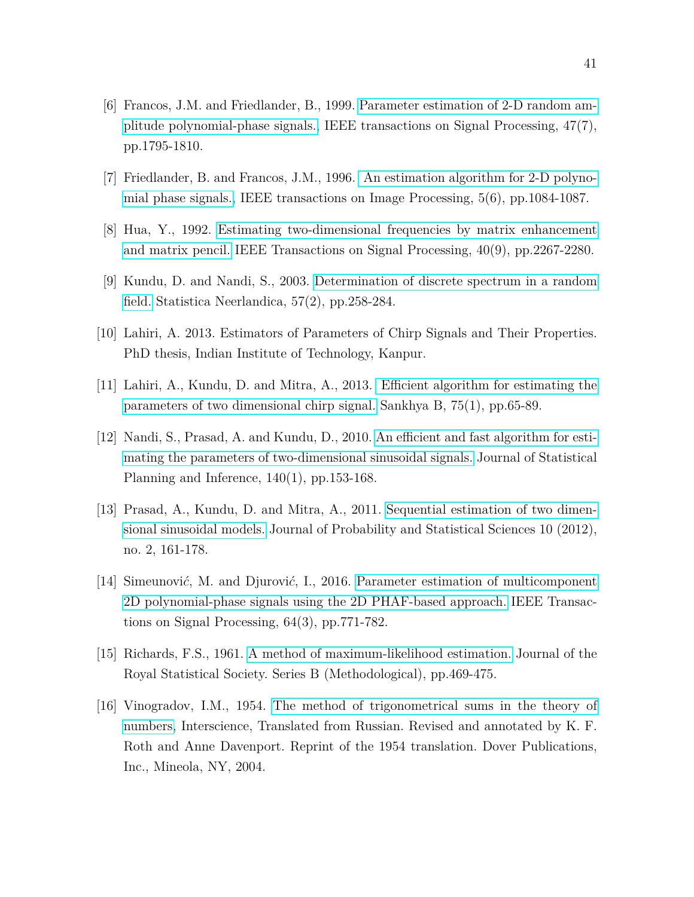[6] Francos, J.M. and Friedlander, B., 1999. Parameter estimation of 2-D random amplitude polynomial-phase signals. IEEE transactions on Signal Processing, 47(7), pp.1795-1810.

[7] Friedlander, B. and Francos, J.M., 1996. An estimation algorithm for 2-D polynomial phase signals. IEEE transactions on Image Processing, 5(6), pp.1084-1087.

[8] Hua, Y., 1992. Estimating two-dimensional frequencies by matrix enhancement and matrix pencil. IEEE Transactions on Signal Processing, 40(9), pp.2267-2280.

[9] Kundu, D. and Nandi, S., 2003. Determination of discrete spectrum in a random field. Statistica Neerlandica, 57(2), pp.258-284.

[10] Lahiri, A. 2013. Estimators of Parameters of Chirp Signals and Their Properties. PhD thesis, Indian Institute of Technology, Kanpur.

[11] Lahiri, A., Kundu, D. and Mitra, A., 2013. Efficient algorithm for estimating the parameters of two dimensional chirp signal. Sankhya B, 75(1), pp.65-89.

[12] Nandi, S., Prasad, A. and Kundu, D., 2010. An efficient and fast algorithm for estimating the parameters of two-dimensional sinusoidal signals. Journal of Statistical Planning and Inference, 140(1), pp.153-168.

[13] Prasad, A., Kundu, D. and Mitra, A., 2011. Sequential estimation of two dimensional sinusoidal models. Journal of Probability and Statistical Sciences 10 (2012), no. 2, 161-178.

[14] Simeunović, M. and Djurović, I., 2016. Parameter estimation of multicomponent 2D polynomial-phase signals using the 2D PHAF-based approach. IEEE Transactions on Signal Processing, 64(3), pp.771-782.

[15] Richards, F.S., 1961. A method of maximum-likelihood estimation. Journal of the Royal Statistical Society. Series B (Methodological), pp.469-475.

[16] Vinogradov, I.M., 1954. The method of trigonometrical sums in the theory of numbers, Interscience, Translated from Russian. Revised and annotated by K. F. Roth and Anne Davenport. Reprint of the 1954 translation. Dover Publications, Inc., Mineola, NY, 2004.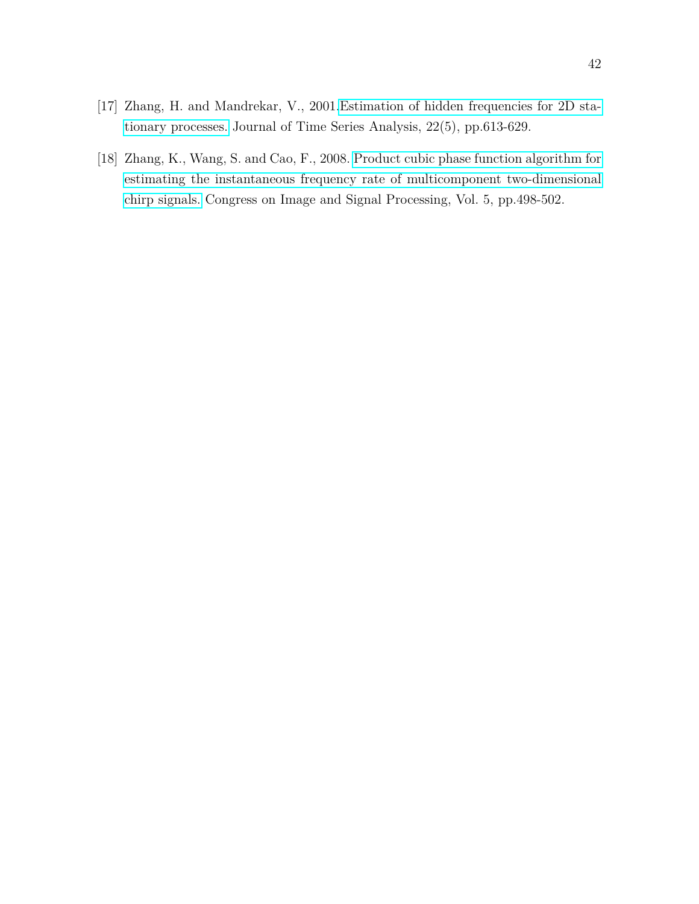[17] Zhang, H. and Mandrekar, V., 2001.Estimation of hidden frequencies for 2D stationary processes. Journal of Time Series Analysis, 22(5), pp.613-629.

[18] Zhang, K., Wang, S. and Cao, F., 2008. Product cubic phase function algorithm for estimating the instantaneous frequency rate of multicomponent two-dimensional chirp signals. Congress on Image and Signal Processing, Vol. 5, pp.498-502.